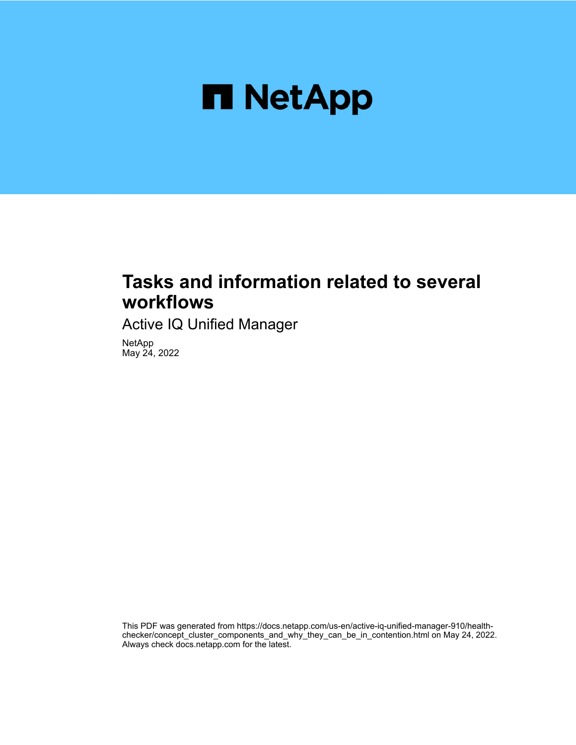NetApp

# Tasks and information related to several workflows

Active IQ Unified Manager

NetApp
May 24, 2022

This PDF was generated from https://docs.netapp.com/us-en/active-iq-unified-manager-910/health-checker/concept_cluster_components_and_why_they_can_be_in_contention.html on May 24, 2022. Always check docs.netapp.com for the latest.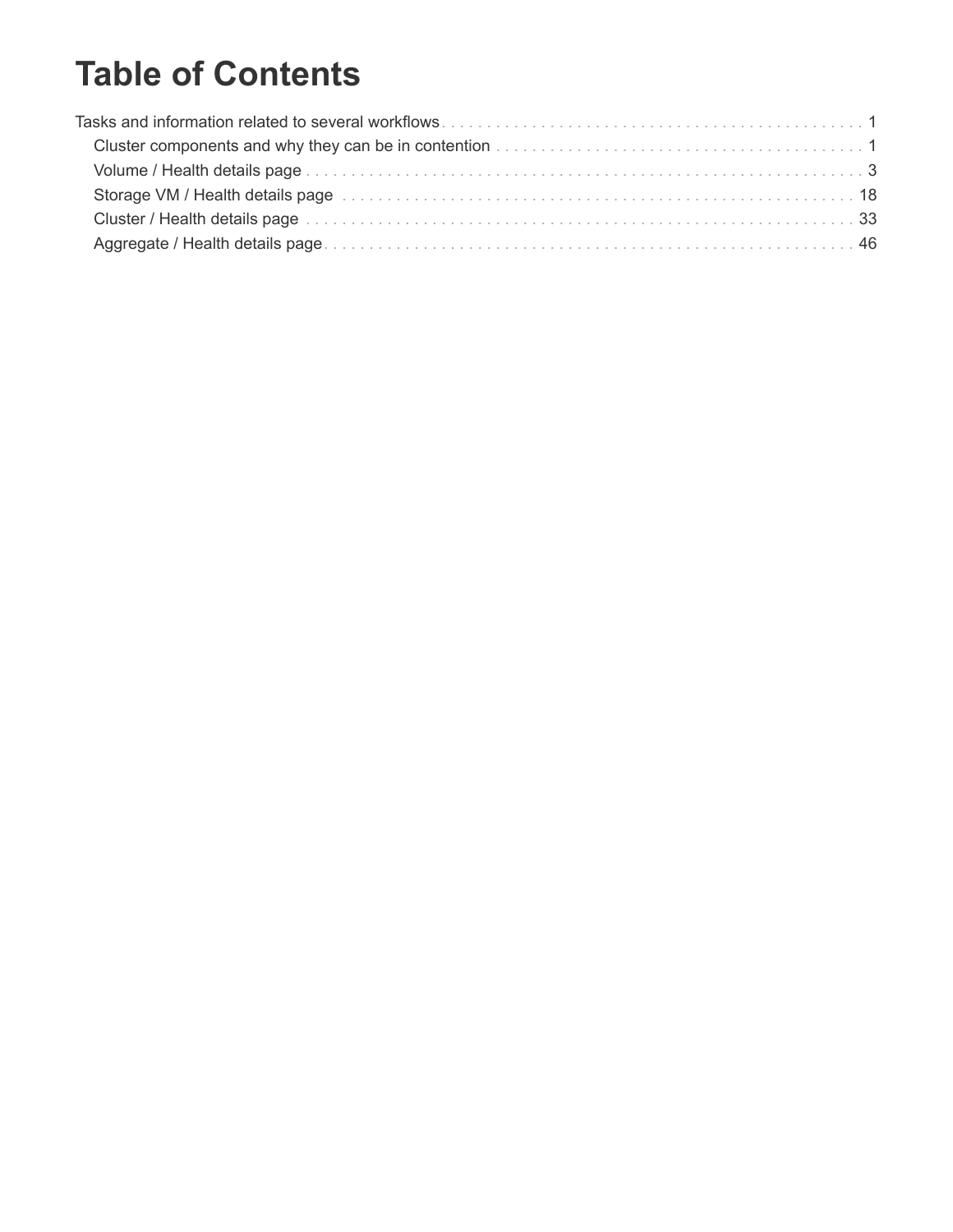# Table of Contents

- Tasks and information related to several workflows . . . 1
  - Cluster components and why they can be in contention . . . 1
  - Volume / Health details page . . . 3
  - Storage VM / Health details page . . . 18
  - Cluster / Health details page . . . 33
  - Aggregate / Health details page . . . 46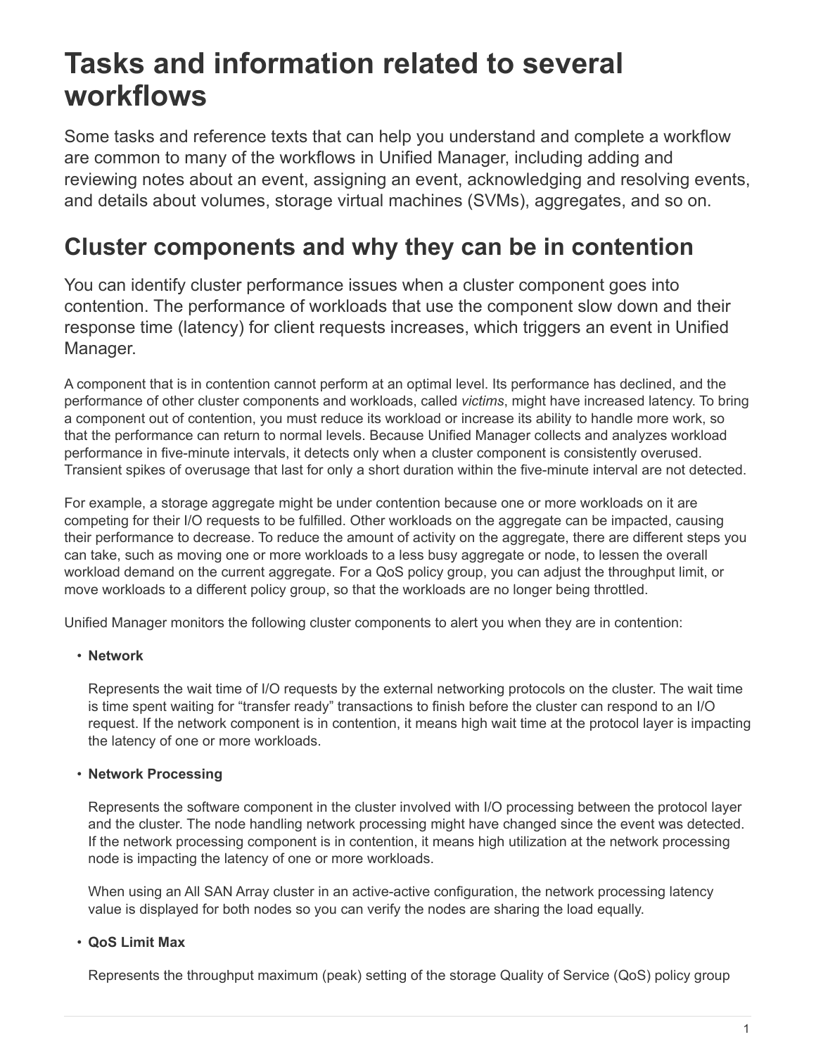# Tasks and information related to several workflows

Some tasks and reference texts that can help you understand and complete a workflow are common to many of the workflows in Unified Manager, including adding and reviewing notes about an event, assigning an event, acknowledging and resolving events, and details about volumes, storage virtual machines (SVMs), aggregates, and so on.

## Cluster components and why they can be in contention

You can identify cluster performance issues when a cluster component goes into contention. The performance of workloads that use the component slow down and their response time (latency) for client requests increases, which triggers an event in Unified Manager.

A component that is in contention cannot perform at an optimal level. Its performance has declined, and the performance of other cluster components and workloads, called *victims*, might have increased latency. To bring a component out of contention, you must reduce its workload or increase its ability to handle more work, so that the performance can return to normal levels. Because Unified Manager collects and analyzes workload performance in five-minute intervals, it detects only when a cluster component is consistently overused. Transient spikes of overusage that last for only a short duration within the five-minute interval are not detected.

For example, a storage aggregate might be under contention because one or more workloads on it are competing for their I/O requests to be fulfilled. Other workloads on the aggregate can be impacted, causing their performance to decrease. To reduce the amount of activity on the aggregate, there are different steps you can take, such as moving one or more workloads to a less busy aggregate or node, to lessen the overall workload demand on the current aggregate. For a QoS policy group, you can adjust the throughput limit, or move workloads to a different policy group, so that the workloads are no longer being throttled.

Unified Manager monitors the following cluster components to alert you when they are in contention:

- **Network**

  Represents the wait time of I/O requests by the external networking protocols on the cluster. The wait time is time spent waiting for “transfer ready” transactions to finish before the cluster can respond to an I/O request. If the network component is in contention, it means high wait time at the protocol layer is impacting the latency of one or more workloads.

- **Network Processing**

  Represents the software component in the cluster involved with I/O processing between the protocol layer and the cluster. The node handling network processing might have changed since the event was detected. If the network processing component is in contention, it means high utilization at the network processing node is impacting the latency of one or more workloads.

  When using an All SAN Array cluster in an active-active configuration, the network processing latency value is displayed for both nodes so you can verify the nodes are sharing the load equally.

- **QoS Limit Max**

  Represents the throughput maximum (peak) setting of the storage Quality of Service (QoS) policy group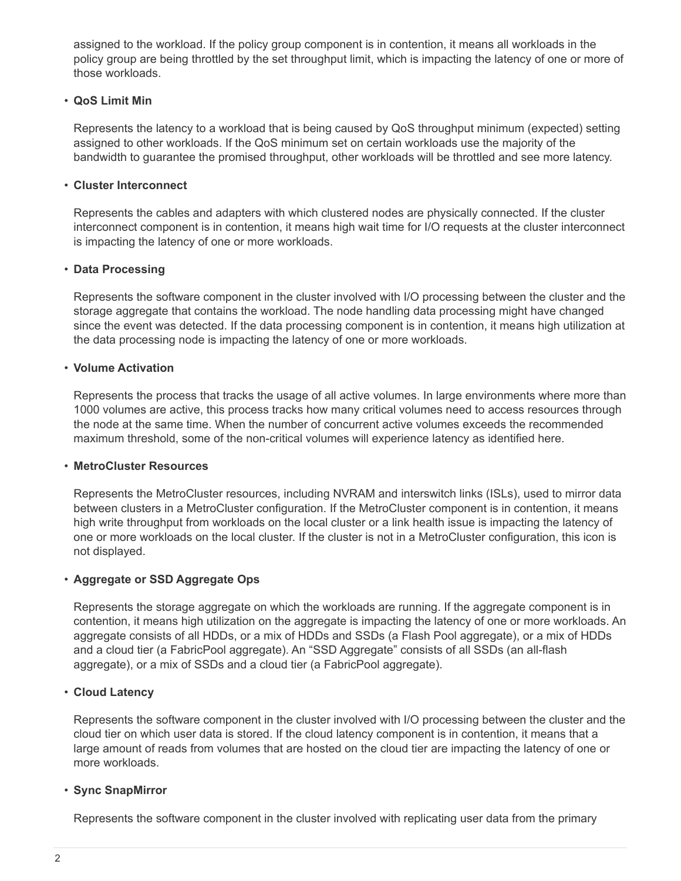assigned to the workload. If the policy group component is in contention, it means all workloads in the policy group are being throttled by the set throughput limit, which is impacting the latency of one or more of those workloads.

- **QoS Limit Min**

  Represents the latency to a workload that is being caused by QoS throughput minimum (expected) setting assigned to other workloads. If the QoS minimum set on certain workloads use the majority of the bandwidth to guarantee the promised throughput, other workloads will be throttled and see more latency.

- **Cluster Interconnect**

  Represents the cables and adapters with which clustered nodes are physically connected. If the cluster interconnect component is in contention, it means high wait time for I/O requests at the cluster interconnect is impacting the latency of one or more workloads.

- **Data Processing**

  Represents the software component in the cluster involved with I/O processing between the cluster and the storage aggregate that contains the workload. The node handling data processing might have changed since the event was detected. If the data processing component is in contention, it means high utilization at the data processing node is impacting the latency of one or more workloads.

- **Volume Activation**

  Represents the process that tracks the usage of all active volumes. In large environments where more than 1000 volumes are active, this process tracks how many critical volumes need to access resources through the node at the same time. When the number of concurrent active volumes exceeds the recommended maximum threshold, some of the non-critical volumes will experience latency as identified here.

- **MetroCluster Resources**

  Represents the MetroCluster resources, including NVRAM and interswitch links (ISLs), used to mirror data between clusters in a MetroCluster configuration. If the MetroCluster component is in contention, it means high write throughput from workloads on the local cluster or a link health issue is impacting the latency of one or more workloads on the local cluster. If the cluster is not in a MetroCluster configuration, this icon is not displayed.

- **Aggregate or SSD Aggregate Ops**

  Represents the storage aggregate on which the workloads are running. If the aggregate component is in contention, it means high utilization on the aggregate is impacting the latency of one or more workloads. An aggregate consists of all HDDs, or a mix of HDDs and SSDs (a Flash Pool aggregate), or a mix of HDDs and a cloud tier (a FabricPool aggregate). An “SSD Aggregate” consists of all SSDs (an all-flash aggregate), or a mix of SSDs and a cloud tier (a FabricPool aggregate).

- **Cloud Latency**

  Represents the software component in the cluster involved with I/O processing between the cluster and the cloud tier on which user data is stored. If the cloud latency component is in contention, it means that a large amount of reads from volumes that are hosted on the cloud tier are impacting the latency of one or more workloads.

- **Sync SnapMirror**

  Represents the software component in the cluster involved with replicating user data from the primary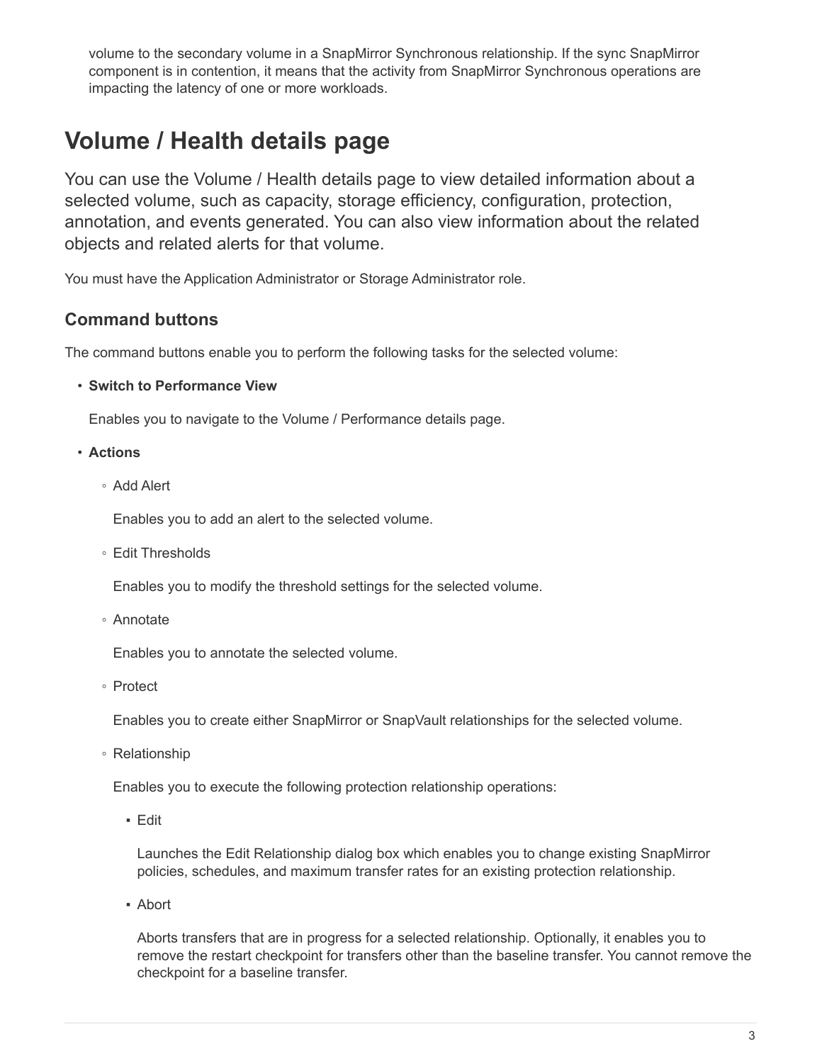volume to the secondary volume in a SnapMirror Synchronous relationship. If the sync SnapMirror component is in contention, it means that the activity from SnapMirror Synchronous operations are impacting the latency of one or more workloads.

# Volume / Health details page

You can use the Volume / Health details page to view detailed information about a selected volume, such as capacity, storage efficiency, configuration, protection, annotation, and events generated. You can also view information about the related objects and related alerts for that volume.

You must have the Application Administrator or Storage Administrator role.

## Command buttons

The command buttons enable you to perform the following tasks for the selected volume:

- **Switch to Performance View**

  Enables you to navigate to the Volume / Performance details page.

- **Actions**
  - Add Alert

    Enables you to add an alert to the selected volume.

  - Edit Thresholds

    Enables you to modify the threshold settings for the selected volume.

  - Annotate

    Enables you to annotate the selected volume.

  - Protect

    Enables you to create either SnapMirror or SnapVault relationships for the selected volume.

  - Relationship

    Enables you to execute the following protection relationship operations:

    - Edit

      Launches the Edit Relationship dialog box which enables you to change existing SnapMirror policies, schedules, and maximum transfer rates for an existing protection relationship.

    - Abort

      Aborts transfers that are in progress for a selected relationship. Optionally, it enables you to remove the restart checkpoint for transfers other than the baseline transfer. You cannot remove the checkpoint for a baseline transfer.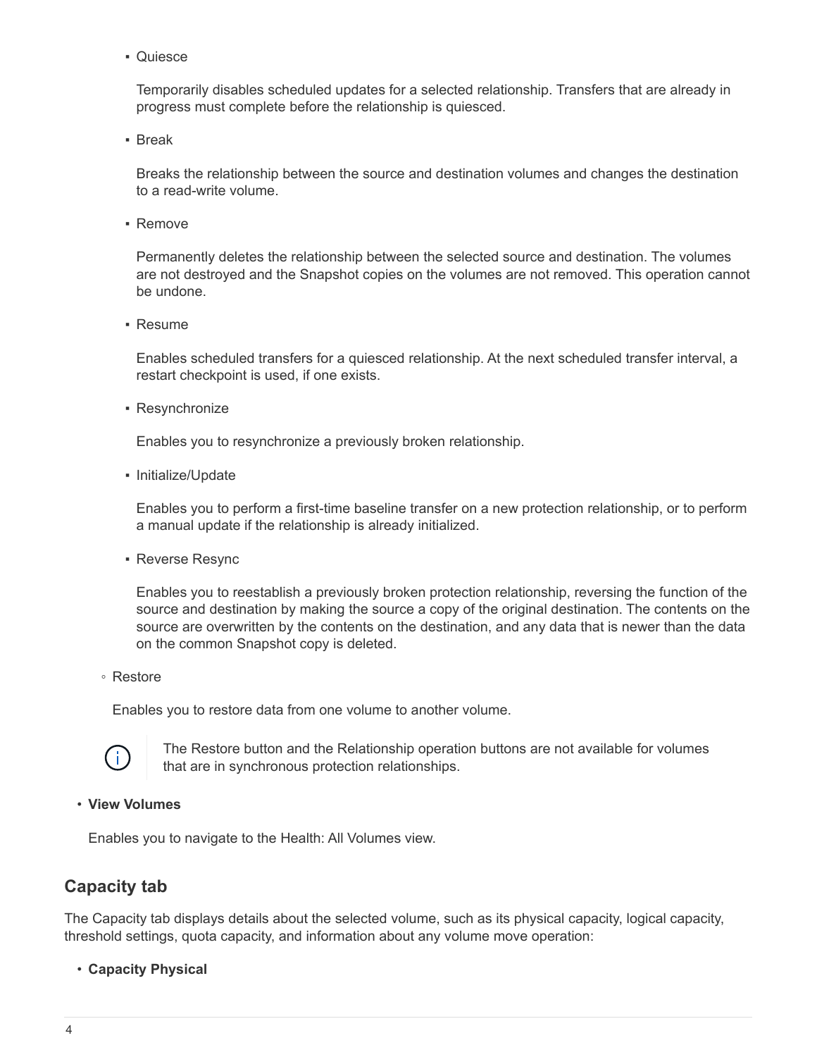- Quiesce

          Temporarily disables scheduled updates for a selected relationship. Transfers that are already in progress must complete before the relationship is quiesced.

        - Break

          Breaks the relationship between the source and destination volumes and changes the destination to a read-write volume.

        - Remove

          Permanently deletes the relationship between the selected source and destination. The volumes are not destroyed and the Snapshot copies on the volumes are not removed. This operation cannot be undone.

        - Resume

          Enables scheduled transfers for a quiesced relationship. At the next scheduled transfer interval, a restart checkpoint is used, if one exists.

        - Resynchronize

          Enables you to resynchronize a previously broken relationship.

        - Initialize/Update

          Enables you to perform a first-time baseline transfer on a new protection relationship, or to perform a manual update if the relationship is already initialized.

        - Reverse Resync

          Enables you to reestablish a previously broken protection relationship, reversing the function of the source and destination by making the source a copy of the original destination. The contents on the source are overwritten by the contents on the destination, and any data that is newer than the data on the common Snapshot copy is deleted.

    - Restore

      Enables you to restore data from one volume to another volume.

      > The Restore button and the Relationship operation buttons are not available for volumes that are in synchronous protection relationships.

- **View Volumes**

  Enables you to navigate to the Health: All Volumes view.

## Capacity tab

The Capacity tab displays details about the selected volume, such as its physical capacity, logical capacity, threshold settings, quota capacity, and information about any volume move operation:

- **Capacity Physical**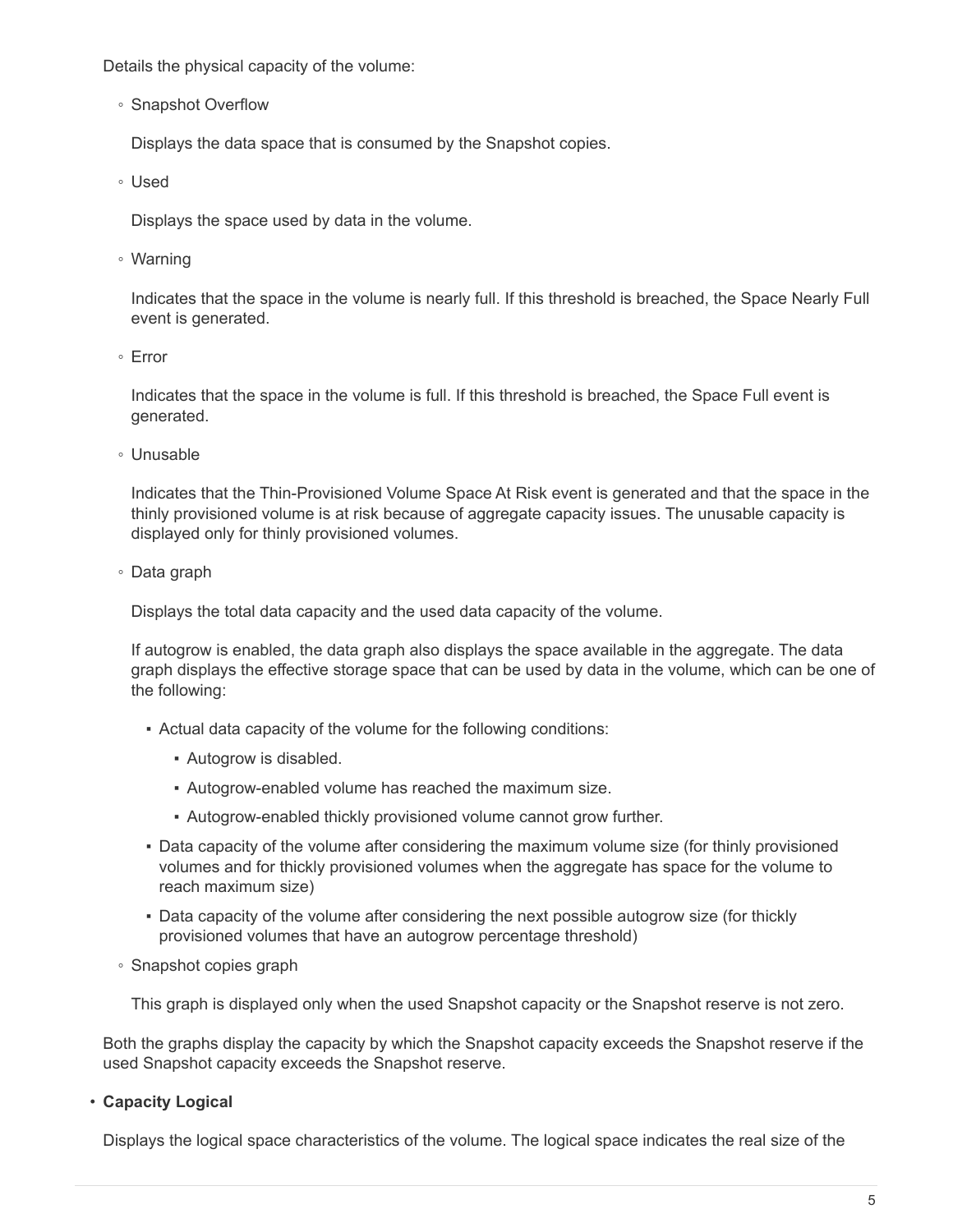Details the physical capacity of the volume:

- Snapshot Overflow

  Displays the data space that is consumed by the Snapshot copies.

- Used

  Displays the space used by data in the volume.

- Warning

  Indicates that the space in the volume is nearly full. If this threshold is breached, the Space Nearly Full event is generated.

- Error

  Indicates that the space in the volume is full. If this threshold is breached, the Space Full event is generated.

- Unusable

  Indicates that the Thin-Provisioned Volume Space At Risk event is generated and that the space in the thinly provisioned volume is at risk because of aggregate capacity issues. The unusable capacity is displayed only for thinly provisioned volumes.

- Data graph

  Displays the total data capacity and the used data capacity of the volume.

  If autogrow is enabled, the data graph also displays the space available in the aggregate. The data graph displays the effective storage space that can be used by data in the volume, which can be one of the following:

  - Actual data capacity of the volume for the following conditions:
    - Autogrow is disabled.
    - Autogrow-enabled volume has reached the maximum size.
    - Autogrow-enabled thickly provisioned volume cannot grow further.
  - Data capacity of the volume after considering the maximum volume size (for thinly provisioned volumes and for thickly provisioned volumes when the aggregate has space for the volume to reach maximum size)
  - Data capacity of the volume after considering the next possible autogrow size (for thickly provisioned volumes that have an autogrow percentage threshold)

- Snapshot copies graph

  This graph is displayed only when the used Snapshot capacity or the Snapshot reserve is not zero.

Both the graphs display the capacity by which the Snapshot capacity exceeds the Snapshot reserve if the used Snapshot capacity exceeds the Snapshot reserve.

- **Capacity Logical**

  Displays the logical space characteristics of the volume. The logical space indicates the real size of the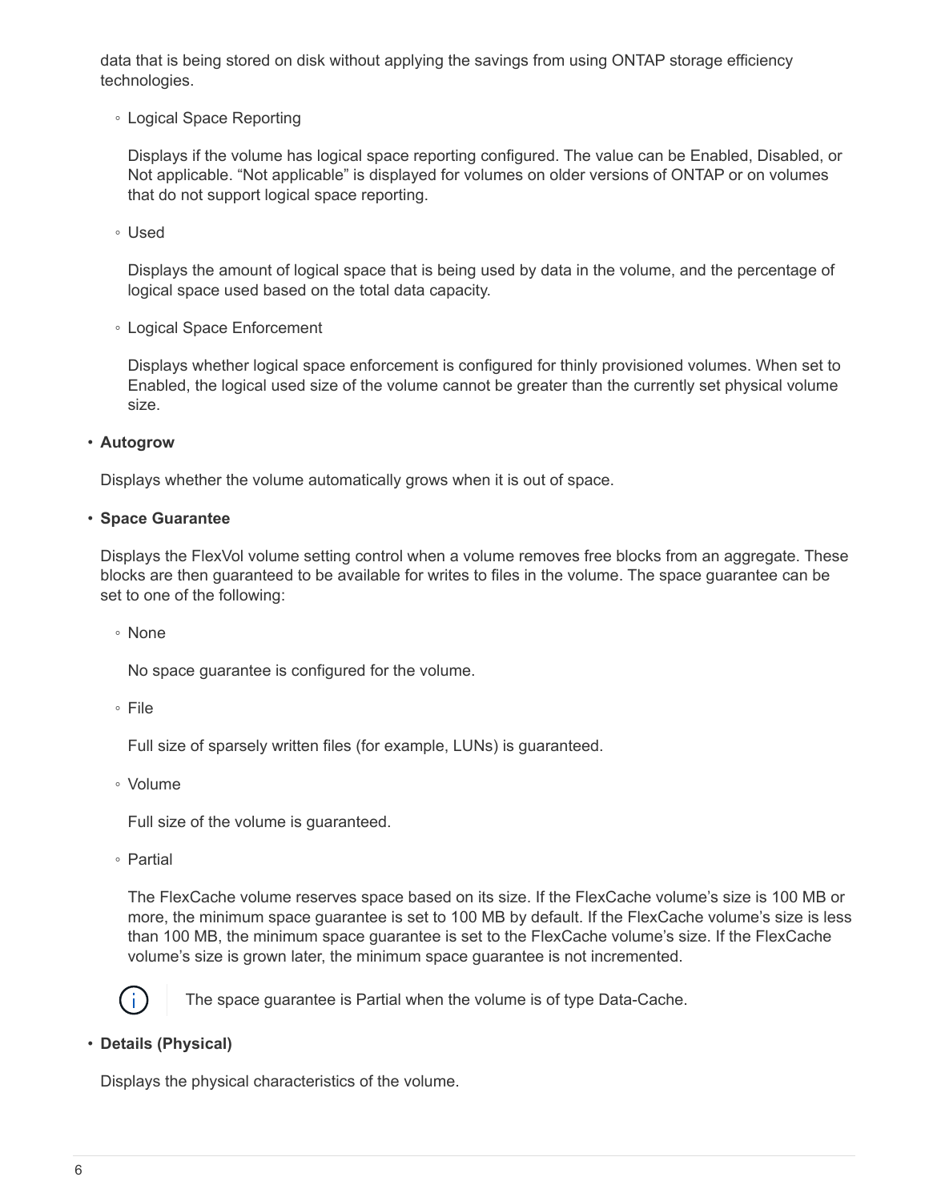data that is being stored on disk without applying the savings from using ONTAP storage efficiency technologies.

- Logical Space Reporting

  Displays if the volume has logical space reporting configured. The value can be Enabled, Disabled, or Not applicable. “Not applicable” is displayed for volumes on older versions of ONTAP or on volumes that do not support logical space reporting.

- Used

  Displays the amount of logical space that is being used by data in the volume, and the percentage of logical space used based on the total data capacity.

- Logical Space Enforcement

  Displays whether logical space enforcement is configured for thinly provisioned volumes. When set to Enabled, the logical used size of the volume cannot be greater than the currently set physical volume size.

- **Autogrow**

  Displays whether the volume automatically grows when it is out of space.

- **Space Guarantee**

  Displays the FlexVol volume setting control when a volume removes free blocks from an aggregate. These blocks are then guaranteed to be available for writes to files in the volume. The space guarantee can be set to one of the following:

  - None

    No space guarantee is configured for the volume.

  - File

    Full size of sparsely written files (for example, LUNs) is guaranteed.

  - Volume

    Full size of the volume is guaranteed.

  - Partial

    The FlexCache volume reserves space based on its size. If the FlexCache volume’s size is 100 MB or more, the minimum space guarantee is set to 100 MB by default. If the FlexCache volume’s size is less than 100 MB, the minimum space guarantee is set to the FlexCache volume’s size. If the FlexCache volume’s size is grown later, the minimum space guarantee is not incremented.

  The space guarantee is Partial when the volume is of type Data-Cache.

- **Details (Physical)**

  Displays the physical characteristics of the volume.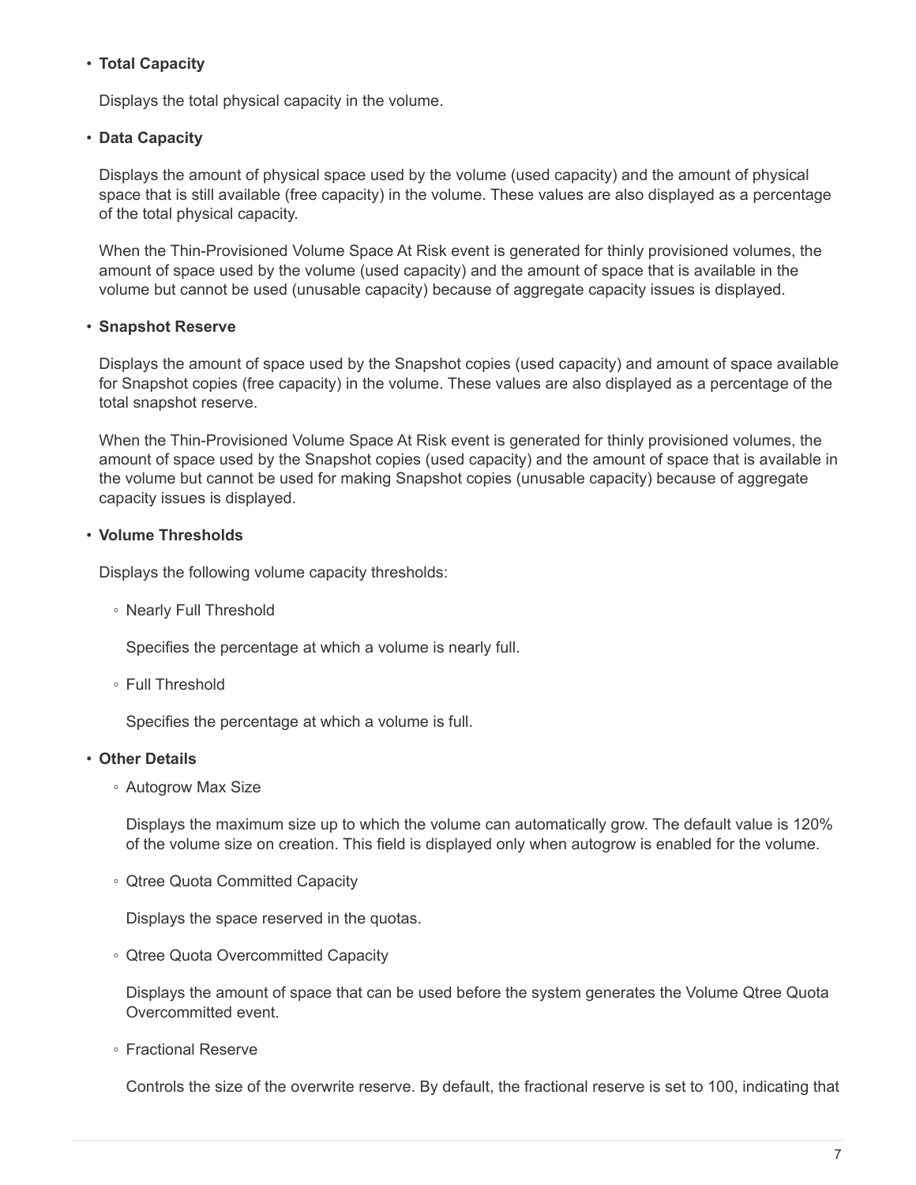- **Total Capacity**

  Displays the total physical capacity in the volume.

- **Data Capacity**

  Displays the amount of physical space used by the volume (used capacity) and the amount of physical space that is still available (free capacity) in the volume. These values are also displayed as a percentage of the total physical capacity.

  When the Thin-Provisioned Volume Space At Risk event is generated for thinly provisioned volumes, the amount of space used by the volume (used capacity) and the amount of space that is available in the volume but cannot be used (unusable capacity) because of aggregate capacity issues is displayed.

- **Snapshot Reserve**

  Displays the amount of space used by the Snapshot copies (used capacity) and amount of space available for Snapshot copies (free capacity) in the volume. These values are also displayed as a percentage of the total snapshot reserve.

  When the Thin-Provisioned Volume Space At Risk event is generated for thinly provisioned volumes, the amount of space used by the Snapshot copies (used capacity) and the amount of space that is available in the volume but cannot be used for making Snapshot copies (unusable capacity) because of aggregate capacity issues is displayed.

- **Volume Thresholds**

  Displays the following volume capacity thresholds:

  - Nearly Full Threshold

    Specifies the percentage at which a volume is nearly full.

  - Full Threshold

    Specifies the percentage at which a volume is full.

- **Other Details**

  - Autogrow Max Size

    Displays the maximum size up to which the volume can automatically grow. The default value is 120% of the volume size on creation. This field is displayed only when autogrow is enabled for the volume.

  - Qtree Quota Committed Capacity

    Displays the space reserved in the quotas.

  - Qtree Quota Overcommitted Capacity

    Displays the amount of space that can be used before the system generates the Volume Qtree Quota Overcommitted event.

  - Fractional Reserve

    Controls the size of the overwrite reserve. By default, the fractional reserve is set to 100, indicating that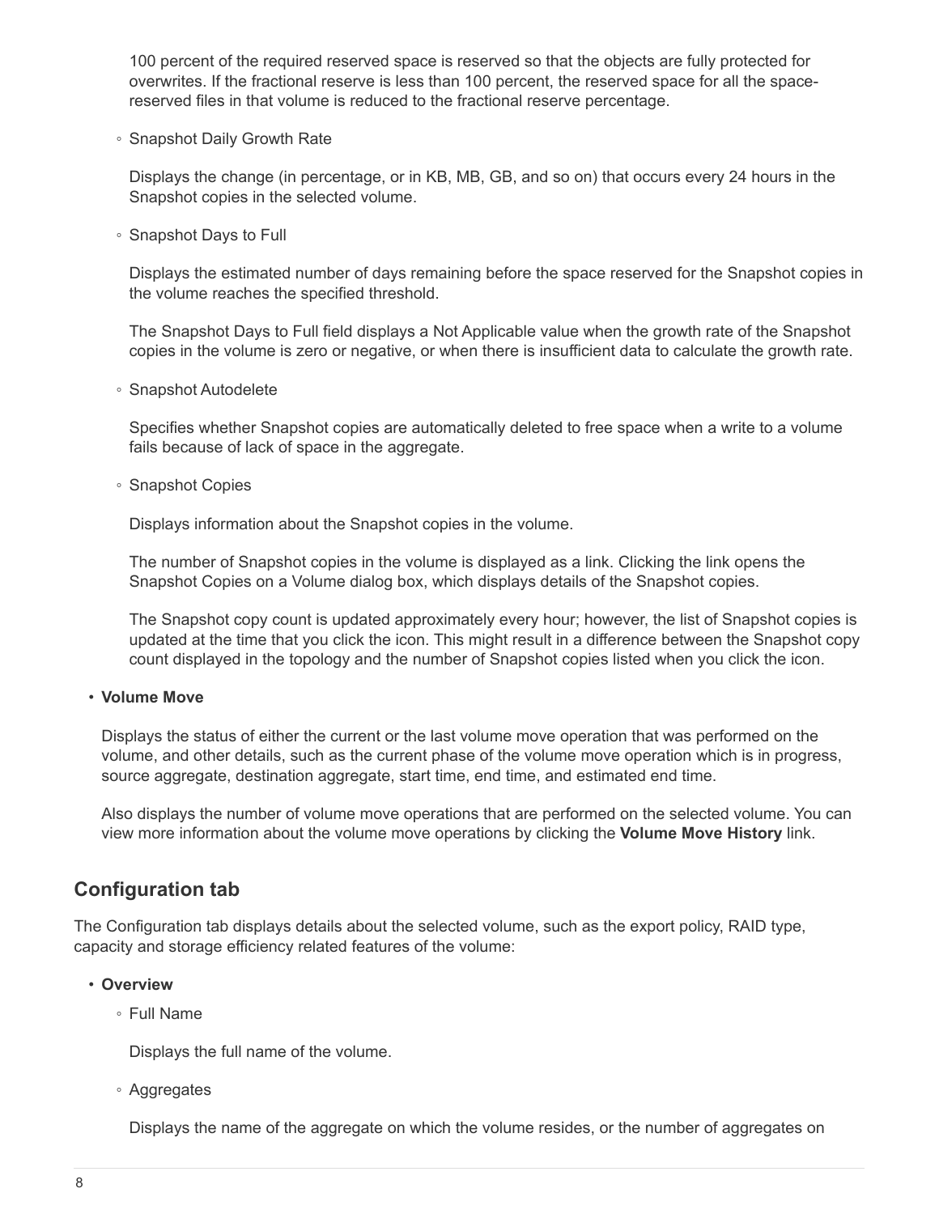100 percent of the required reserved space is reserved so that the objects are fully protected for overwrites. If the fractional reserve is less than 100 percent, the reserved space for all the space-reserved files in that volume is reduced to the fractional reserve percentage.

- Snapshot Daily Growth Rate

  Displays the change (in percentage, or in KB, MB, GB, and so on) that occurs every 24 hours in the Snapshot copies in the selected volume.

- Snapshot Days to Full

  Displays the estimated number of days remaining before the space reserved for the Snapshot copies in the volume reaches the specified threshold.

  The Snapshot Days to Full field displays a Not Applicable value when the growth rate of the Snapshot copies in the volume is zero or negative, or when there is insufficient data to calculate the growth rate.

- Snapshot Autodelete

  Specifies whether Snapshot copies are automatically deleted to free space when a write to a volume fails because of lack of space in the aggregate.

- Snapshot Copies

  Displays information about the Snapshot copies in the volume.

  The number of Snapshot copies in the volume is displayed as a link. Clicking the link opens the Snapshot Copies on a Volume dialog box, which displays details of the Snapshot copies.

  The Snapshot copy count is updated approximately every hour; however, the list of Snapshot copies is updated at the time that you click the icon. This might result in a difference between the Snapshot copy count displayed in the topology and the number of Snapshot copies listed when you click the icon.

- **Volume Move**

  Displays the status of either the current or the last volume move operation that was performed on the volume, and other details, such as the current phase of the volume move operation which is in progress, source aggregate, destination aggregate, start time, end time, and estimated end time.

  Also displays the number of volume move operations that are performed on the selected volume. You can view more information about the volume move operations by clicking the **Volume Move History** link.

## Configuration tab

The Configuration tab displays details about the selected volume, such as the export policy, RAID type, capacity and storage efficiency related features of the volume:

- **Overview**
  - Full Name

    Displays the full name of the volume.

  - Aggregates

    Displays the name of the aggregate on which the volume resides, or the number of aggregates on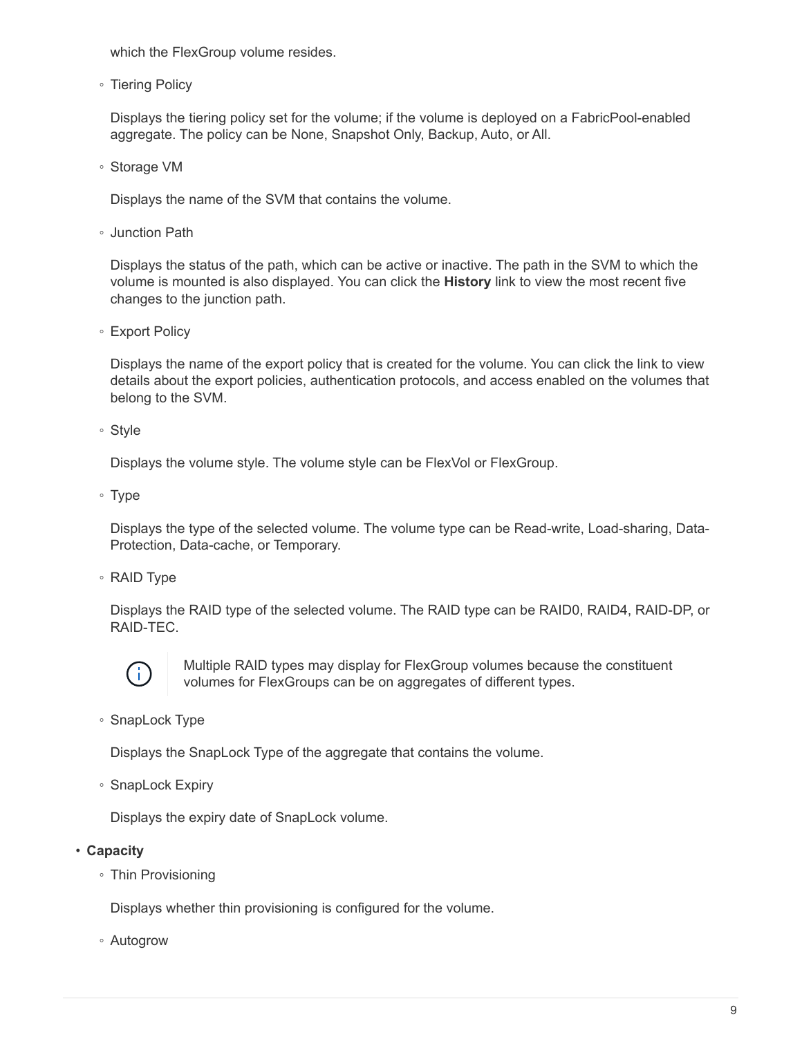which the FlexGroup volume resides.

- Tiering Policy

  Displays the tiering policy set for the volume; if the volume is deployed on a FabricPool-enabled aggregate. The policy can be None, Snapshot Only, Backup, Auto, or All.

- Storage VM

  Displays the name of the SVM that contains the volume.

- Junction Path

  Displays the status of the path, which can be active or inactive. The path in the SVM to which the volume is mounted is also displayed. You can click the **History** link to view the most recent five changes to the junction path.

- Export Policy

  Displays the name of the export policy that is created for the volume. You can click the link to view details about the export policies, authentication protocols, and access enabled on the volumes that belong to the SVM.

- Style

  Displays the volume style. The volume style can be FlexVol or FlexGroup.

- Type

  Displays the type of the selected volume. The volume type can be Read-write, Load-sharing, Data-Protection, Data-cache, or Temporary.

- RAID Type

  Displays the RAID type of the selected volume. The RAID type can be RAID0, RAID4, RAID-DP, or RAID-TEC.

  > Multiple RAID types may display for FlexGroup volumes because the constituent volumes for FlexGroups can be on aggregates of different types.

- SnapLock Type

  Displays the SnapLock Type of the aggregate that contains the volume.

- SnapLock Expiry

  Displays the expiry date of SnapLock volume.

- **Capacity**
  - Thin Provisioning

    Displays whether thin provisioning is configured for the volume.

  - Autogrow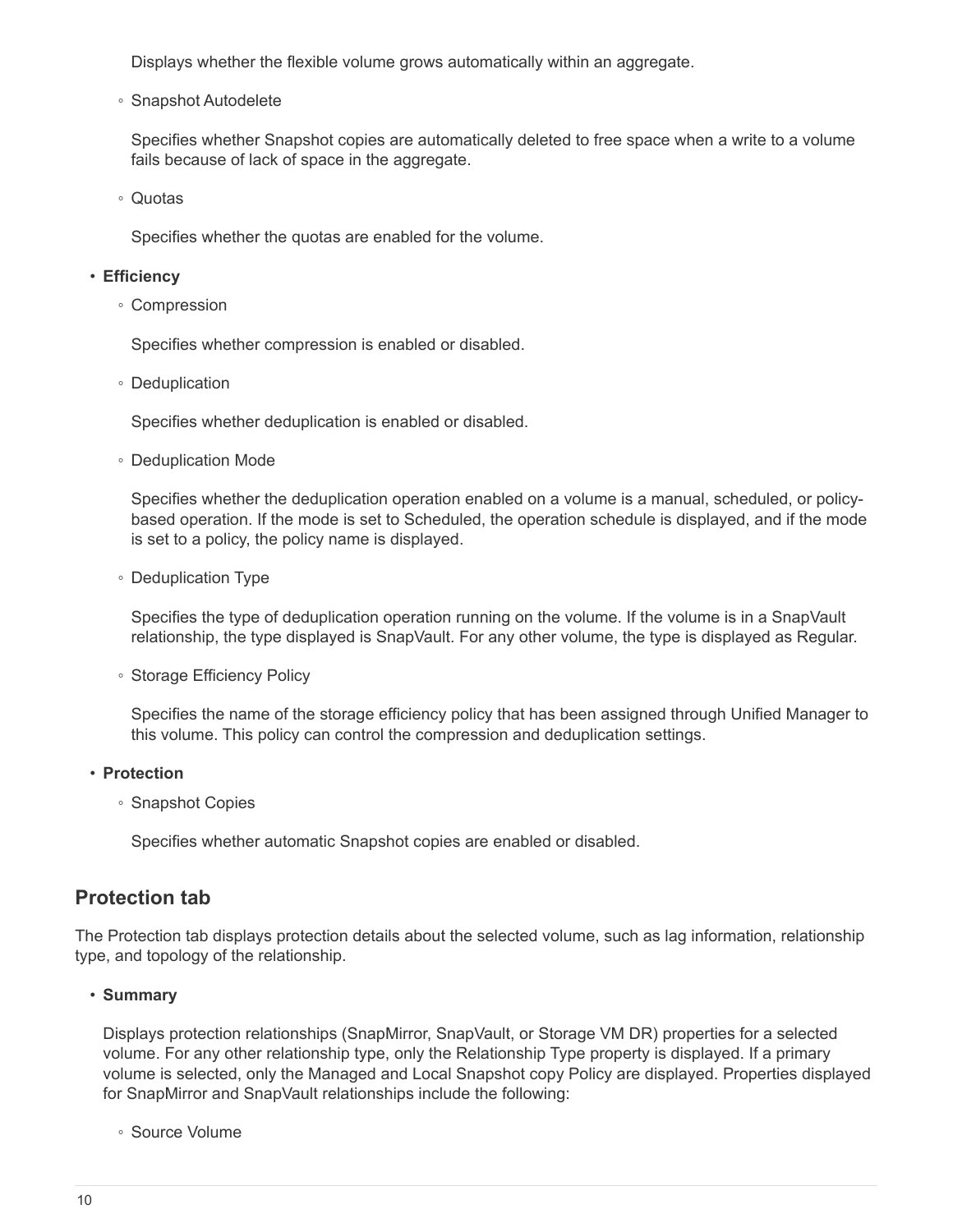Displays whether the flexible volume grows automatically within an aggregate.

  - Snapshot Autodelete

    Specifies whether Snapshot copies are automatically deleted to free space when a write to a volume fails because of lack of space in the aggregate.

  - Quotas

    Specifies whether the quotas are enabled for the volume.

- **Efficiency**
  - Compression

    Specifies whether compression is enabled or disabled.

  - Deduplication

    Specifies whether deduplication is enabled or disabled.

  - Deduplication Mode

    Specifies whether the deduplication operation enabled on a volume is a manual, scheduled, or policy-based operation. If the mode is set to Scheduled, the operation schedule is displayed, and if the mode is set to a policy, the policy name is displayed.

  - Deduplication Type

    Specifies the type of deduplication operation running on the volume. If the volume is in a SnapVault relationship, the type displayed is SnapVault. For any other volume, the type is displayed as Regular.

  - Storage Efficiency Policy

    Specifies the name of the storage efficiency policy that has been assigned through Unified Manager to this volume. This policy can control the compression and deduplication settings.

- **Protection**
  - Snapshot Copies

    Specifies whether automatic Snapshot copies are enabled or disabled.

## Protection tab

The Protection tab displays protection details about the selected volume, such as lag information, relationship type, and topology of the relationship.

- **Summary**

  Displays protection relationships (SnapMirror, SnapVault, or Storage VM DR) properties for a selected volume. For any other relationship type, only the Relationship Type property is displayed. If a primary volume is selected, only the Managed and Local Snapshot copy Policy are displayed. Properties displayed for SnapMirror and SnapVault relationships include the following:

  - Source Volume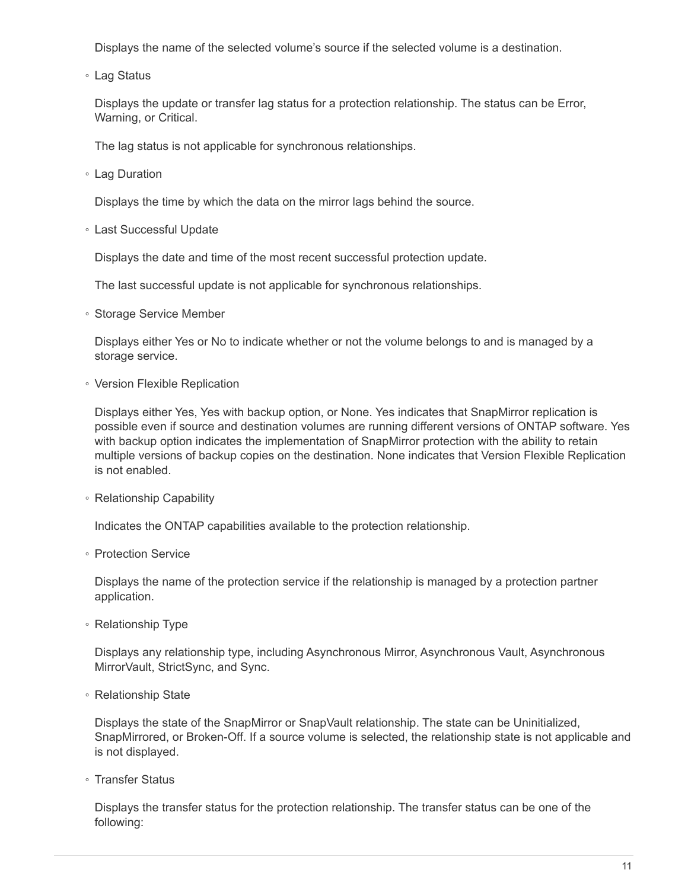Displays the name of the selected volume's source if the selected volume is a destination.

- Lag Status

  Displays the update or transfer lag status for a protection relationship. The status can be Error, Warning, or Critical.

  The lag status is not applicable for synchronous relationships.

- Lag Duration

  Displays the time by which the data on the mirror lags behind the source.

- Last Successful Update

  Displays the date and time of the most recent successful protection update.

  The last successful update is not applicable for synchronous relationships.

- Storage Service Member

  Displays either Yes or No to indicate whether or not the volume belongs to and is managed by a storage service.

- Version Flexible Replication

  Displays either Yes, Yes with backup option, or None. Yes indicates that SnapMirror replication is possible even if source and destination volumes are running different versions of ONTAP software. Yes with backup option indicates the implementation of SnapMirror protection with the ability to retain multiple versions of backup copies on the destination. None indicates that Version Flexible Replication is not enabled.

- Relationship Capability

  Indicates the ONTAP capabilities available to the protection relationship.

- Protection Service

  Displays the name of the protection service if the relationship is managed by a protection partner application.

- Relationship Type

  Displays any relationship type, including Asynchronous Mirror, Asynchronous Vault, Asynchronous MirrorVault, StrictSync, and Sync.

- Relationship State

  Displays the state of the SnapMirror or SnapVault relationship. The state can be Uninitialized, SnapMirrored, or Broken-Off. If a source volume is selected, the relationship state is not applicable and is not displayed.

- Transfer Status

  Displays the transfer status for the protection relationship. The transfer status can be one of the following: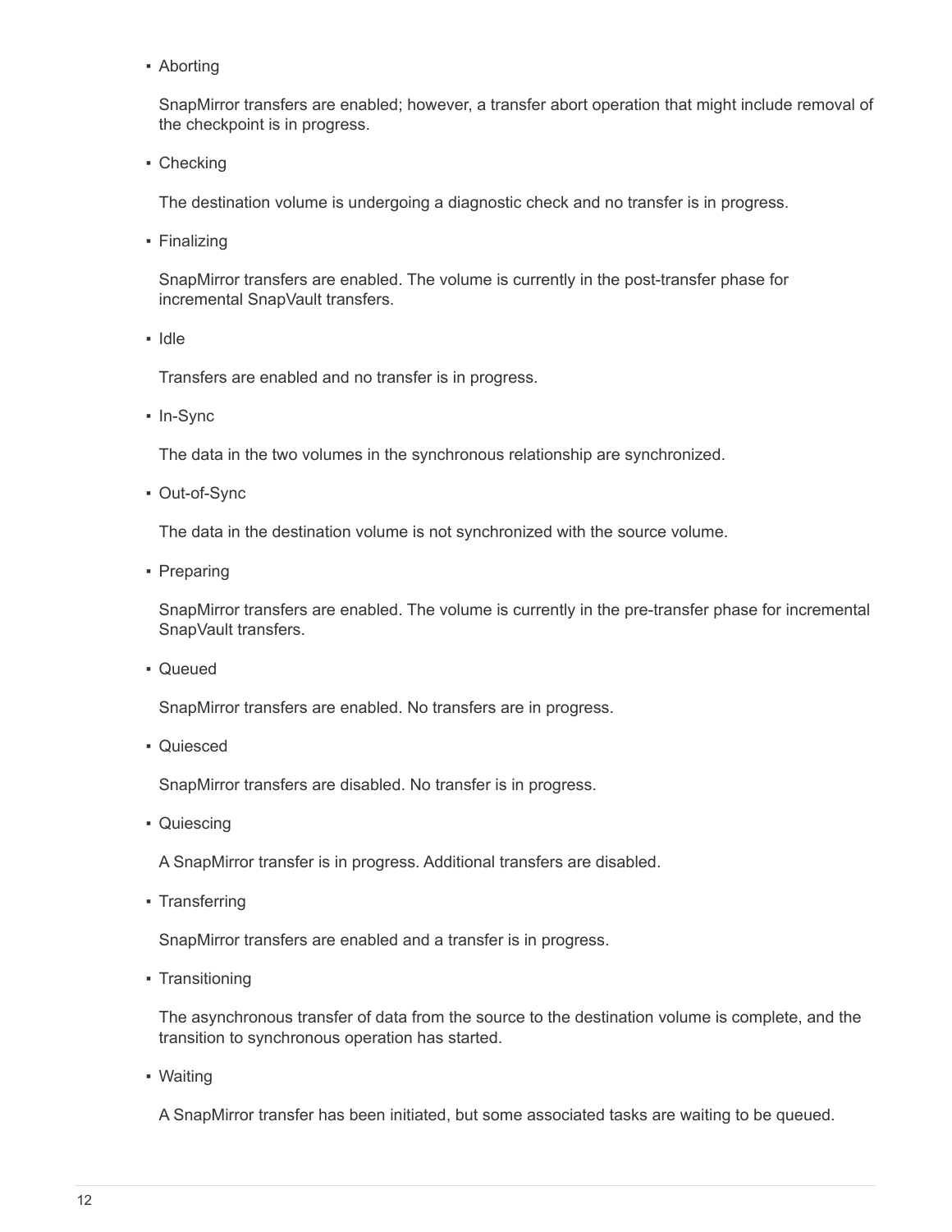- Aborting

  SnapMirror transfers are enabled; however, a transfer abort operation that might include removal of the checkpoint is in progress.

- Checking

  The destination volume is undergoing a diagnostic check and no transfer is in progress.

- Finalizing

  SnapMirror transfers are enabled. The volume is currently in the post-transfer phase for incremental SnapVault transfers.

- Idle

  Transfers are enabled and no transfer is in progress.

- In-Sync

  The data in the two volumes in the synchronous relationship are synchronized.

- Out-of-Sync

  The data in the destination volume is not synchronized with the source volume.

- Preparing

  SnapMirror transfers are enabled. The volume is currently in the pre-transfer phase for incremental SnapVault transfers.

- Queued

  SnapMirror transfers are enabled. No transfers are in progress.

- Quiesced

  SnapMirror transfers are disabled. No transfer is in progress.

- Quiescing

  A SnapMirror transfer is in progress. Additional transfers are disabled.

- Transferring

  SnapMirror transfers are enabled and a transfer is in progress.

- Transitioning

  The asynchronous transfer of data from the source to the destination volume is complete, and the transition to synchronous operation has started.

- Waiting

  A SnapMirror transfer has been initiated, but some associated tasks are waiting to be queued.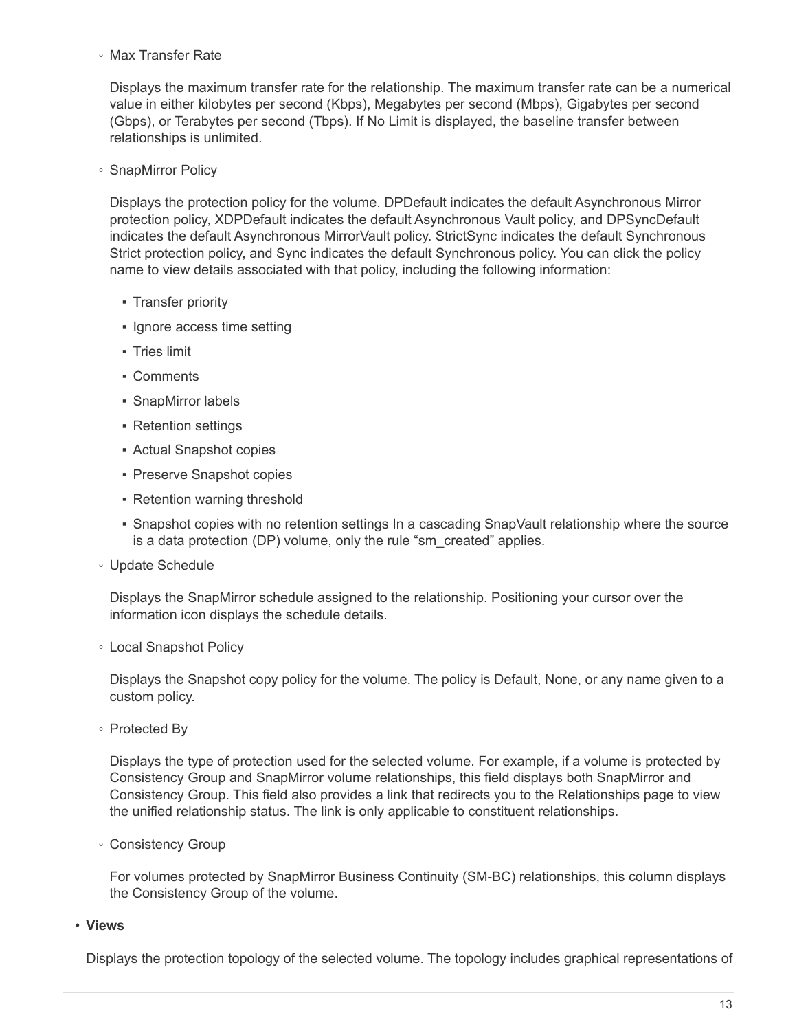- Max Transfer Rate

  Displays the maximum transfer rate for the relationship. The maximum transfer rate can be a numerical value in either kilobytes per second (Kbps), Megabytes per second (Mbps), Gigabytes per second (Gbps), or Terabytes per second (Tbps). If No Limit is displayed, the baseline transfer between relationships is unlimited.

- SnapMirror Policy

  Displays the protection policy for the volume. DPDefault indicates the default Asynchronous Mirror protection policy, XDPDefault indicates the default Asynchronous Vault policy, and DPSyncDefault indicates the default Asynchronous MirrorVault policy. StrictSync indicates the default Synchronous Strict protection policy, and Sync indicates the default Synchronous policy. You can click the policy name to view details associated with that policy, including the following information:

  - Transfer priority
  - Ignore access time setting
  - Tries limit
  - Comments
  - SnapMirror labels
  - Retention settings
  - Actual Snapshot copies
  - Preserve Snapshot copies
  - Retention warning threshold
  - Snapshot copies with no retention settings In a cascading SnapVault relationship where the source is a data protection (DP) volume, only the rule “sm_created” applies.

- Update Schedule

  Displays the SnapMirror schedule assigned to the relationship. Positioning your cursor over the information icon displays the schedule details.

- Local Snapshot Policy

  Displays the Snapshot copy policy for the volume. The policy is Default, None, or any name given to a custom policy.

- Protected By

  Displays the type of protection used for the selected volume. For example, if a volume is protected by Consistency Group and SnapMirror volume relationships, this field displays both SnapMirror and Consistency Group. This field also provides a link that redirects you to the Relationships page to view the unified relationship status. The link is only applicable to constituent relationships.

- Consistency Group

  For volumes protected by SnapMirror Business Continuity (SM-BC) relationships, this column displays the Consistency Group of the volume.

- **Views**

  Displays the protection topology of the selected volume. The topology includes graphical representations of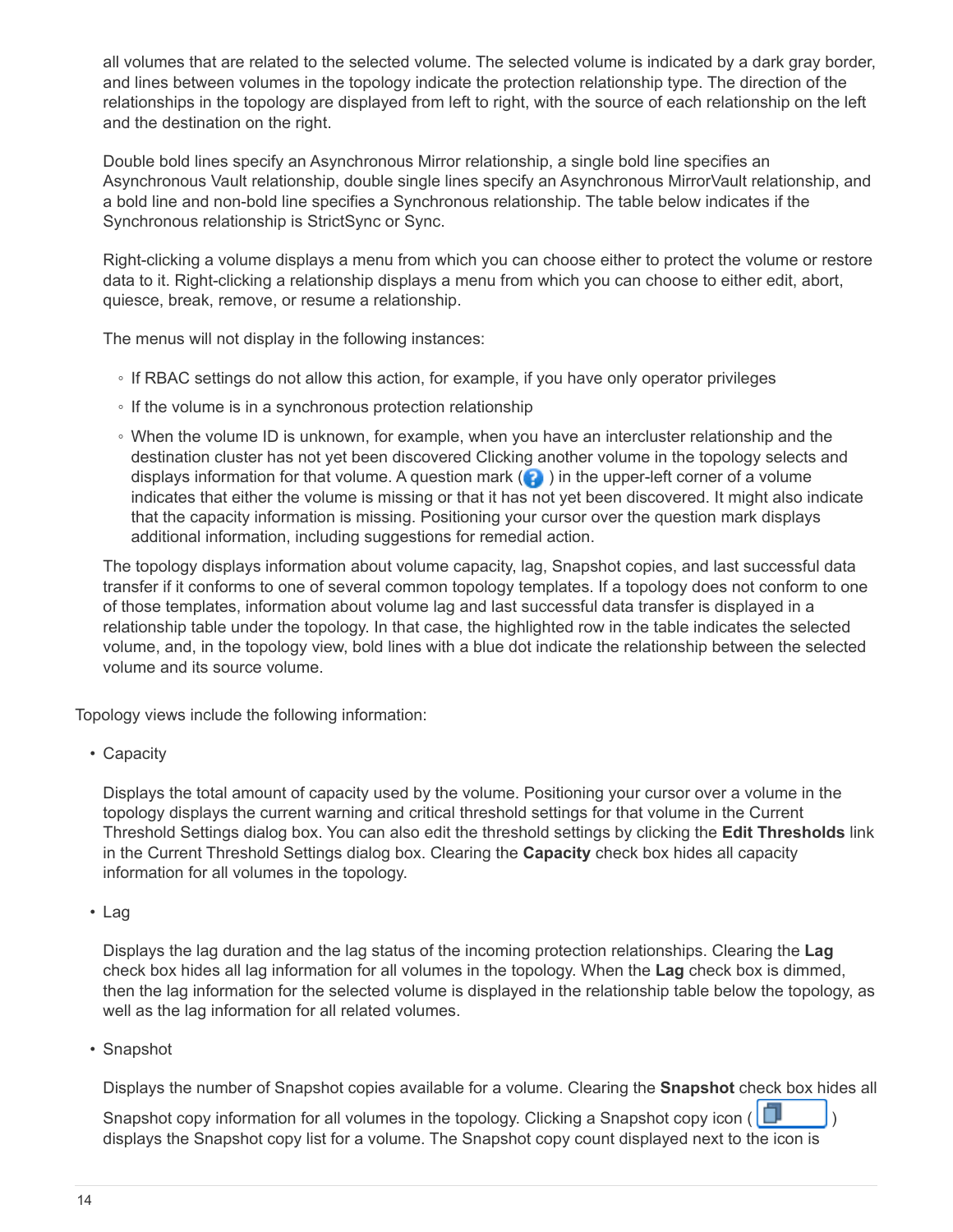all volumes that are related to the selected volume. The selected volume is indicated by a dark gray border, and lines between volumes in the topology indicate the protection relationship type. The direction of the relationships in the topology are displayed from left to right, with the source of each relationship on the left and the destination on the right.

Double bold lines specify an Asynchronous Mirror relationship, a single bold line specifies an Asynchronous Vault relationship, double single lines specify an Asynchronous MirrorVault relationship, and a bold line and non-bold line specifies a Synchronous relationship. The table below indicates if the Synchronous relationship is StrictSync or Sync.

Right-clicking a volume displays a menu from which you can choose either to protect the volume or restore data to it. Right-clicking a relationship displays a menu from which you can choose to either edit, abort, quiesce, break, remove, or resume a relationship.

The menus will not display in the following instances:

- If RBAC settings do not allow this action, for example, if you have only operator privileges
- If the volume is in a synchronous protection relationship
- When the volume ID is unknown, for example, when you have an intercluster relationship and the destination cluster has not yet been discovered Clicking another volume in the topology selects and displays information for that volume. A question mark ( ) in the upper-left corner of a volume indicates that either the volume is missing or that it has not yet been discovered. It might also indicate that the capacity information is missing. Positioning your cursor over the question mark displays additional information, including suggestions for remedial action.

The topology displays information about volume capacity, lag, Snapshot copies, and last successful data transfer if it conforms to one of several common topology templates. If a topology does not conform to one of those templates, information about volume lag and last successful data transfer is displayed in a relationship table under the topology. In that case, the highlighted row in the table indicates the selected volume, and, in the topology view, bold lines with a blue dot indicate the relationship between the selected volume and its source volume.

Topology views include the following information:

- Capacity

  Displays the total amount of capacity used by the volume. Positioning your cursor over a volume in the topology displays the current warning and critical threshold settings for that volume in the Current Threshold Settings dialog box. You can also edit the threshold settings by clicking the **Edit Thresholds** link in the Current Threshold Settings dialog box. Clearing the **Capacity** check box hides all capacity information for all volumes in the topology.

- Lag

  Displays the lag duration and the lag status of the incoming protection relationships. Clearing the **Lag** check box hides all lag information for all volumes in the topology. When the **Lag** check box is dimmed, then the lag information for the selected volume is displayed in the relationship table below the topology, as well as the lag information for all related volumes.

- Snapshot

  Displays the number of Snapshot copies available for a volume. Clearing the **Snapshot** check box hides all Snapshot copy information for all volumes in the topology. Clicking a Snapshot copy icon ( ) displays the Snapshot copy list for a volume. The Snapshot copy count displayed next to the icon is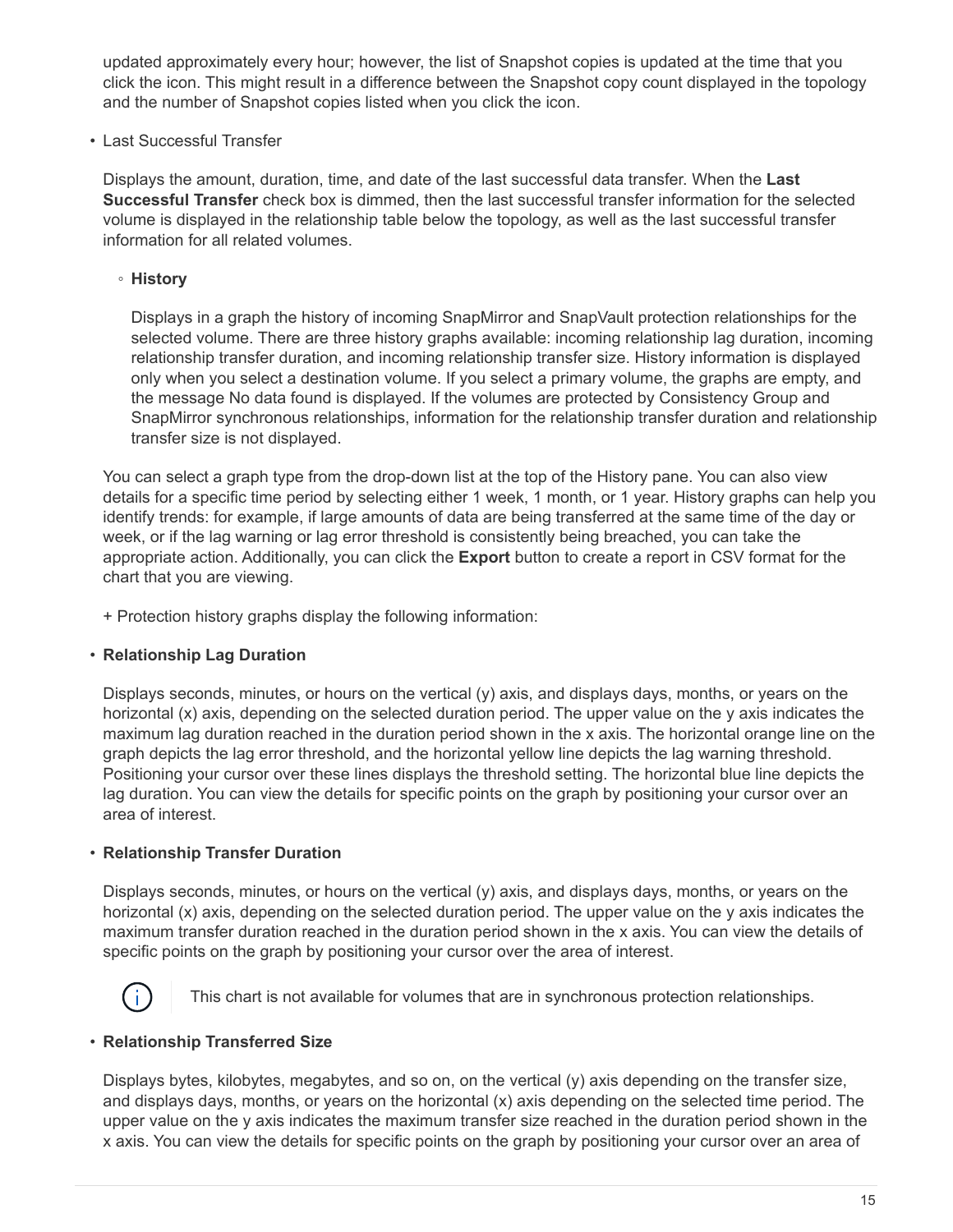updated approximately every hour; however, the list of Snapshot copies is updated at the time that you click the icon. This might result in a difference between the Snapshot copy count displayed in the topology and the number of Snapshot copies listed when you click the icon.

- Last Successful Transfer

  Displays the amount, duration, time, and date of the last successful data transfer. When the **Last Successful Transfer** check box is dimmed, then the last successful transfer information for the selected volume is displayed in the relationship table below the topology, as well as the last successful transfer information for all related volumes.

  - **History**

    Displays in a graph the history of incoming SnapMirror and SnapVault protection relationships for the selected volume. There are three history graphs available: incoming relationship lag duration, incoming relationship transfer duration, and incoming relationship transfer size. History information is displayed only when you select a destination volume. If you select a primary volume, the graphs are empty, and the message No data found is displayed. If the volumes are protected by Consistency Group and SnapMirror synchronous relationships, information for the relationship transfer duration and relationship transfer size is not displayed.

  You can select a graph type from the drop-down list at the top of the History pane. You can also view details for a specific time period by selecting either 1 week, 1 month, or 1 year. History graphs can help you identify trends: for example, if large amounts of data are being transferred at the same time of the day or week, or if the lag warning or lag error threshold is consistently being breached, you can take the appropriate action. Additionally, you can click the **Export** button to create a report in CSV format for the chart that you are viewing.

  + Protection history graphs display the following information:

- **Relationship Lag Duration**

  Displays seconds, minutes, or hours on the vertical (y) axis, and displays days, months, or years on the horizontal (x) axis, depending on the selected duration period. The upper value on the y axis indicates the maximum lag duration reached in the duration period shown in the x axis. The horizontal orange line on the graph depicts the lag error threshold, and the horizontal yellow line depicts the lag warning threshold. Positioning your cursor over these lines displays the threshold setting. The horizontal blue line depicts the lag duration. You can view the details for specific points on the graph by positioning your cursor over an area of interest.

- **Relationship Transfer Duration**

  Displays seconds, minutes, or hours on the vertical (y) axis, and displays days, months, or years on the horizontal (x) axis, depending on the selected duration period. The upper value on the y axis indicates the maximum transfer duration reached in the duration period shown in the x axis. You can view the details of specific points on the graph by positioning your cursor over the area of interest.

  > This chart is not available for volumes that are in synchronous protection relationships.

- **Relationship Transferred Size**

  Displays bytes, kilobytes, megabytes, and so on, on the vertical (y) axis depending on the transfer size, and displays days, months, or years on the horizontal (x) axis depending on the selected time period. The upper value on the y axis indicates the maximum transfer size reached in the duration period shown in the x axis. You can view the details for specific points on the graph by positioning your cursor over an area of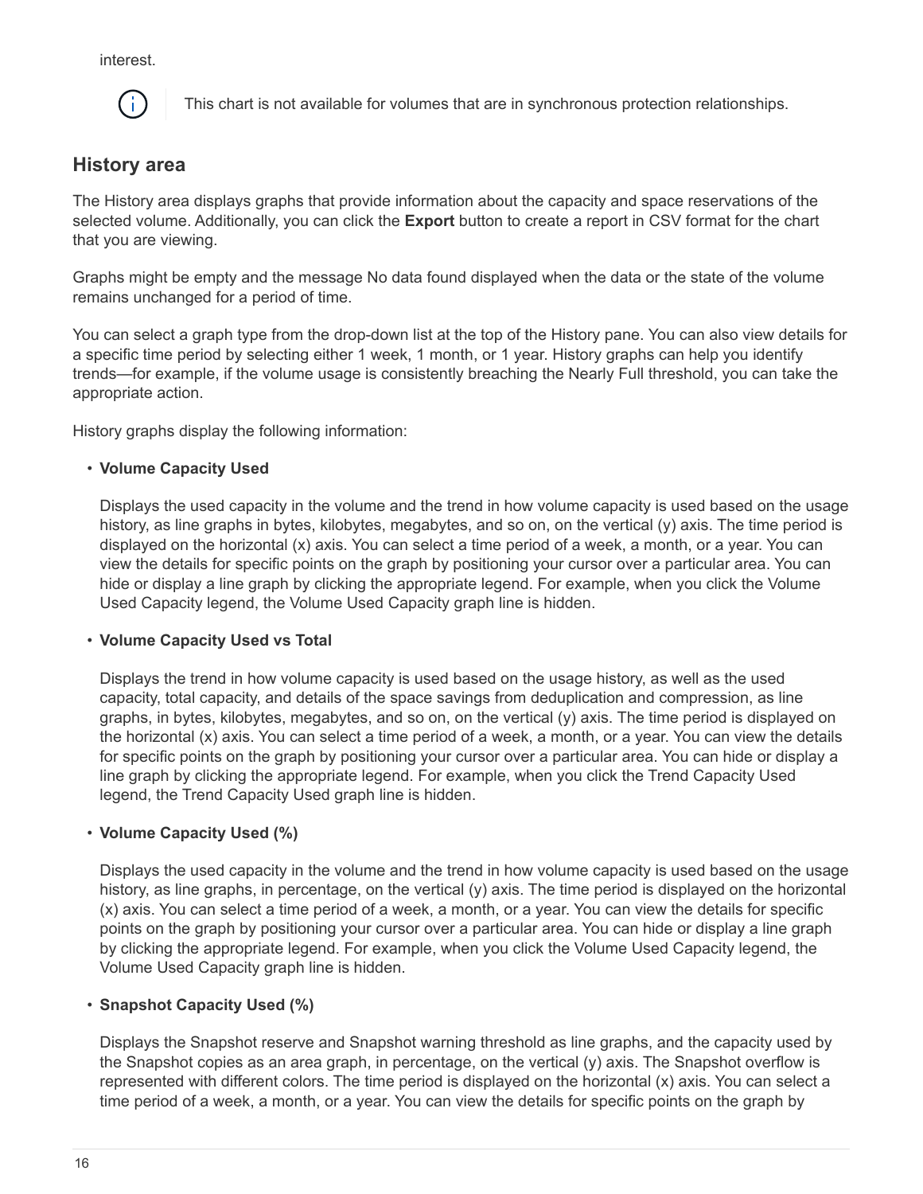interest.

> This chart is not available for volumes that are in synchronous protection relationships.

## History area

The History area displays graphs that provide information about the capacity and space reservations of the selected volume. Additionally, you can click the **Export** button to create a report in CSV format for the chart that you are viewing.

Graphs might be empty and the message No data found displayed when the data or the state of the volume remains unchanged for a period of time.

You can select a graph type from the drop-down list at the top of the History pane. You can also view details for a specific time period by selecting either 1 week, 1 month, or 1 year. History graphs can help you identify trends—for example, if the volume usage is consistently breaching the Nearly Full threshold, you can take the appropriate action.

History graphs display the following information:

- **Volume Capacity Used**

  Displays the used capacity in the volume and the trend in how volume capacity is used based on the usage history, as line graphs in bytes, kilobytes, megabytes, and so on, on the vertical (y) axis. The time period is displayed on the horizontal (x) axis. You can select a time period of a week, a month, or a year. You can view the details for specific points on the graph by positioning your cursor over a particular area. You can hide or display a line graph by clicking the appropriate legend. For example, when you click the Volume Used Capacity legend, the Volume Used Capacity graph line is hidden.

- **Volume Capacity Used vs Total**

  Displays the trend in how volume capacity is used based on the usage history, as well as the used capacity, total capacity, and details of the space savings from deduplication and compression, as line graphs, in bytes, kilobytes, megabytes, and so on, on the vertical (y) axis. The time period is displayed on the horizontal (x) axis. You can select a time period of a week, a month, or a year. You can view the details for specific points on the graph by positioning your cursor over a particular area. You can hide or display a line graph by clicking the appropriate legend. For example, when you click the Trend Capacity Used legend, the Trend Capacity Used graph line is hidden.

- **Volume Capacity Used (%)**

  Displays the used capacity in the volume and the trend in how volume capacity is used based on the usage history, as line graphs, in percentage, on the vertical (y) axis. The time period is displayed on the horizontal (x) axis. You can select a time period of a week, a month, or a year. You can view the details for specific points on the graph by positioning your cursor over a particular area. You can hide or display a line graph by clicking the appropriate legend. For example, when you click the Volume Used Capacity legend, the Volume Used Capacity graph line is hidden.

- **Snapshot Capacity Used (%)**

  Displays the Snapshot reserve and Snapshot warning threshold as line graphs, and the capacity used by the Snapshot copies as an area graph, in percentage, on the vertical (y) axis. The Snapshot overflow is represented with different colors. The time period is displayed on the horizontal (x) axis. You can select a time period of a week, a month, or a year. You can view the details for specific points on the graph by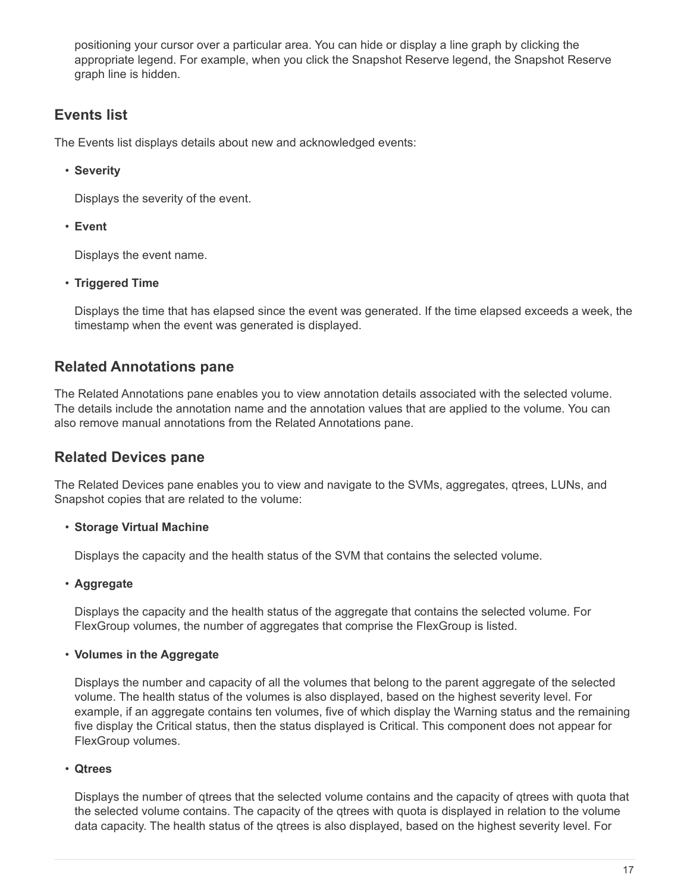positioning your cursor over a particular area. You can hide or display a line graph by clicking the appropriate legend. For example, when you click the Snapshot Reserve legend, the Snapshot Reserve graph line is hidden.

## Events list

The Events list displays details about new and acknowledged events:

- **Severity**

  Displays the severity of the event.

- **Event**

  Displays the event name.

- **Triggered Time**

  Displays the time that has elapsed since the event was generated. If the time elapsed exceeds a week, the timestamp when the event was generated is displayed.

## Related Annotations pane

The Related Annotations pane enables you to view annotation details associated with the selected volume. The details include the annotation name and the annotation values that are applied to the volume. You can also remove manual annotations from the Related Annotations pane.

## Related Devices pane

The Related Devices pane enables you to view and navigate to the SVMs, aggregates, qtrees, LUNs, and Snapshot copies that are related to the volume:

- **Storage Virtual Machine**

  Displays the capacity and the health status of the SVM that contains the selected volume.

- **Aggregate**

  Displays the capacity and the health status of the aggregate that contains the selected volume. For FlexGroup volumes, the number of aggregates that comprise the FlexGroup is listed.

- **Volumes in the Aggregate**

  Displays the number and capacity of all the volumes that belong to the parent aggregate of the selected volume. The health status of the volumes is also displayed, based on the highest severity level. For example, if an aggregate contains ten volumes, five of which display the Warning status and the remaining five display the Critical status, then the status displayed is Critical. This component does not appear for FlexGroup volumes.

- **Qtrees**

  Displays the number of qtrees that the selected volume contains and the capacity of qtrees with quota that the selected volume contains. The capacity of the qtrees with quota is displayed in relation to the volume data capacity. The health status of the qtrees is also displayed, based on the highest severity level. For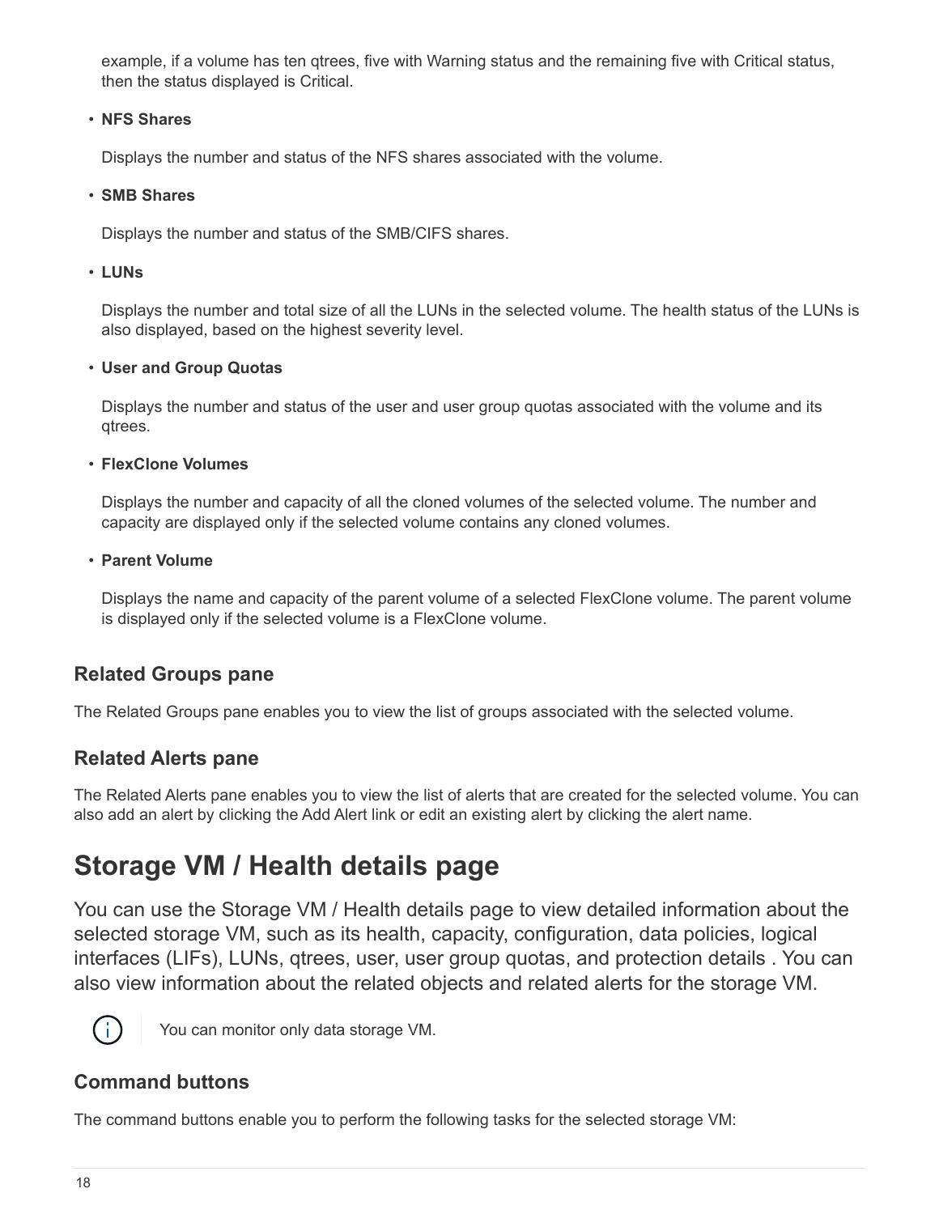example, if a volume has ten qtrees, five with Warning status and the remaining five with Critical status, then the status displayed is Critical.

- **NFS Shares**

  Displays the number and status of the NFS shares associated with the volume.

- **SMB Shares**

  Displays the number and status of the SMB/CIFS shares.

- **LUNs**

  Displays the number and total size of all the LUNs in the selected volume. The health status of the LUNs is also displayed, based on the highest severity level.

- **User and Group Quotas**

  Displays the number and status of the user and user group quotas associated with the volume and its qtrees.

- **FlexClone Volumes**

  Displays the number and capacity of all the cloned volumes of the selected volume. The number and capacity are displayed only if the selected volume contains any cloned volumes.

- **Parent Volume**

  Displays the name and capacity of the parent volume of a selected FlexClone volume. The parent volume is displayed only if the selected volume is a FlexClone volume.

### Related Groups pane

The Related Groups pane enables you to view the list of groups associated with the selected volume.

### Related Alerts pane

The Related Alerts pane enables you to view the list of alerts that are created for the selected volume. You can also add an alert by clicking the Add Alert link or edit an existing alert by clicking the alert name.

## Storage VM / Health details page

You can use the Storage VM / Health details page to view detailed information about the selected storage VM, such as its health, capacity, configuration, data policies, logical interfaces (LIFs), LUNs, qtrees, user, user group quotas, and protection details . You can also view information about the related objects and related alerts for the storage VM.

> You can monitor only data storage VM.

### Command buttons

The command buttons enable you to perform the following tasks for the selected storage VM: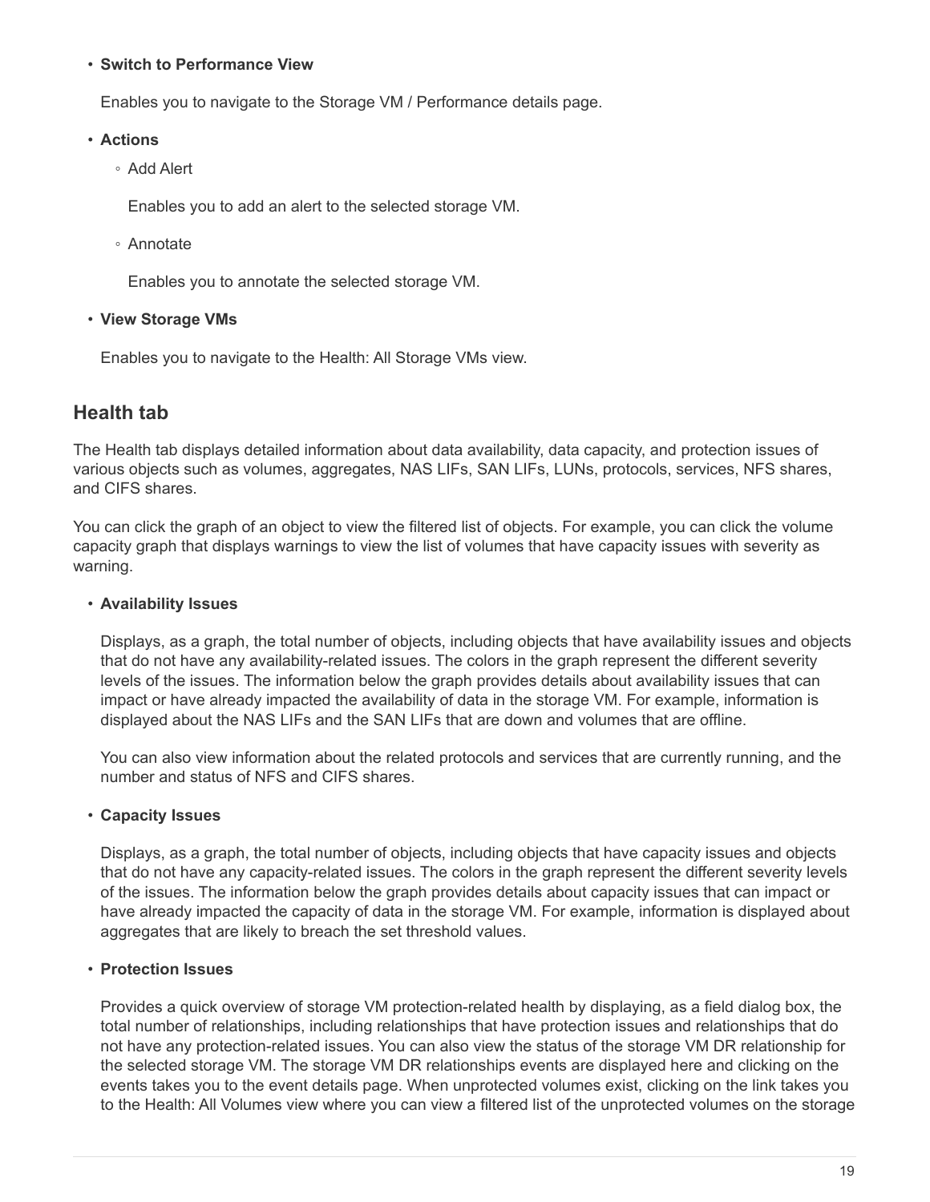- **Switch to Performance View**

  Enables you to navigate to the Storage VM / Performance details page.

- **Actions**
  - Add Alert

    Enables you to add an alert to the selected storage VM.

  - Annotate

    Enables you to annotate the selected storage VM.

- **View Storage VMs**

  Enables you to navigate to the Health: All Storage VMs view.

## Health tab

The Health tab displays detailed information about data availability, data capacity, and protection issues of various objects such as volumes, aggregates, NAS LIFs, SAN LIFs, LUNs, protocols, services, NFS shares, and CIFS shares.

You can click the graph of an object to view the filtered list of objects. For example, you can click the volume capacity graph that displays warnings to view the list of volumes that have capacity issues with severity as warning.

- **Availability Issues**

  Displays, as a graph, the total number of objects, including objects that have availability issues and objects that do not have any availability-related issues. The colors in the graph represent the different severity levels of the issues. The information below the graph provides details about availability issues that can impact or have already impacted the availability of data in the storage VM. For example, information is displayed about the NAS LIFs and the SAN LIFs that are down and volumes that are offline.

  You can also view information about the related protocols and services that are currently running, and the number and status of NFS and CIFS shares.

- **Capacity Issues**

  Displays, as a graph, the total number of objects, including objects that have capacity issues and objects that do not have any capacity-related issues. The colors in the graph represent the different severity levels of the issues. The information below the graph provides details about capacity issues that can impact or have already impacted the capacity of data in the storage VM. For example, information is displayed about aggregates that are likely to breach the set threshold values.

- **Protection Issues**

  Provides a quick overview of storage VM protection-related health by displaying, as a field dialog box, the total number of relationships, including relationships that have protection issues and relationships that do not have any protection-related issues. You can also view the status of the storage VM DR relationship for the selected storage VM. The storage VM DR relationships events are displayed here and clicking on the events takes you to the event details page. When unprotected volumes exist, clicking on the link takes you to the Health: All Volumes view where you can view a filtered list of the unprotected volumes on the storage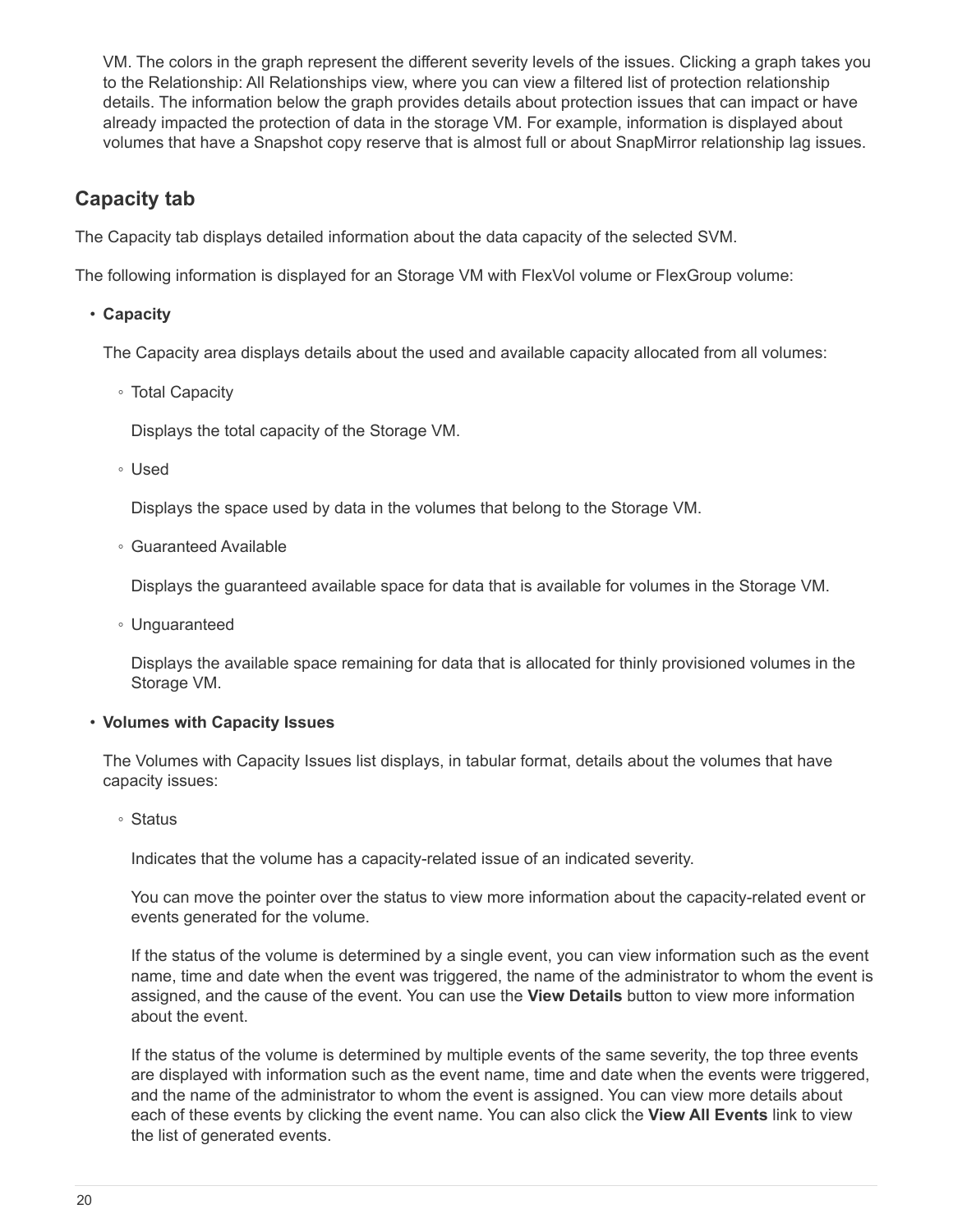VM. The colors in the graph represent the different severity levels of the issues. Clicking a graph takes you to the Relationship: All Relationships view, where you can view a filtered list of protection relationship details. The information below the graph provides details about protection issues that can impact or have already impacted the protection of data in the storage VM. For example, information is displayed about volumes that have a Snapshot copy reserve that is almost full or about SnapMirror relationship lag issues.

## Capacity tab

The Capacity tab displays detailed information about the data capacity of the selected SVM.

The following information is displayed for an Storage VM with FlexVol volume or FlexGroup volume:

- **Capacity**

  The Capacity area displays details about the used and available capacity allocated from all volumes:

  - Total Capacity

    Displays the total capacity of the Storage VM.

  - Used

    Displays the space used by data in the volumes that belong to the Storage VM.

  - Guaranteed Available

    Displays the guaranteed available space for data that is available for volumes in the Storage VM.

  - Unguaranteed

    Displays the available space remaining for data that is allocated for thinly provisioned volumes in the Storage VM.

- **Volumes with Capacity Issues**

  The Volumes with Capacity Issues list displays, in tabular format, details about the volumes that have capacity issues:

  - Status

    Indicates that the volume has a capacity-related issue of an indicated severity.

    You can move the pointer over the status to view more information about the capacity-related event or events generated for the volume.

    If the status of the volume is determined by a single event, you can view information such as the event name, time and date when the event was triggered, the name of the administrator to whom the event is assigned, and the cause of the event. You can use the **View Details** button to view more information about the event.

    If the status of the volume is determined by multiple events of the same severity, the top three events are displayed with information such as the event name, time and date when the events were triggered, and the name of the administrator to whom the event is assigned. You can view more details about each of these events by clicking the event name. You can also click the **View All Events** link to view the list of generated events.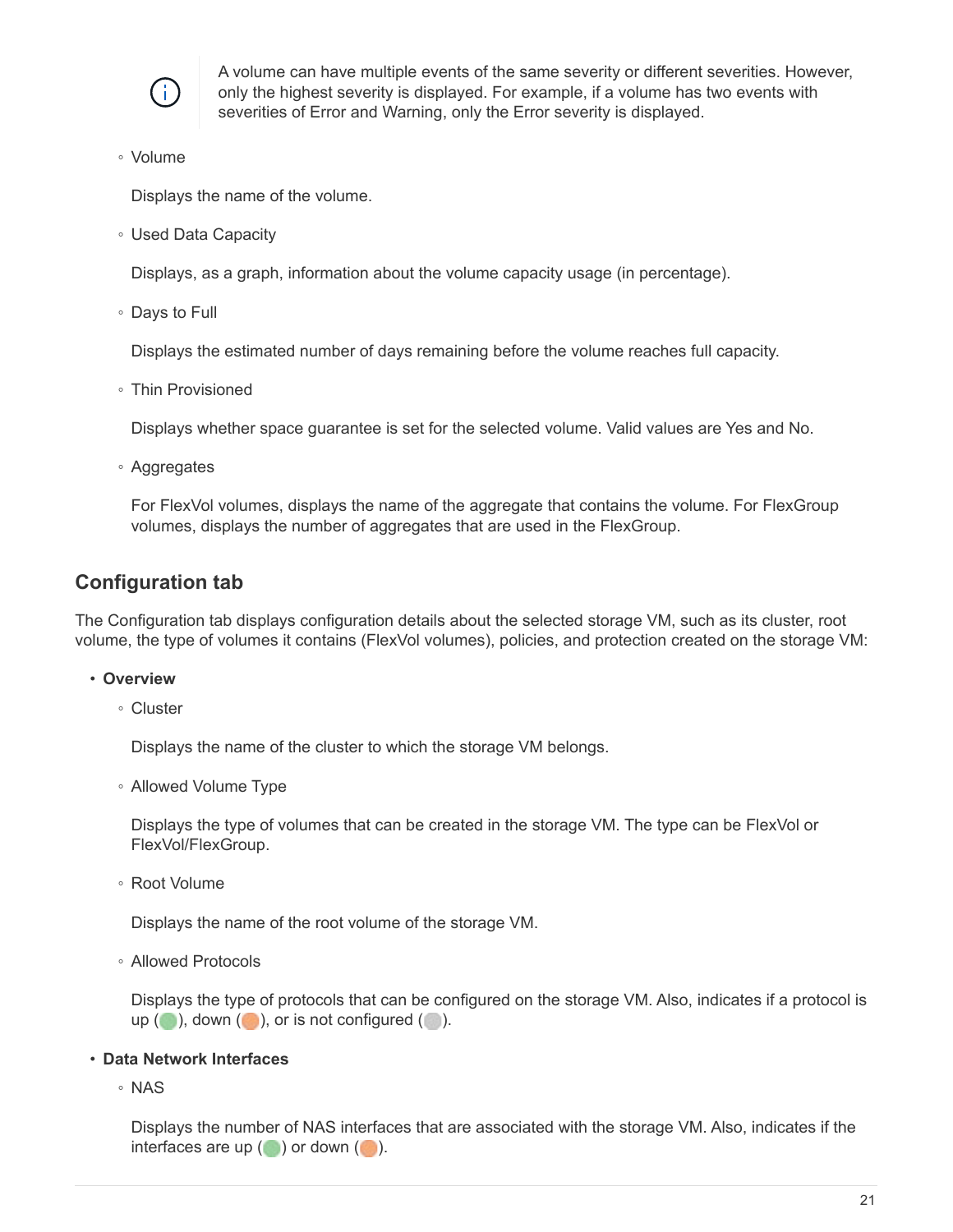> A volume can have multiple events of the same severity or different severities. However, only the highest severity is displayed. For example, if a volume has two events with severities of Error and Warning, only the Error severity is displayed.

- Volume

  Displays the name of the volume.

- Used Data Capacity

  Displays, as a graph, information about the volume capacity usage (in percentage).

- Days to Full

  Displays the estimated number of days remaining before the volume reaches full capacity.

- Thin Provisioned

  Displays whether space guarantee is set for the selected volume. Valid values are Yes and No.

- Aggregates

  For FlexVol volumes, displays the name of the aggregate that contains the volume. For FlexGroup volumes, displays the number of aggregates that are used in the FlexGroup.

## Configuration tab

The Configuration tab displays configuration details about the selected storage VM, such as its cluster, root volume, the type of volumes it contains (FlexVol volumes), policies, and protection created on the storage VM:

- **Overview**
  - Cluster

    Displays the name of the cluster to which the storage VM belongs.

  - Allowed Volume Type

    Displays the type of volumes that can be created in the storage VM. The type can be FlexVol or FlexVol/FlexGroup.

  - Root Volume

    Displays the name of the root volume of the storage VM.

  - Allowed Protocols

    Displays the type of protocols that can be configured on the storage VM. Also, indicates if a protocol is up ( ), down ( ), or is not configured ( ).

- **Data Network Interfaces**
  - NAS

    Displays the number of NAS interfaces that are associated with the storage VM. Also, indicates if the interfaces are up ( ) or down ( ).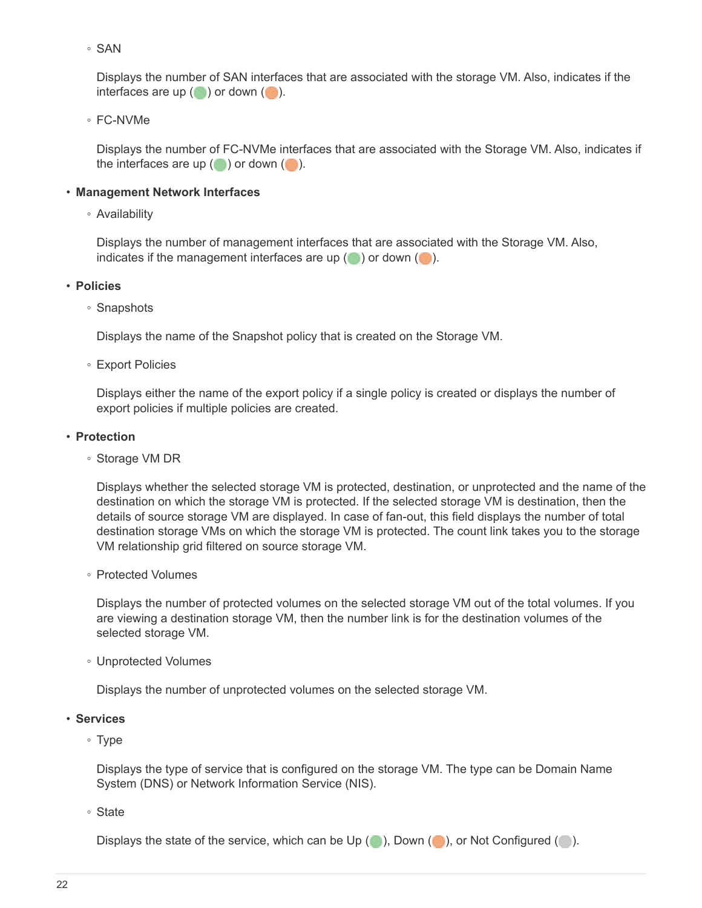- SAN

  Displays the number of SAN interfaces that are associated with the storage VM. Also, indicates if the interfaces are up ( ) or down ( ).

- FC-NVMe

  Displays the number of FC-NVMe interfaces that are associated with the Storage VM. Also, indicates if the interfaces are up ( ) or down ( ).

- **Management Network Interfaces**
  - Availability

    Displays the number of management interfaces that are associated with the Storage VM. Also, indicates if the management interfaces are up ( ) or down ( ).

- **Policies**
  - Snapshots

    Displays the name of the Snapshot policy that is created on the Storage VM.

  - Export Policies

    Displays either the name of the export policy if a single policy is created or displays the number of export policies if multiple policies are created.

- **Protection**
  - Storage VM DR

    Displays whether the selected storage VM is protected, destination, or unprotected and the name of the destination on which the storage VM is protected. If the selected storage VM is destination, then the details of source storage VM are displayed. In case of fan-out, this field displays the number of total destination storage VMs on which the storage VM is protected. The count link takes you to the storage VM relationship grid filtered on source storage VM.

  - Protected Volumes

    Displays the number of protected volumes on the selected storage VM out of the total volumes. If you are viewing a destination storage VM, then the number link is for the destination volumes of the selected storage VM.

  - Unprotected Volumes

    Displays the number of unprotected volumes on the selected storage VM.

- **Services**
  - Type

    Displays the type of service that is configured on the storage VM. The type can be Domain Name System (DNS) or Network Information Service (NIS).

  - State

    Displays the state of the service, which can be Up ( ), Down ( ), or Not Configured ( ).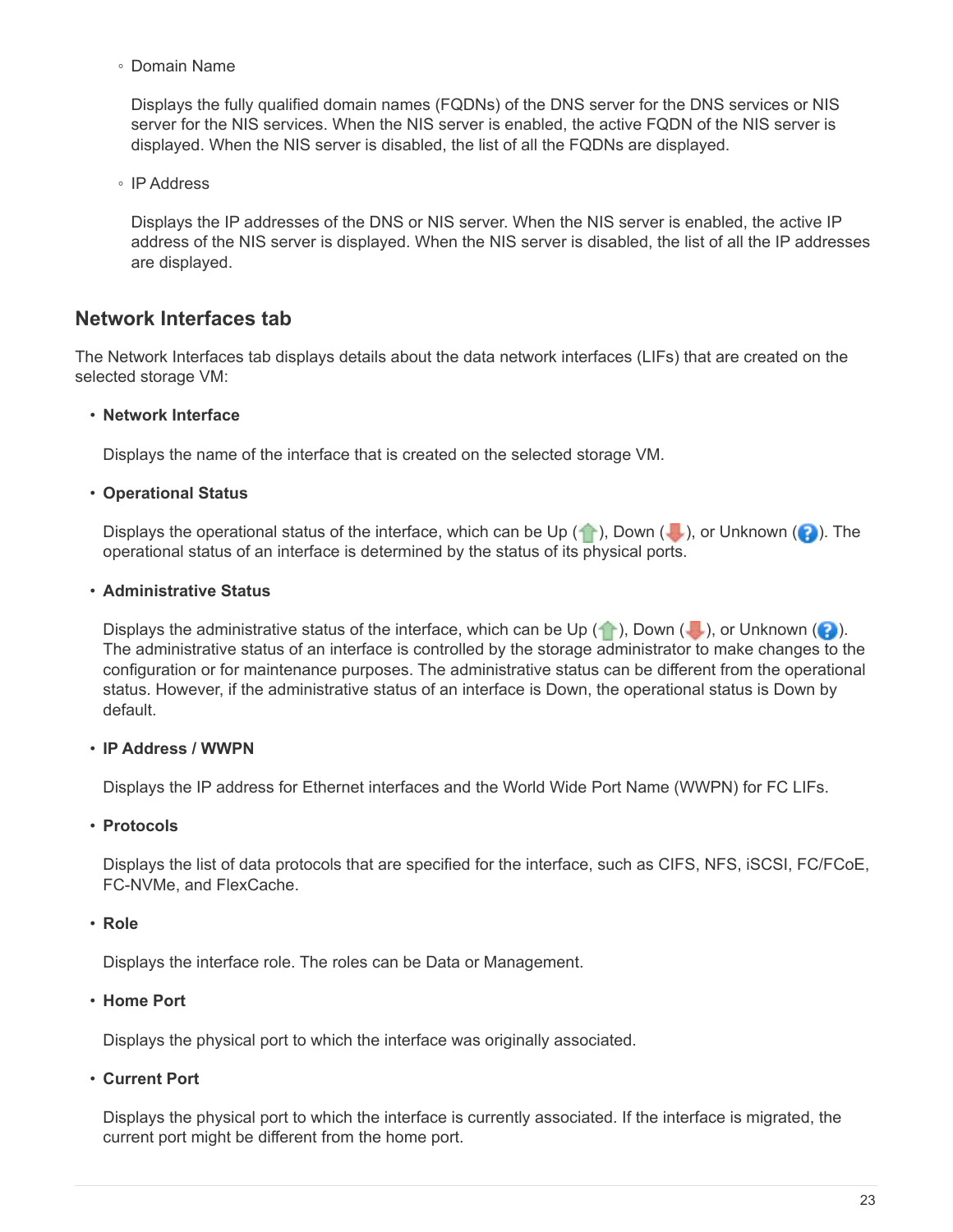- Domain Name

  Displays the fully qualified domain names (FQDNs) of the DNS server for the DNS services or NIS server for the NIS services. When the NIS server is enabled, the active FQDN of the NIS server is displayed. When the NIS server is disabled, the list of all the FQDNs are displayed.

- IP Address

  Displays the IP addresses of the DNS or NIS server. When the NIS server is enabled, the active IP address of the NIS server is displayed. When the NIS server is disabled, the list of all the IP addresses are displayed.

## Network Interfaces tab

The Network Interfaces tab displays details about the data network interfaces (LIFs) that are created on the selected storage VM:

- **Network Interface**

  Displays the name of the interface that is created on the selected storage VM.

- **Operational Status**

  Displays the operational status of the interface, which can be Up ( ), Down ( ), or Unknown ( ). The operational status of an interface is determined by the status of its physical ports.

- **Administrative Status**

  Displays the administrative status of the interface, which can be Up ( ), Down ( ), or Unknown ( ). The administrative status of an interface is controlled by the storage administrator to make changes to the configuration or for maintenance purposes. The administrative status can be different from the operational status. However, if the administrative status of an interface is Down, the operational status is Down by default.

- **IP Address / WWPN**

  Displays the IP address for Ethernet interfaces and the World Wide Port Name (WWPN) for FC LIFs.

- **Protocols**

  Displays the list of data protocols that are specified for the interface, such as CIFS, NFS, iSCSI, FC/FCoE, FC-NVMe, and FlexCache.

- **Role**

  Displays the interface role. The roles can be Data or Management.

- **Home Port**

  Displays the physical port to which the interface was originally associated.

- **Current Port**

  Displays the physical port to which the interface is currently associated. If the interface is migrated, the current port might be different from the home port.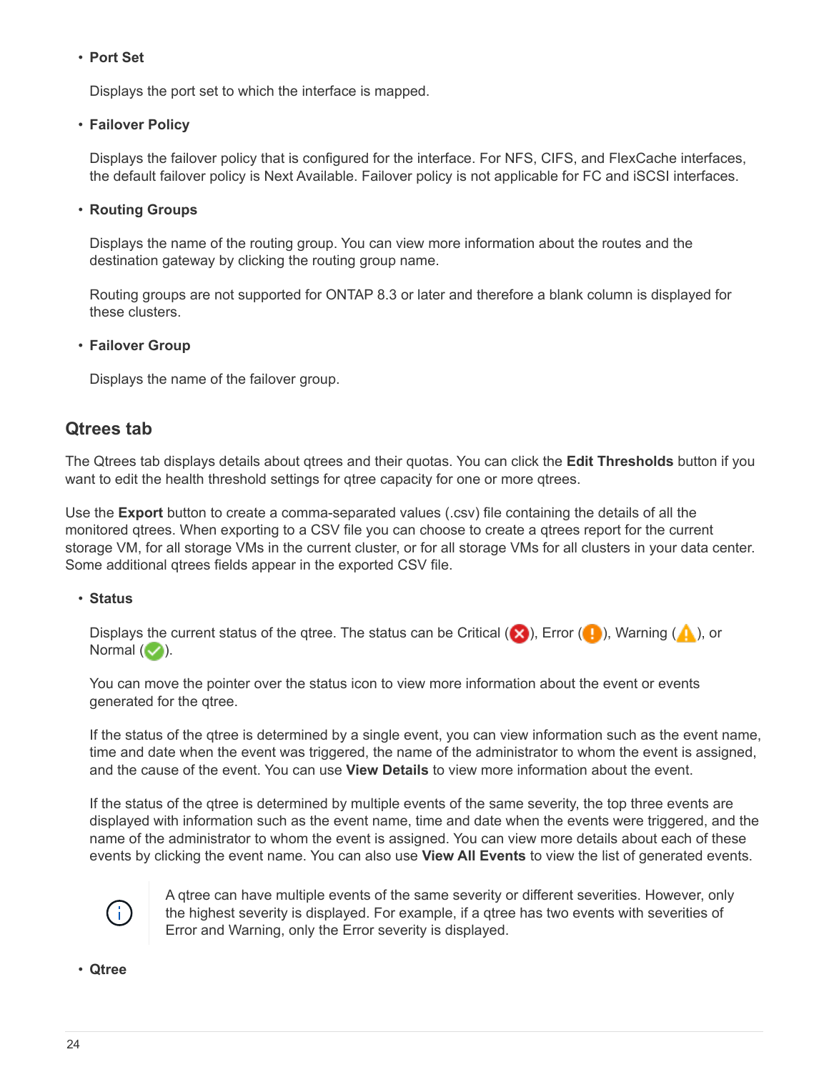- **Port Set**

  Displays the port set to which the interface is mapped.

- **Failover Policy**

  Displays the failover policy that is configured for the interface. For NFS, CIFS, and FlexCache interfaces, the default failover policy is Next Available. Failover policy is not applicable for FC and iSCSI interfaces.

- **Routing Groups**

  Displays the name of the routing group. You can view more information about the routes and the destination gateway by clicking the routing group name.

  Routing groups are not supported for ONTAP 8.3 or later and therefore a blank column is displayed for these clusters.

- **Failover Group**

  Displays the name of the failover group.

## Qtrees tab

The Qtrees tab displays details about qtrees and their quotas. You can click the **Edit Thresholds** button if you want to edit the health threshold settings for qtree capacity for one or more qtrees.

Use the **Export** button to create a comma-separated values (.csv) file containing the details of all the monitored qtrees. When exporting to a CSV file you can choose to create a qtrees report for the current storage VM, for all storage VMs in the current cluster, or for all storage VMs for all clusters in your data center. Some additional qtrees fields appear in the exported CSV file.

- **Status**

  Displays the current status of the qtree. The status can be Critical (✖), Error (!), Warning (⚠), or Normal (✔).

  You can move the pointer over the status icon to view more information about the event or events generated for the qtree.

  If the status of the qtree is determined by a single event, you can view information such as the event name, time and date when the event was triggered, the name of the administrator to whom the event is assigned, and the cause of the event. You can use **View Details** to view more information about the event.

  If the status of the qtree is determined by multiple events of the same severity, the top three events are displayed with information such as the event name, time and date when the events were triggered, and the name of the administrator to whom the event is assigned. You can view more details about each of these events by clicking the event name. You can also use **View All Events** to view the list of generated events.

  > A qtree can have multiple events of the same severity or different severities. However, only the highest severity is displayed. For example, if a qtree has two events with severities of Error and Warning, only the Error severity is displayed.

- **Qtree**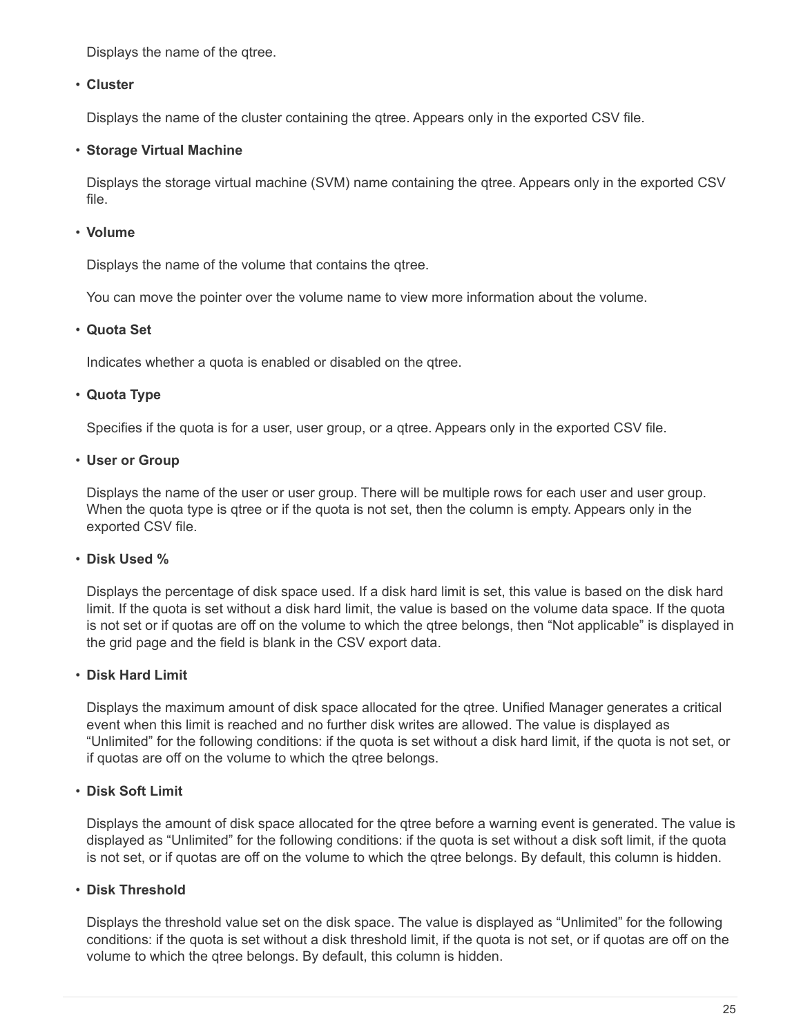Displays the name of the qtree.

- **Cluster**

  Displays the name of the cluster containing the qtree. Appears only in the exported CSV file.

- **Storage Virtual Machine**

  Displays the storage virtual machine (SVM) name containing the qtree. Appears only in the exported CSV file.

- **Volume**

  Displays the name of the volume that contains the qtree.

  You can move the pointer over the volume name to view more information about the volume.

- **Quota Set**

  Indicates whether a quota is enabled or disabled on the qtree.

- **Quota Type**

  Specifies if the quota is for a user, user group, or a qtree. Appears only in the exported CSV file.

- **User or Group**

  Displays the name of the user or user group. There will be multiple rows for each user and user group. When the quota type is qtree or if the quota is not set, then the column is empty. Appears only in the exported CSV file.

- **Disk Used %**

  Displays the percentage of disk space used. If a disk hard limit is set, this value is based on the disk hard limit. If the quota is set without a disk hard limit, the value is based on the volume data space. If the quota is not set or if quotas are off on the volume to which the qtree belongs, then “Not applicable” is displayed in the grid page and the field is blank in the CSV export data.

- **Disk Hard Limit**

  Displays the maximum amount of disk space allocated for the qtree. Unified Manager generates a critical event when this limit is reached and no further disk writes are allowed. The value is displayed as “Unlimited” for the following conditions: if the quota is set without a disk hard limit, if the quota is not set, or if quotas are off on the volume to which the qtree belongs.

- **Disk Soft Limit**

  Displays the amount of disk space allocated for the qtree before a warning event is generated. The value is displayed as “Unlimited” for the following conditions: if the quota is set without a disk soft limit, if the quota is not set, or if quotas are off on the volume to which the qtree belongs. By default, this column is hidden.

- **Disk Threshold**

  Displays the threshold value set on the disk space. The value is displayed as “Unlimited” for the following conditions: if the quota is set without a disk threshold limit, if the quota is not set, or if quotas are off on the volume to which the qtree belongs. By default, this column is hidden.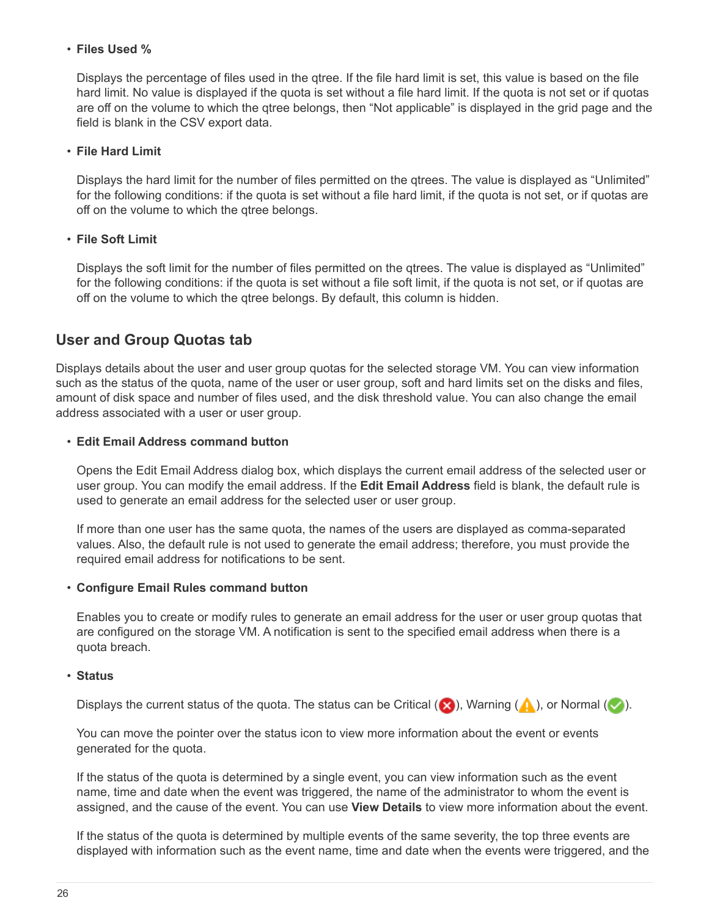- **Files Used %**

  Displays the percentage of files used in the qtree. If the file hard limit is set, this value is based on the file hard limit. No value is displayed if the quota is set without a file hard limit. If the quota is not set or if quotas are off on the volume to which the qtree belongs, then "Not applicable" is displayed in the grid page and the field is blank in the CSV export data.

- **File Hard Limit**

  Displays the hard limit for the number of files permitted on the qtrees. The value is displayed as "Unlimited" for the following conditions: if the quota is set without a file hard limit, if the quota is not set, or if quotas are off on the volume to which the qtree belongs.

- **File Soft Limit**

  Displays the soft limit for the number of files permitted on the qtrees. The value is displayed as "Unlimited" for the following conditions: if the quota is set without a file soft limit, if the quota is not set, or if quotas are off on the volume to which the qtree belongs. By default, this column is hidden.

## User and Group Quotas tab

Displays details about the user and user group quotas for the selected storage VM. You can view information such as the status of the quota, name of the user or user group, soft and hard limits set on the disks and files, amount of disk space and number of files used, and the disk threshold value. You can also change the email address associated with a user or user group.

- **Edit Email Address command button**

  Opens the Edit Email Address dialog box, which displays the current email address of the selected user or user group. You can modify the email address. If the **Edit Email Address** field is blank, the default rule is used to generate an email address for the selected user or user group.

  If more than one user has the same quota, the names of the users are displayed as comma-separated values. Also, the default rule is not used to generate the email address; therefore, you must provide the required email address for notifications to be sent.

- **Configure Email Rules command button**

  Enables you to create or modify rules to generate an email address for the user or user group quotas that are configured on the storage VM. A notification is sent to the specified email address when there is a quota breach.

- **Status**

  Displays the current status of the quota. The status can be Critical ( ), Warning ( ), or Normal ( ).

  You can move the pointer over the status icon to view more information about the event or events generated for the quota.

  If the status of the quota is determined by a single event, you can view information such as the event name, time and date when the event was triggered, the name of the administrator to whom the event is assigned, and the cause of the event. You can use **View Details** to view more information about the event.

  If the status of the quota is determined by multiple events of the same severity, the top three events are displayed with information such as the event name, time and date when the events were triggered, and the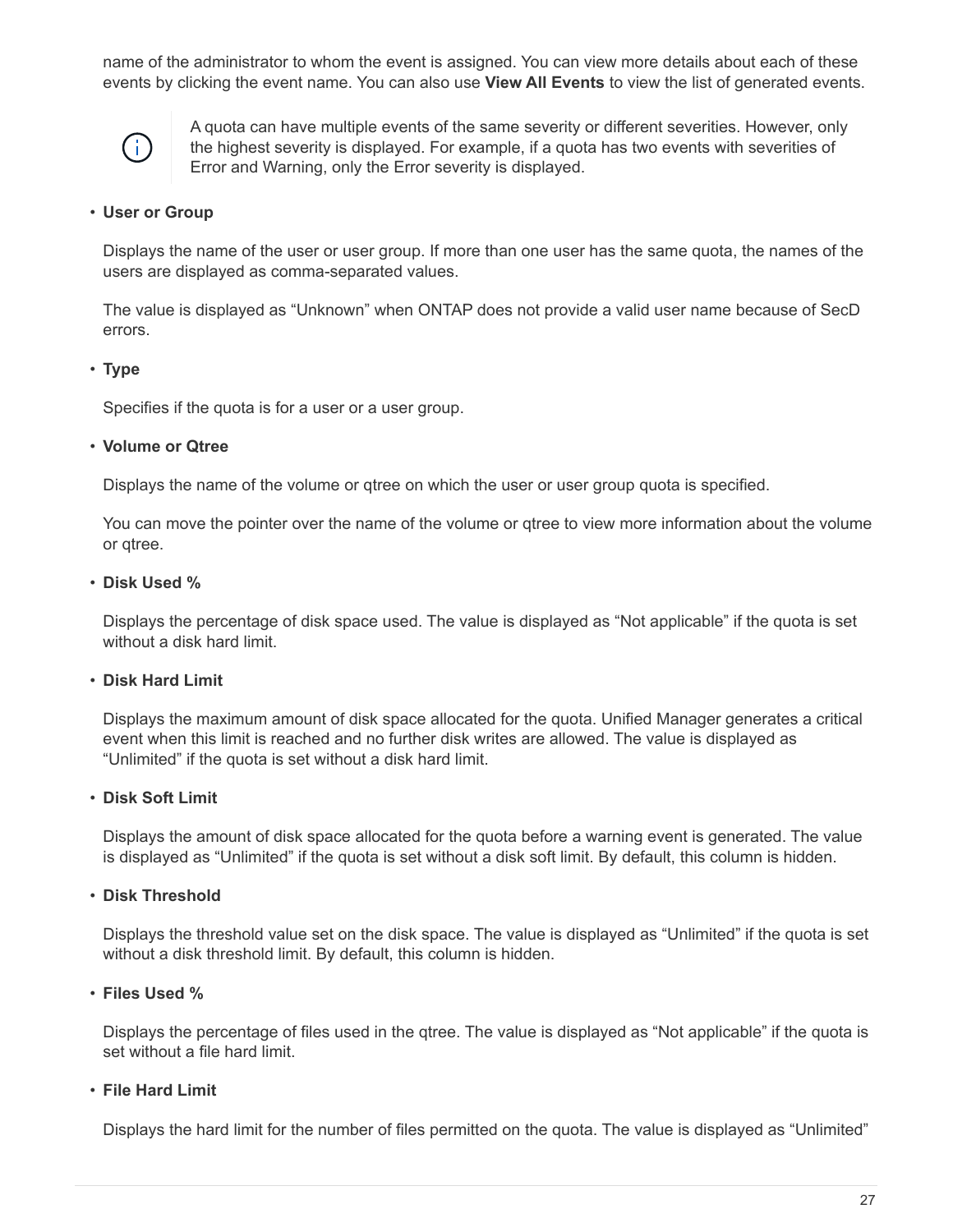name of the administrator to whom the event is assigned. You can view more details about each of these events by clicking the event name. You can also use **View All Events** to view the list of generated events.

> A quota can have multiple events of the same severity or different severities. However, only the highest severity is displayed. For example, if a quota has two events with severities of Error and Warning, only the Error severity is displayed.

- **User or Group**

  Displays the name of the user or user group. If more than one user has the same quota, the names of the users are displayed as comma-separated values.

  The value is displayed as “Unknown” when ONTAP does not provide a valid user name because of SecD errors.

- **Type**

  Specifies if the quota is for a user or a user group.

- **Volume or Qtree**

  Displays the name of the volume or qtree on which the user or user group quota is specified.

  You can move the pointer over the name of the volume or qtree to view more information about the volume or qtree.

- **Disk Used %**

  Displays the percentage of disk space used. The value is displayed as “Not applicable” if the quota is set without a disk hard limit.

- **Disk Hard Limit**

  Displays the maximum amount of disk space allocated for the quota. Unified Manager generates a critical event when this limit is reached and no further disk writes are allowed. The value is displayed as “Unlimited” if the quota is set without a disk hard limit.

- **Disk Soft Limit**

  Displays the amount of disk space allocated for the quota before a warning event is generated. The value is displayed as “Unlimited” if the quota is set without a disk soft limit. By default, this column is hidden.

- **Disk Threshold**

  Displays the threshold value set on the disk space. The value is displayed as “Unlimited” if the quota is set without a disk threshold limit. By default, this column is hidden.

- **Files Used %**

  Displays the percentage of files used in the qtree. The value is displayed as “Not applicable” if the quota is set without a file hard limit.

- **File Hard Limit**

  Displays the hard limit for the number of files permitted on the quota. The value is displayed as “Unlimited”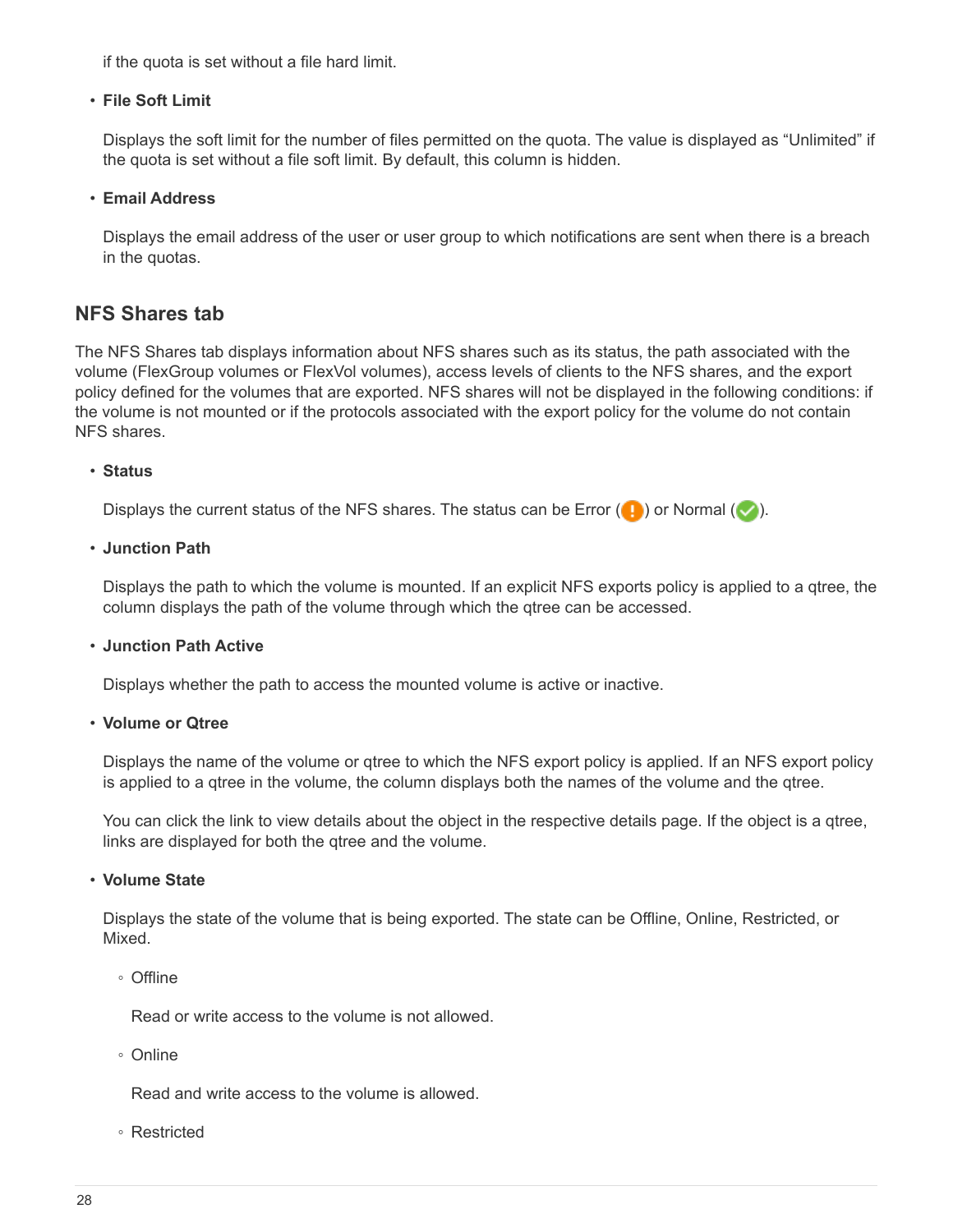if the quota is set without a file hard limit.

- **File Soft Limit**

  Displays the soft limit for the number of files permitted on the quota. The value is displayed as “Unlimited” if the quota is set without a file soft limit. By default, this column is hidden.

- **Email Address**

  Displays the email address of the user or user group to which notifications are sent when there is a breach in the quotas.

## NFS Shares tab

The NFS Shares tab displays information about NFS shares such as its status, the path associated with the volume (FlexGroup volumes or FlexVol volumes), access levels of clients to the NFS shares, and the export policy defined for the volumes that are exported. NFS shares will not be displayed in the following conditions: if the volume is not mounted or if the protocols associated with the export policy for the volume do not contain NFS shares.

- **Status**

  Displays the current status of the NFS shares. The status can be Error ( ) or Normal ( ).

- **Junction Path**

  Displays the path to which the volume is mounted. If an explicit NFS exports policy is applied to a qtree, the column displays the path of the volume through which the qtree can be accessed.

- **Junction Path Active**

  Displays whether the path to access the mounted volume is active or inactive.

- **Volume or Qtree**

  Displays the name of the volume or qtree to which the NFS export policy is applied. If an NFS export policy is applied to a qtree in the volume, the column displays both the names of the volume and the qtree.

  You can click the link to view details about the object in the respective details page. If the object is a qtree, links are displayed for both the qtree and the volume.

- **Volume State**

  Displays the state of the volume that is being exported. The state can be Offline, Online, Restricted, or Mixed.

  - Offline

    Read or write access to the volume is not allowed.

  - Online

    Read and write access to the volume is allowed.

  - Restricted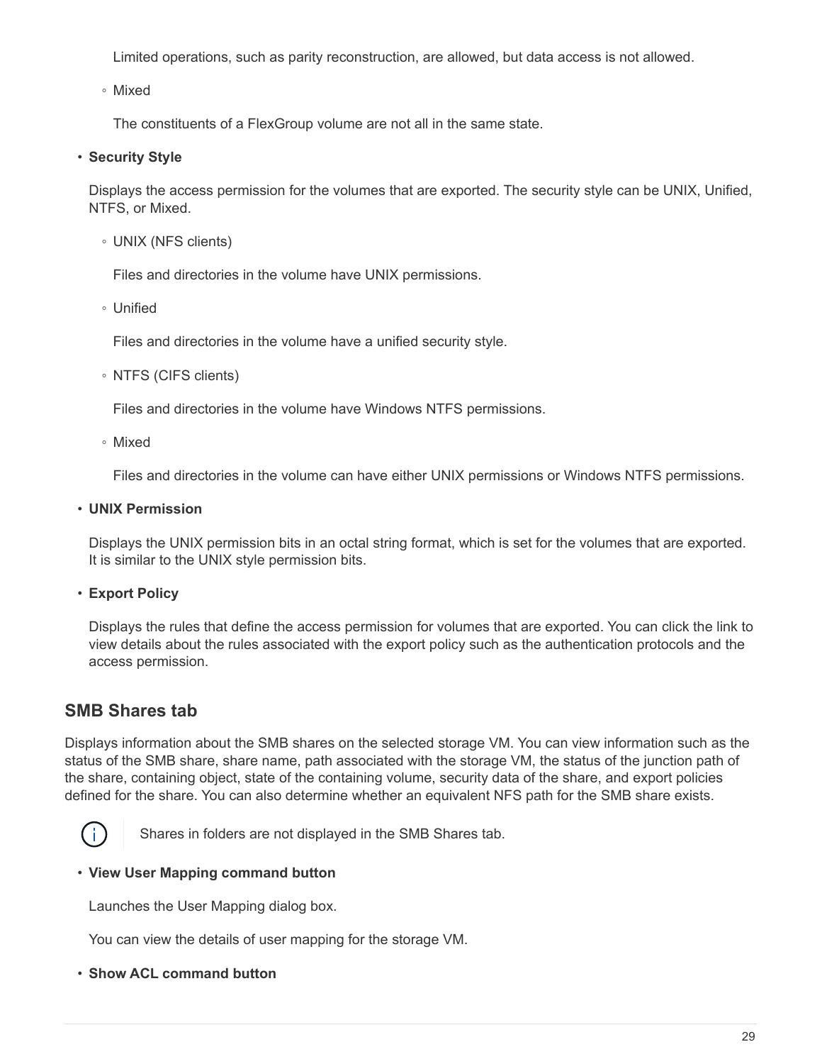Limited operations, such as parity reconstruction, are allowed, but data access is not allowed.

  - Mixed

    The constituents of a FlexGroup volume are not all in the same state.

- **Security Style**

  Displays the access permission for the volumes that are exported. The security style can be UNIX, Unified, NTFS, or Mixed.

  - UNIX (NFS clients)

    Files and directories in the volume have UNIX permissions.

  - Unified

    Files and directories in the volume have a unified security style.

  - NTFS (CIFS clients)

    Files and directories in the volume have Windows NTFS permissions.

  - Mixed

    Files and directories in the volume can have either UNIX permissions or Windows NTFS permissions.

- **UNIX Permission**

  Displays the UNIX permission bits in an octal string format, which is set for the volumes that are exported. It is similar to the UNIX style permission bits.

- **Export Policy**

  Displays the rules that define the access permission for volumes that are exported. You can click the link to view details about the rules associated with the export policy such as the authentication protocols and the access permission.

## SMB Shares tab

Displays information about the SMB shares on the selected storage VM. You can view information such as the status of the SMB share, share name, path associated with the storage VM, the status of the junction path of the share, containing object, state of the containing volume, security data of the share, and export policies defined for the share. You can also determine whether an equivalent NFS path for the SMB share exists.

> Shares in folders are not displayed in the SMB Shares tab.

- **View User Mapping command button**

  Launches the User Mapping dialog box.

  You can view the details of user mapping for the storage VM.

- **Show ACL command button**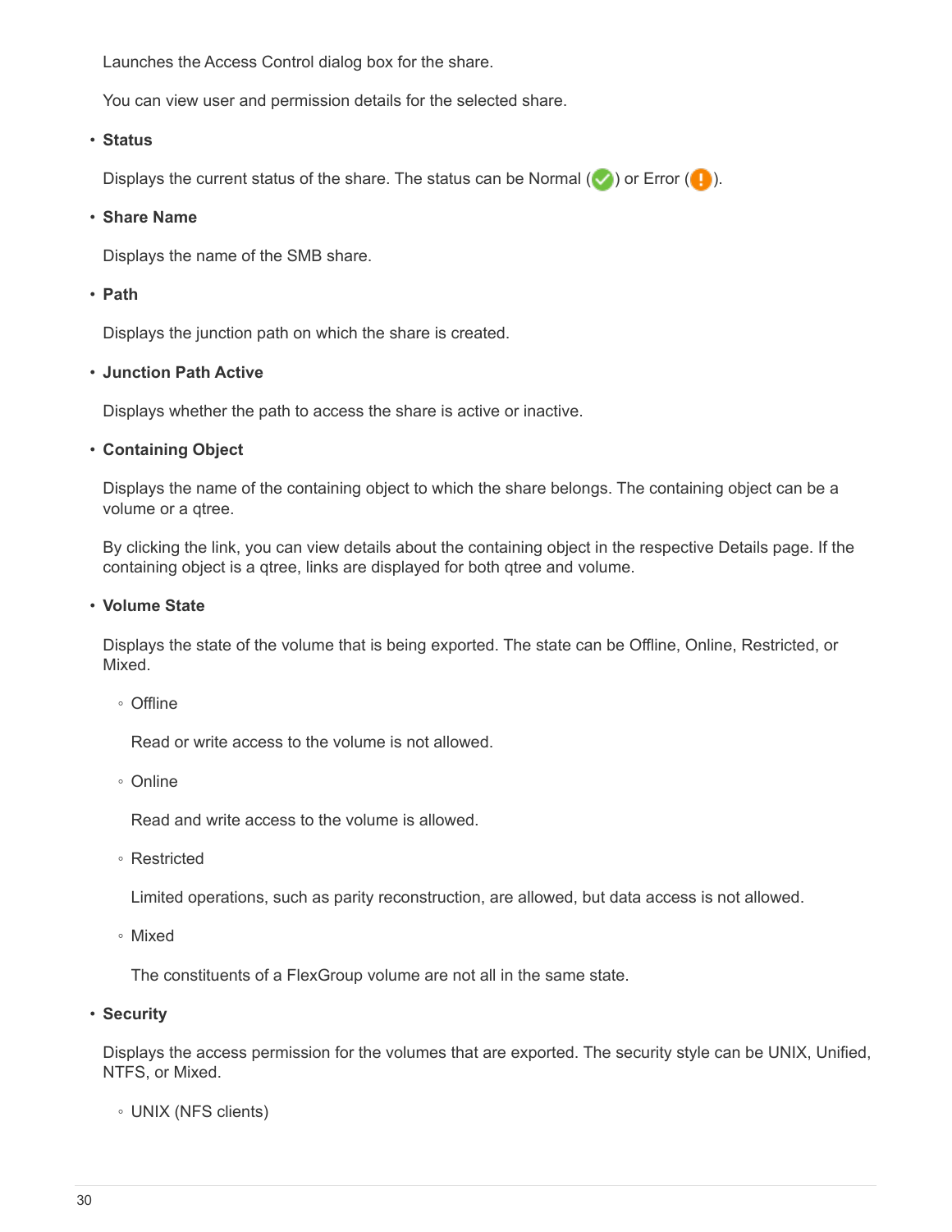Launches the Access Control dialog box for the share.

You can view user and permission details for the selected share.

- **Status**

  Displays the current status of the share. The status can be Normal (✓) or Error (!).

- **Share Name**

  Displays the name of the SMB share.

- **Path**

  Displays the junction path on which the share is created.

- **Junction Path Active**

  Displays whether the path to access the share is active or inactive.

- **Containing Object**

  Displays the name of the containing object to which the share belongs. The containing object can be a volume or a qtree.

  By clicking the link, you can view details about the containing object in the respective Details page. If the containing object is a qtree, links are displayed for both qtree and volume.

- **Volume State**

  Displays the state of the volume that is being exported. The state can be Offline, Online, Restricted, or Mixed.

  - Offline

    Read or write access to the volume is not allowed.

  - Online

    Read and write access to the volume is allowed.

  - Restricted

    Limited operations, such as parity reconstruction, are allowed, but data access is not allowed.

  - Mixed

    The constituents of a FlexGroup volume are not all in the same state.

- **Security**

  Displays the access permission for the volumes that are exported. The security style can be UNIX, Unified, NTFS, or Mixed.

  - UNIX (NFS clients)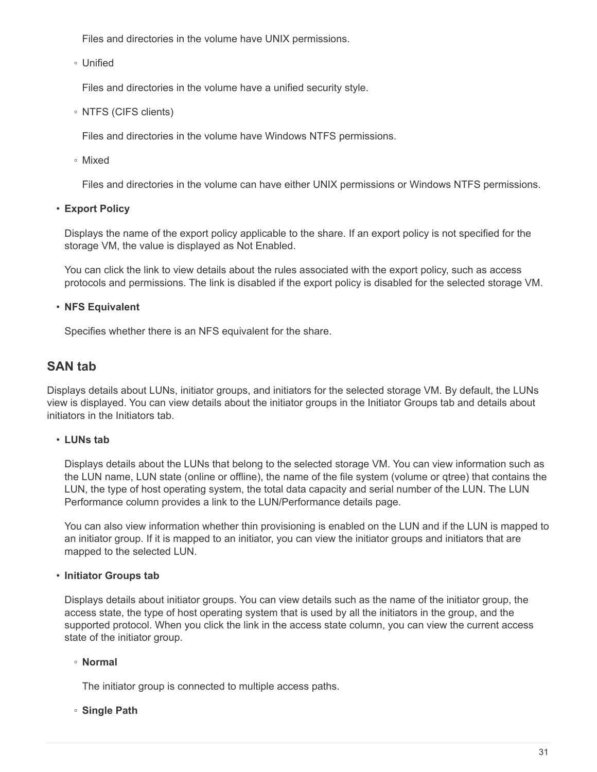Files and directories in the volume have UNIX permissions.

  - Unified

    Files and directories in the volume have a unified security style.

  - NTFS (CIFS clients)

    Files and directories in the volume have Windows NTFS permissions.

  - Mixed

    Files and directories in the volume can have either UNIX permissions or Windows NTFS permissions.

- **Export Policy**

  Displays the name of the export policy applicable to the share. If an export policy is not specified for the storage VM, the value is displayed as Not Enabled.

  You can click the link to view details about the rules associated with the export policy, such as access protocols and permissions. The link is disabled if the export policy is disabled for the selected storage VM.

- **NFS Equivalent**

  Specifies whether there is an NFS equivalent for the share.

## SAN tab

Displays details about LUNs, initiator groups, and initiators for the selected storage VM. By default, the LUNs view is displayed. You can view details about the initiator groups in the Initiator Groups tab and details about initiators in the Initiators tab.

- **LUNs tab**

  Displays details about the LUNs that belong to the selected storage VM. You can view information such as the LUN name, LUN state (online or offline), the name of the file system (volume or qtree) that contains the LUN, the type of host operating system, the total data capacity and serial number of the LUN. The LUN Performance column provides a link to the LUN/Performance details page.

  You can also view information whether thin provisioning is enabled on the LUN and if the LUN is mapped to an initiator group. If it is mapped to an initiator, you can view the initiator groups and initiators that are mapped to the selected LUN.

- **Initiator Groups tab**

  Displays details about initiator groups. You can view details such as the name of the initiator group, the access state, the type of host operating system that is used by all the initiators in the group, and the supported protocol. When you click the link in the access state column, you can view the current access state of the initiator group.

  - **Normal**

    The initiator group is connected to multiple access paths.

  - **Single Path**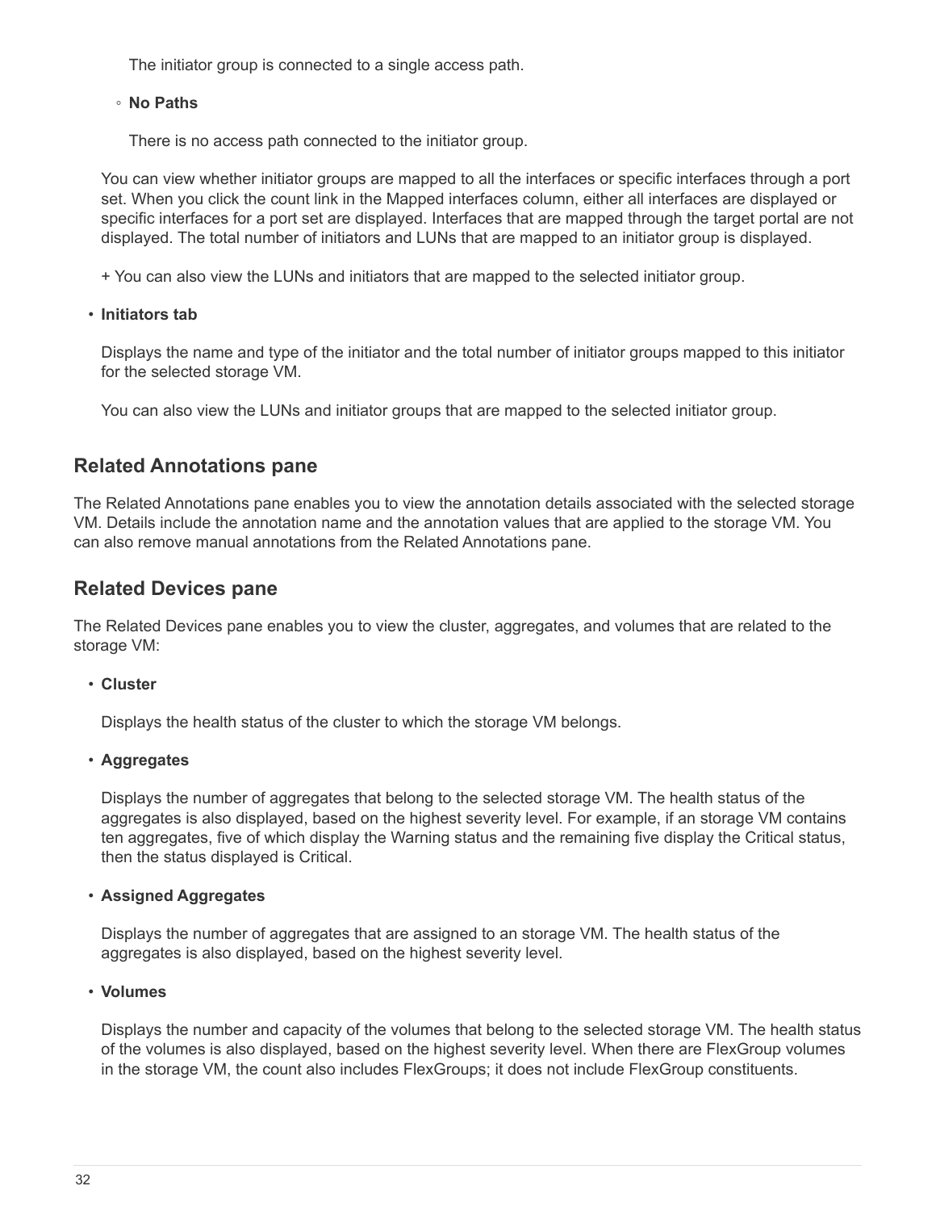The initiator group is connected to a single access path.

  - **No Paths**

    There is no access path connected to the initiator group.

  You can view whether initiator groups are mapped to all the interfaces or specific interfaces through a port set. When you click the count link in the Mapped interfaces column, either all interfaces are displayed or specific interfaces for a port set are displayed. Interfaces that are mapped through the target portal are not displayed. The total number of initiators and LUNs that are mapped to an initiator group is displayed.

  + You can also view the LUNs and initiators that are mapped to the selected initiator group.

- **Initiators tab**

  Displays the name and type of the initiator and the total number of initiator groups mapped to this initiator for the selected storage VM.

  You can also view the LUNs and initiator groups that are mapped to the selected initiator group.

## Related Annotations pane

The Related Annotations pane enables you to view the annotation details associated with the selected storage VM. Details include the annotation name and the annotation values that are applied to the storage VM. You can also remove manual annotations from the Related Annotations pane.

## Related Devices pane

The Related Devices pane enables you to view the cluster, aggregates, and volumes that are related to the storage VM:

- **Cluster**

  Displays the health status of the cluster to which the storage VM belongs.

- **Aggregates**

  Displays the number of aggregates that belong to the selected storage VM. The health status of the aggregates is also displayed, based on the highest severity level. For example, if an storage VM contains ten aggregates, five of which display the Warning status and the remaining five display the Critical status, then the status displayed is Critical.

- **Assigned Aggregates**

  Displays the number of aggregates that are assigned to an storage VM. The health status of the aggregates is also displayed, based on the highest severity level.

- **Volumes**

  Displays the number and capacity of the volumes that belong to the selected storage VM. The health status of the volumes is also displayed, based on the highest severity level. When there are FlexGroup volumes in the storage VM, the count also includes FlexGroups; it does not include FlexGroup constituents.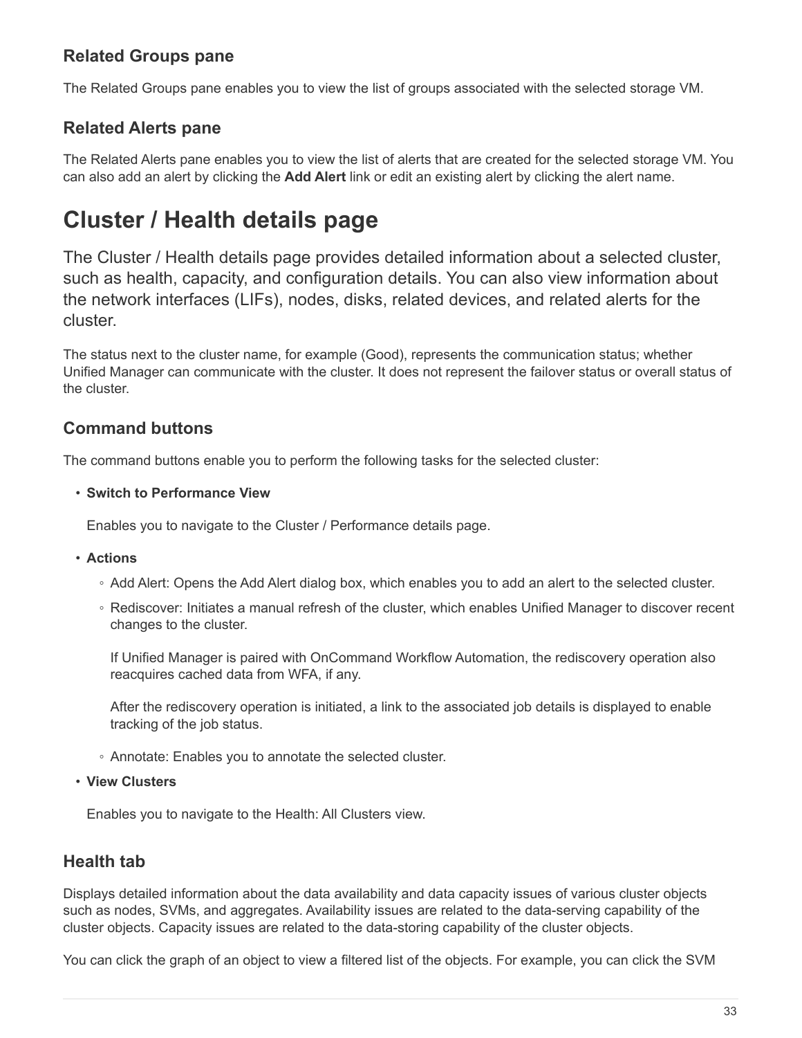### Related Groups pane

The Related Groups pane enables you to view the list of groups associated with the selected storage VM.

### Related Alerts pane

The Related Alerts pane enables you to view the list of alerts that are created for the selected storage VM. You can also add an alert by clicking the **Add Alert** link or edit an existing alert by clicking the alert name.

# Cluster / Health details page

The Cluster / Health details page provides detailed information about a selected cluster, such as health, capacity, and configuration details. You can also view information about the network interfaces (LIFs), nodes, disks, related devices, and related alerts for the cluster.

The status next to the cluster name, for example (Good), represents the communication status; whether Unified Manager can communicate with the cluster. It does not represent the failover status or overall status of the cluster.

### Command buttons

The command buttons enable you to perform the following tasks for the selected cluster:

- **Switch to Performance View**

  Enables you to navigate to the Cluster / Performance details page.

- **Actions**
  - Add Alert: Opens the Add Alert dialog box, which enables you to add an alert to the selected cluster.
  - Rediscover: Initiates a manual refresh of the cluster, which enables Unified Manager to discover recent changes to the cluster.

    If Unified Manager is paired with OnCommand Workflow Automation, the rediscovery operation also reacquires cached data from WFA, if any.

    After the rediscovery operation is initiated, a link to the associated job details is displayed to enable tracking of the job status.
  - Annotate: Enables you to annotate the selected cluster.

- **View Clusters**

  Enables you to navigate to the Health: All Clusters view.

### Health tab

Displays detailed information about the data availability and data capacity issues of various cluster objects such as nodes, SVMs, and aggregates. Availability issues are related to the data-serving capability of the cluster objects. Capacity issues are related to the data-storing capability of the cluster objects.

You can click the graph of an object to view a filtered list of the objects. For example, you can click the SVM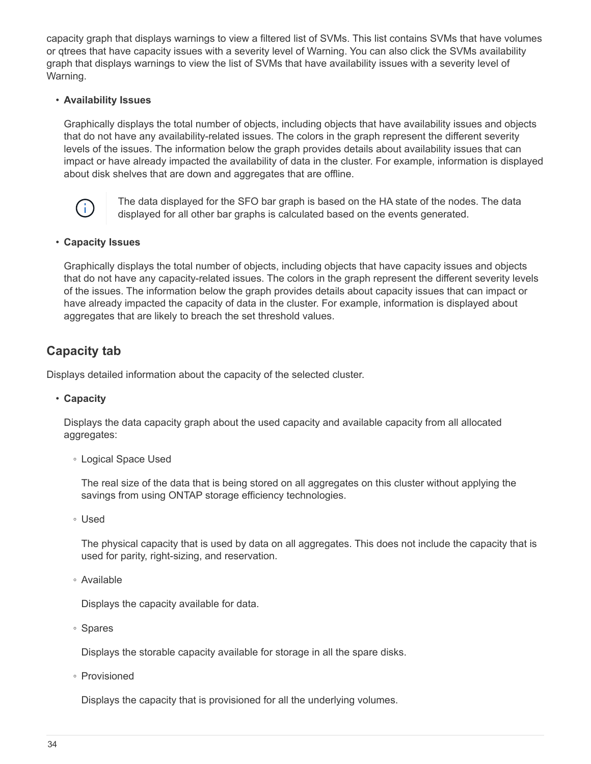capacity graph that displays warnings to view a filtered list of SVMs. This list contains SVMs that have volumes or qtrees that have capacity issues with a severity level of Warning. You can also click the SVMs availability graph that displays warnings to view the list of SVMs that have availability issues with a severity level of Warning.

- **Availability Issues**

  Graphically displays the total number of objects, including objects that have availability issues and objects that do not have any availability-related issues. The colors in the graph represent the different severity levels of the issues. The information below the graph provides details about availability issues that can impact or have already impacted the availability of data in the cluster. For example, information is displayed about disk shelves that are down and aggregates that are offline.

  > The data displayed for the SFO bar graph is based on the HA state of the nodes. The data displayed for all other bar graphs is calculated based on the events generated.

- **Capacity Issues**

  Graphically displays the total number of objects, including objects that have capacity issues and objects that do not have any capacity-related issues. The colors in the graph represent the different severity levels of the issues. The information below the graph provides details about capacity issues that can impact or have already impacted the capacity of data in the cluster. For example, information is displayed about aggregates that are likely to breach the set threshold values.

## Capacity tab

Displays detailed information about the capacity of the selected cluster.

- **Capacity**

  Displays the data capacity graph about the used capacity and available capacity from all allocated aggregates:

  - Logical Space Used

    The real size of the data that is being stored on all aggregates on this cluster without applying the savings from using ONTAP storage efficiency technologies.

  - Used

    The physical capacity that is used by data on all aggregates. This does not include the capacity that is used for parity, right-sizing, and reservation.

  - Available

    Displays the capacity available for data.

  - Spares

    Displays the storable capacity available for storage in all the spare disks.

  - Provisioned

    Displays the capacity that is provisioned for all the underlying volumes.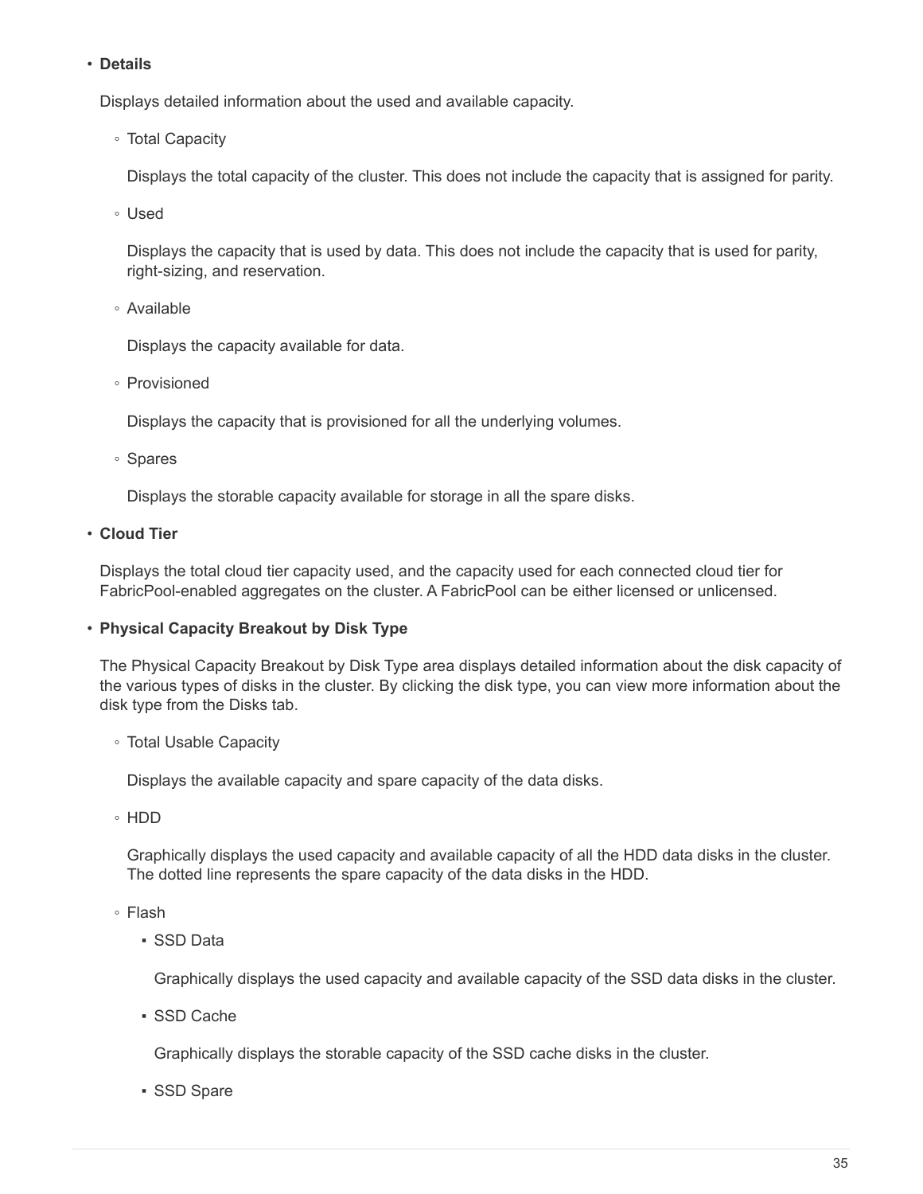- **Details**

  Displays detailed information about the used and available capacity.

  - Total Capacity

    Displays the total capacity of the cluster. This does not include the capacity that is assigned for parity.

  - Used

    Displays the capacity that is used by data. This does not include the capacity that is used for parity, right-sizing, and reservation.

  - Available

    Displays the capacity available for data.

  - Provisioned

    Displays the capacity that is provisioned for all the underlying volumes.

  - Spares

    Displays the storable capacity available for storage in all the spare disks.

- **Cloud Tier**

  Displays the total cloud tier capacity used, and the capacity used for each connected cloud tier for FabricPool-enabled aggregates on the cluster. A FabricPool can be either licensed or unlicensed.

- **Physical Capacity Breakout by Disk Type**

  The Physical Capacity Breakout by Disk Type area displays detailed information about the disk capacity of the various types of disks in the cluster. By clicking the disk type, you can view more information about the disk type from the Disks tab.

  - Total Usable Capacity

    Displays the available capacity and spare capacity of the data disks.

  - HDD

    Graphically displays the used capacity and available capacity of all the HDD data disks in the cluster. The dotted line represents the spare capacity of the data disks in the HDD.

  - Flash

    - SSD Data

      Graphically displays the used capacity and available capacity of the SSD data disks in the cluster.

    - SSD Cache

      Graphically displays the storable capacity of the SSD cache disks in the cluster.

    - SSD Spare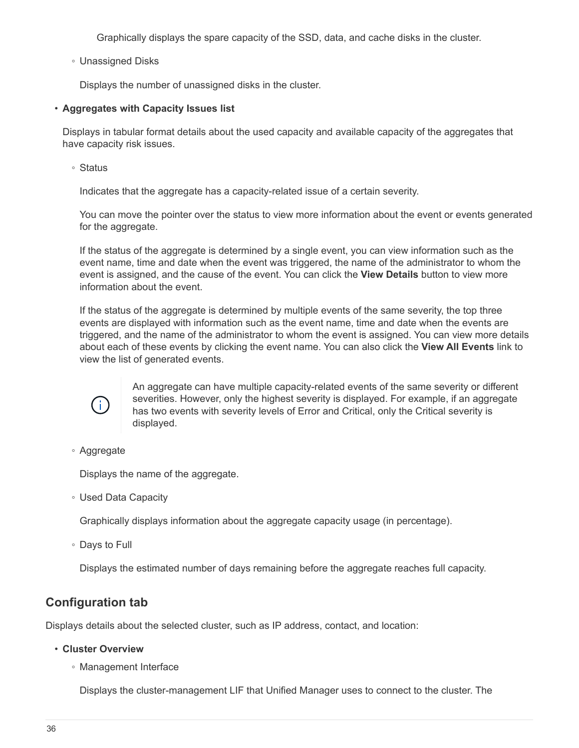Graphically displays the spare capacity of the SSD, data, and cache disks in the cluster.

- Unassigned Disks

  Displays the number of unassigned disks in the cluster.

- **Aggregates with Capacity Issues list**

  Displays in tabular format details about the used capacity and available capacity of the aggregates that have capacity risk issues.

  - Status

    Indicates that the aggregate has a capacity-related issue of a certain severity.

    You can move the pointer over the status to view more information about the event or events generated for the aggregate.

    If the status of the aggregate is determined by a single event, you can view information such as the event name, time and date when the event was triggered, the name of the administrator to whom the event is assigned, and the cause of the event. You can click the **View Details** button to view more information about the event.

    If the status of the aggregate is determined by multiple events of the same severity, the top three events are displayed with information such as the event name, time and date when the events are triggered, and the name of the administrator to whom the event is assigned. You can view more details about each of these events by clicking the event name. You can also click the **View All Events** link to view the list of generated events.

    > An aggregate can have multiple capacity-related events of the same severity or different severities. However, only the highest severity is displayed. For example, if an aggregate has two events with severity levels of Error and Critical, only the Critical severity is displayed.

  - Aggregate

    Displays the name of the aggregate.

  - Used Data Capacity

    Graphically displays information about the aggregate capacity usage (in percentage).

  - Days to Full

    Displays the estimated number of days remaining before the aggregate reaches full capacity.

## Configuration tab

Displays details about the selected cluster, such as IP address, contact, and location:

- **Cluster Overview**
  - Management Interface

    Displays the cluster-management LIF that Unified Manager uses to connect to the cluster. The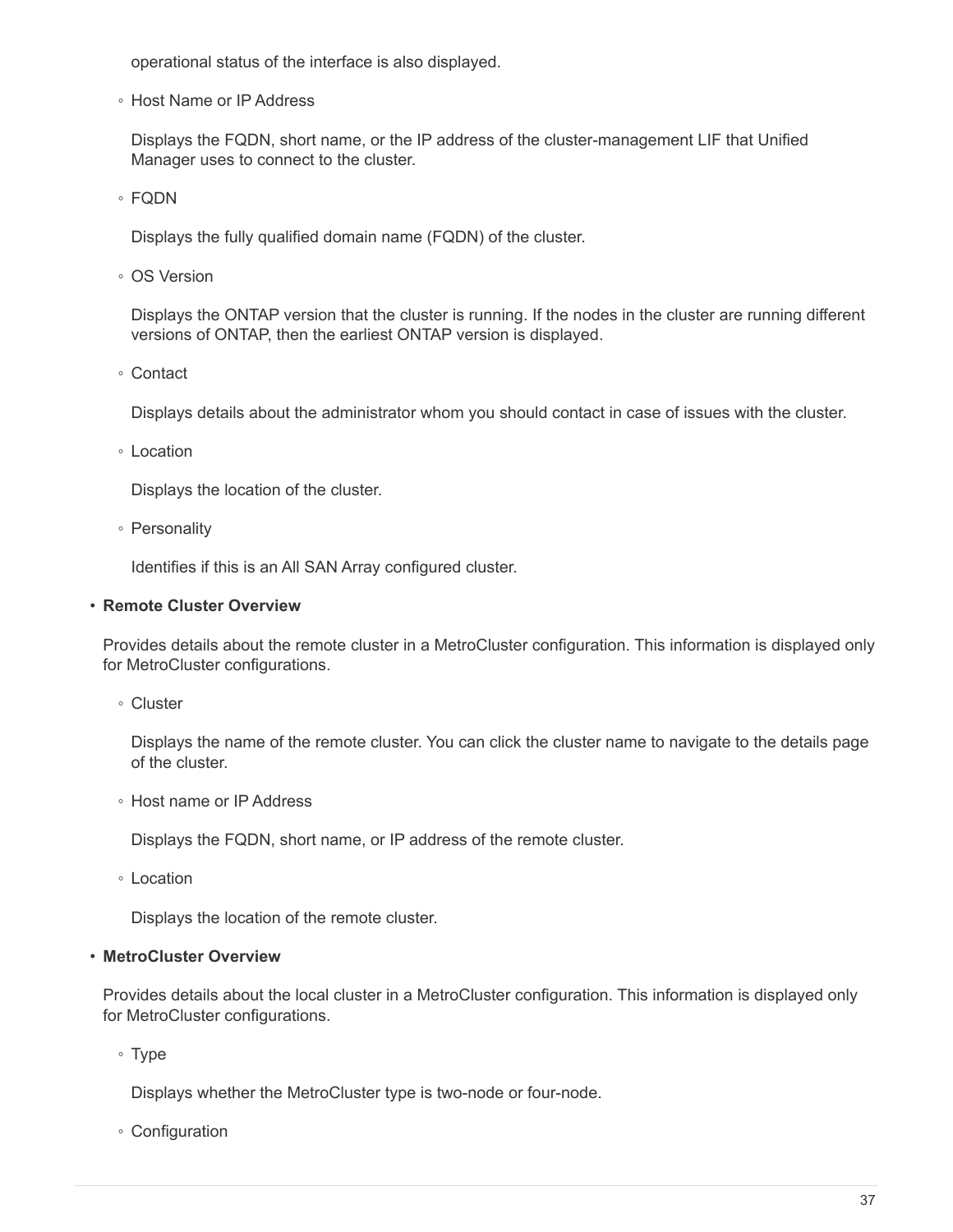operational status of the interface is also displayed.

  - Host Name or IP Address

    Displays the FQDN, short name, or the IP address of the cluster-management LIF that Unified Manager uses to connect to the cluster.

  - FQDN

    Displays the fully qualified domain name (FQDN) of the cluster.

  - OS Version

    Displays the ONTAP version that the cluster is running. If the nodes in the cluster are running different versions of ONTAP, then the earliest ONTAP version is displayed.

  - Contact

    Displays details about the administrator whom you should contact in case of issues with the cluster.

  - Location

    Displays the location of the cluster.

  - Personality

    Identifies if this is an All SAN Array configured cluster.

- **Remote Cluster Overview**

  Provides details about the remote cluster in a MetroCluster configuration. This information is displayed only for MetroCluster configurations.

  - Cluster

    Displays the name of the remote cluster. You can click the cluster name to navigate to the details page of the cluster.

  - Host name or IP Address

    Displays the FQDN, short name, or IP address of the remote cluster.

  - Location

    Displays the location of the remote cluster.

- **MetroCluster Overview**

  Provides details about the local cluster in a MetroCluster configuration. This information is displayed only for MetroCluster configurations.

  - Type

    Displays whether the MetroCluster type is two-node or four-node.

  - Configuration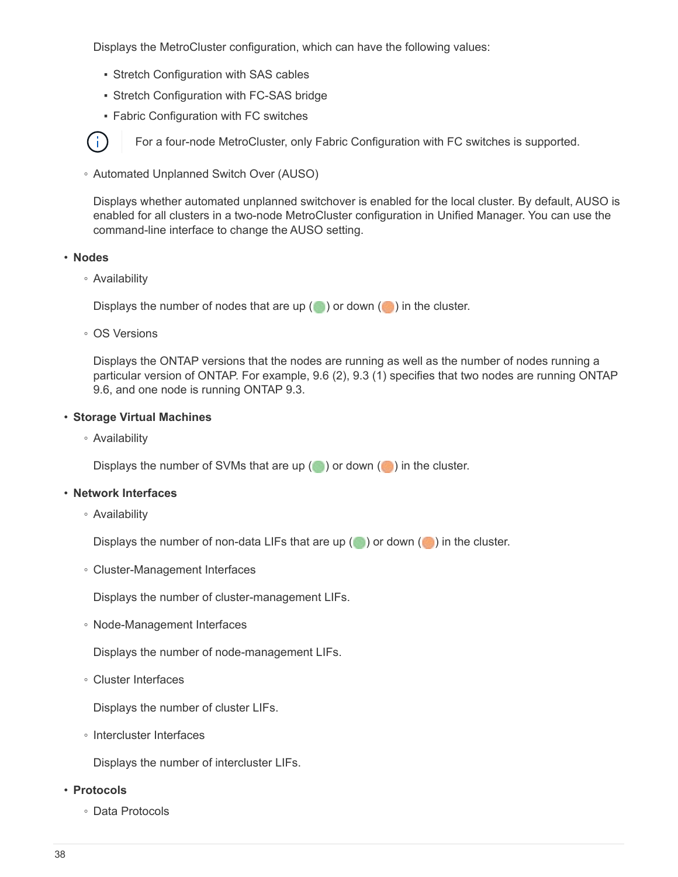Displays the MetroCluster configuration, which can have the following values:

  - Stretch Configuration with SAS cables
  - Stretch Configuration with FC-SAS bridge
  - Fabric Configuration with FC switches

  ⓘ For a four-node MetroCluster, only Fabric Configuration with FC switches is supported.

  - Automated Unplanned Switch Over (AUSO)

    Displays whether automated unplanned switchover is enabled for the local cluster. By default, AUSO is enabled for all clusters in a two-node MetroCluster configuration in Unified Manager. You can use the command-line interface to change the AUSO setting.

- **Nodes**
  - Availability

    Displays the number of nodes that are up (🟢) or down (🟠) in the cluster.

  - OS Versions

    Displays the ONTAP versions that the nodes are running as well as the number of nodes running a particular version of ONTAP. For example, 9.6 (2), 9.3 (1) specifies that two nodes are running ONTAP 9.6, and one node is running ONTAP 9.3.

- **Storage Virtual Machines**
  - Availability

    Displays the number of SVMs that are up (🟢) or down (🟠) in the cluster.

- **Network Interfaces**
  - Availability

    Displays the number of non-data LIFs that are up (🟢) or down (🟠) in the cluster.

  - Cluster-Management Interfaces

    Displays the number of cluster-management LIFs.

  - Node-Management Interfaces

    Displays the number of node-management LIFs.

  - Cluster Interfaces

    Displays the number of cluster LIFs.

  - Intercluster Interfaces

    Displays the number of intercluster LIFs.

- **Protocols**
  - Data Protocols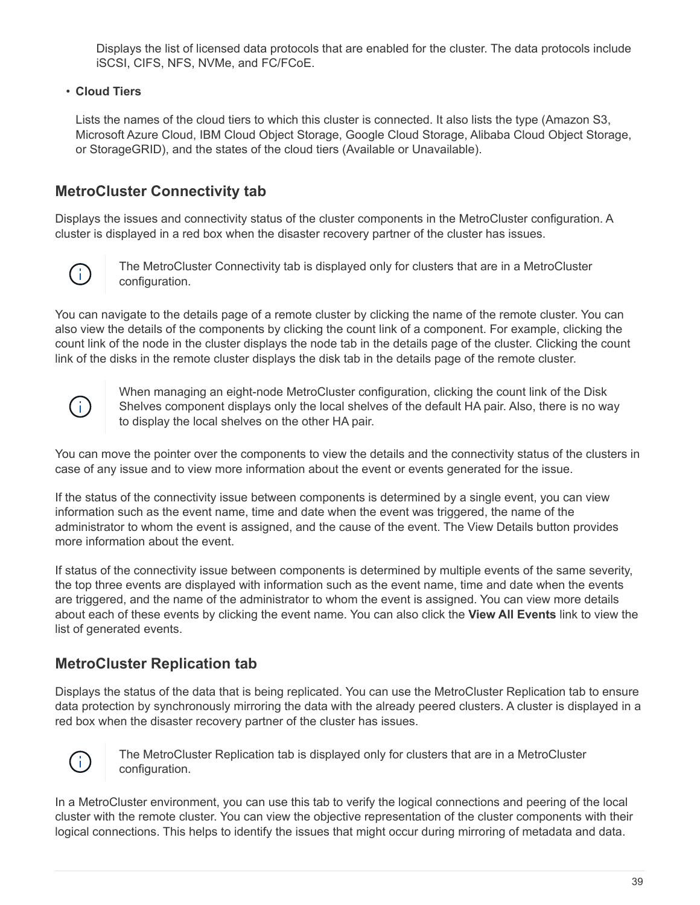Displays the list of licensed data protocols that are enabled for the cluster. The data protocols include iSCSI, CIFS, NFS, NVMe, and FC/FCoE.

- **Cloud Tiers**

  Lists the names of the cloud tiers to which this cluster is connected. It also lists the type (Amazon S3, Microsoft Azure Cloud, IBM Cloud Object Storage, Google Cloud Storage, Alibaba Cloud Object Storage, or StorageGRID), and the states of the cloud tiers (Available or Unavailable).

## MetroCluster Connectivity tab

Displays the issues and connectivity status of the cluster components in the MetroCluster configuration. A cluster is displayed in a red box when the disaster recovery partner of the cluster has issues.

> The MetroCluster Connectivity tab is displayed only for clusters that are in a MetroCluster configuration.

You can navigate to the details page of a remote cluster by clicking the name of the remote cluster. You can also view the details of the components by clicking the count link of a component. For example, clicking the count link of the node in the cluster displays the node tab in the details page of the cluster. Clicking the count link of the disks in the remote cluster displays the disk tab in the details page of the remote cluster.

> When managing an eight-node MetroCluster configuration, clicking the count link of the Disk Shelves component displays only the local shelves of the default HA pair. Also, there is no way to display the local shelves on the other HA pair.

You can move the pointer over the components to view the details and the connectivity status of the clusters in case of any issue and to view more information about the event or events generated for the issue.

If the status of the connectivity issue between components is determined by a single event, you can view information such as the event name, time and date when the event was triggered, the name of the administrator to whom the event is assigned, and the cause of the event. The View Details button provides more information about the event.

If status of the connectivity issue between components is determined by multiple events of the same severity, the top three events are displayed with information such as the event name, time and date when the events are triggered, and the name of the administrator to whom the event is assigned. You can view more details about each of these events by clicking the event name. You can also click the **View All Events** link to view the list of generated events.

## MetroCluster Replication tab

Displays the status of the data that is being replicated. You can use the MetroCluster Replication tab to ensure data protection by synchronously mirroring the data with the already peered clusters. A cluster is displayed in a red box when the disaster recovery partner of the cluster has issues.

> The MetroCluster Replication tab is displayed only for clusters that are in a MetroCluster configuration.

In a MetroCluster environment, you can use this tab to verify the logical connections and peering of the local cluster with the remote cluster. You can view the objective representation of the cluster components with their logical connections. This helps to identify the issues that might occur during mirroring of metadata and data.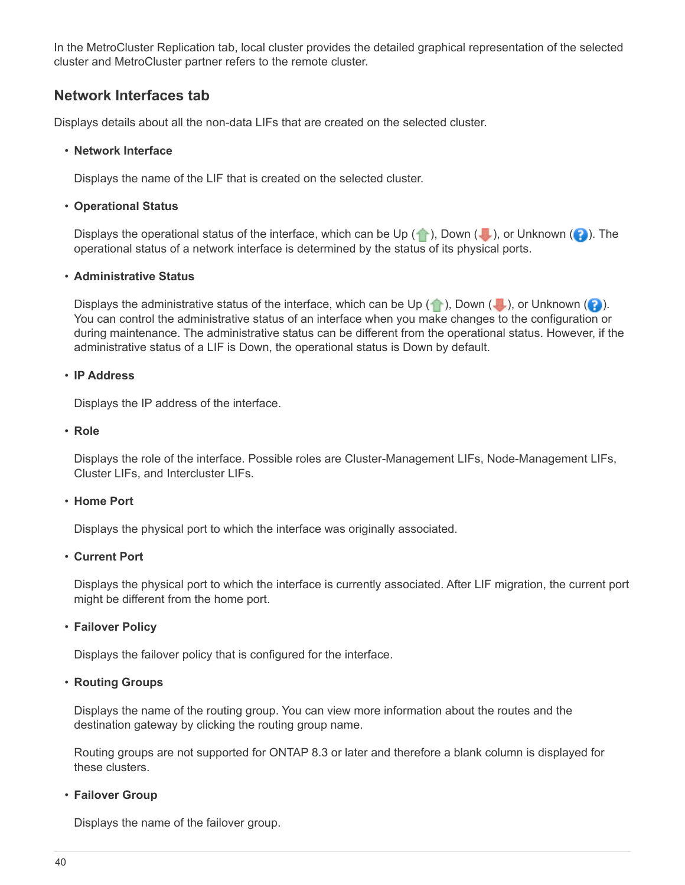In the MetroCluster Replication tab, local cluster provides the detailed graphical representation of the selected cluster and MetroCluster partner refers to the remote cluster.

## Network Interfaces tab

Displays details about all the non-data LIFs that are created on the selected cluster.

- **Network Interface**

  Displays the name of the LIF that is created on the selected cluster.

- **Operational Status**

  Displays the operational status of the interface, which can be Up ( ), Down ( ), or Unknown ( ). The operational status of a network interface is determined by the status of its physical ports.

- **Administrative Status**

  Displays the administrative status of the interface, which can be Up ( ), Down ( ), or Unknown ( ). You can control the administrative status of an interface when you make changes to the configuration or during maintenance. The administrative status can be different from the operational status. However, if the administrative status of a LIF is Down, the operational status is Down by default.

- **IP Address**

  Displays the IP address of the interface.

- **Role**

  Displays the role of the interface. Possible roles are Cluster-Management LIFs, Node-Management LIFs, Cluster LIFs, and Intercluster LIFs.

- **Home Port**

  Displays the physical port to which the interface was originally associated.

- **Current Port**

  Displays the physical port to which the interface is currently associated. After LIF migration, the current port might be different from the home port.

- **Failover Policy**

  Displays the failover policy that is configured for the interface.

- **Routing Groups**

  Displays the name of the routing group. You can view more information about the routes and the destination gateway by clicking the routing group name.

  Routing groups are not supported for ONTAP 8.3 or later and therefore a blank column is displayed for these clusters.

- **Failover Group**

  Displays the name of the failover group.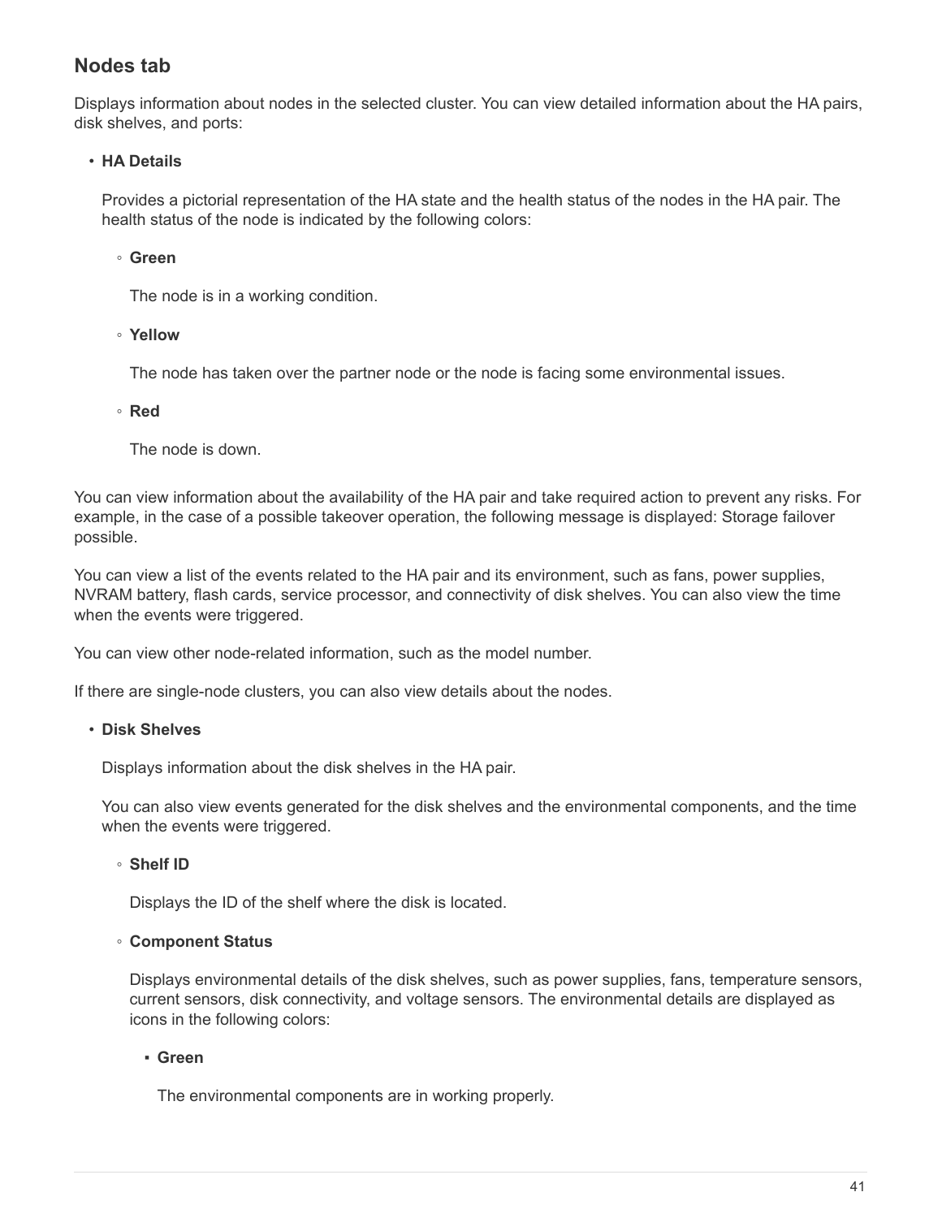## Nodes tab

Displays information about nodes in the selected cluster. You can view detailed information about the HA pairs, disk shelves, and ports:

- **HA Details**

  Provides a pictorial representation of the HA state and the health status of the nodes in the HA pair. The health status of the node is indicated by the following colors:

  - **Green**

    The node is in a working condition.

  - **Yellow**

    The node has taken over the partner node or the node is facing some environmental issues.

  - **Red**

    The node is down.

You can view information about the availability of the HA pair and take required action to prevent any risks. For example, in the case of a possible takeover operation, the following message is displayed: Storage failover possible.

You can view a list of the events related to the HA pair and its environment, such as fans, power supplies, NVRAM battery, flash cards, service processor, and connectivity of disk shelves. You can also view the time when the events were triggered.

You can view other node-related information, such as the model number.

If there are single-node clusters, you can also view details about the nodes.

- **Disk Shelves**

  Displays information about the disk shelves in the HA pair.

  You can also view events generated for the disk shelves and the environmental components, and the time when the events were triggered.

  - **Shelf ID**

    Displays the ID of the shelf where the disk is located.

  - **Component Status**

    Displays environmental details of the disk shelves, such as power supplies, fans, temperature sensors, current sensors, disk connectivity, and voltage sensors. The environmental details are displayed as icons in the following colors:

    - **Green**

      The environmental components are in working properly.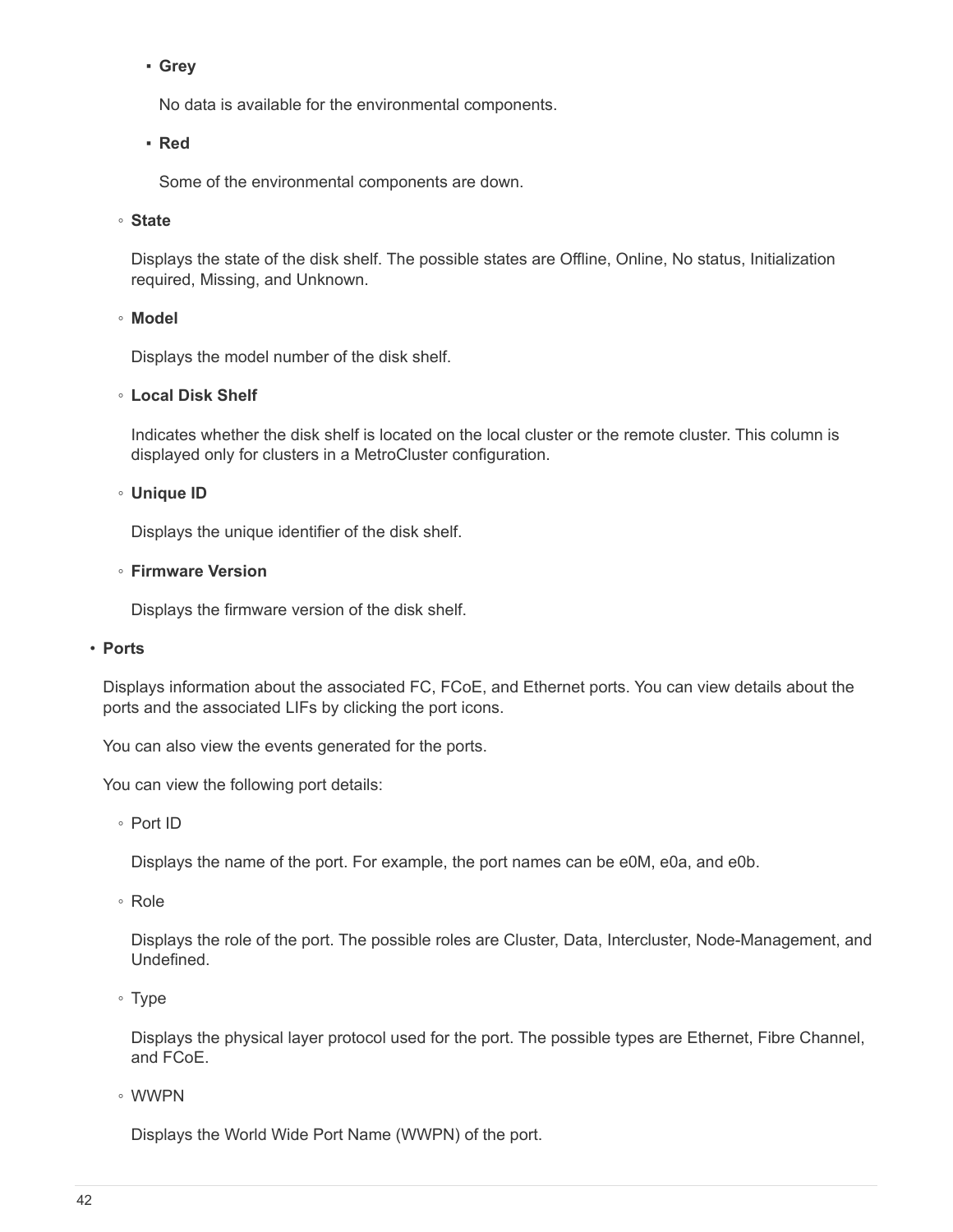- **Grey**

          No data is available for the environmental components.

        - **Red**

          Some of the environmental components are down.

    - **State**

      Displays the state of the disk shelf. The possible states are Offline, Online, No status, Initialization required, Missing, and Unknown.

    - **Model**

      Displays the model number of the disk shelf.

    - **Local Disk Shelf**

      Indicates whether the disk shelf is located on the local cluster or the remote cluster. This column is displayed only for clusters in a MetroCluster configuration.

    - **Unique ID**

      Displays the unique identifier of the disk shelf.

    - **Firmware Version**

      Displays the firmware version of the disk shelf.

- **Ports**

  Displays information about the associated FC, FCoE, and Ethernet ports. You can view details about the ports and the associated LIFs by clicking the port icons.

  You can also view the events generated for the ports.

  You can view the following port details:

    - Port ID

      Displays the name of the port. For example, the port names can be e0M, e0a, and e0b.

    - Role

      Displays the role of the port. The possible roles are Cluster, Data, Intercluster, Node-Management, and Undefined.

    - Type

      Displays the physical layer protocol used for the port. The possible types are Ethernet, Fibre Channel, and FCoE.

    - WWPN

      Displays the World Wide Port Name (WWPN) of the port.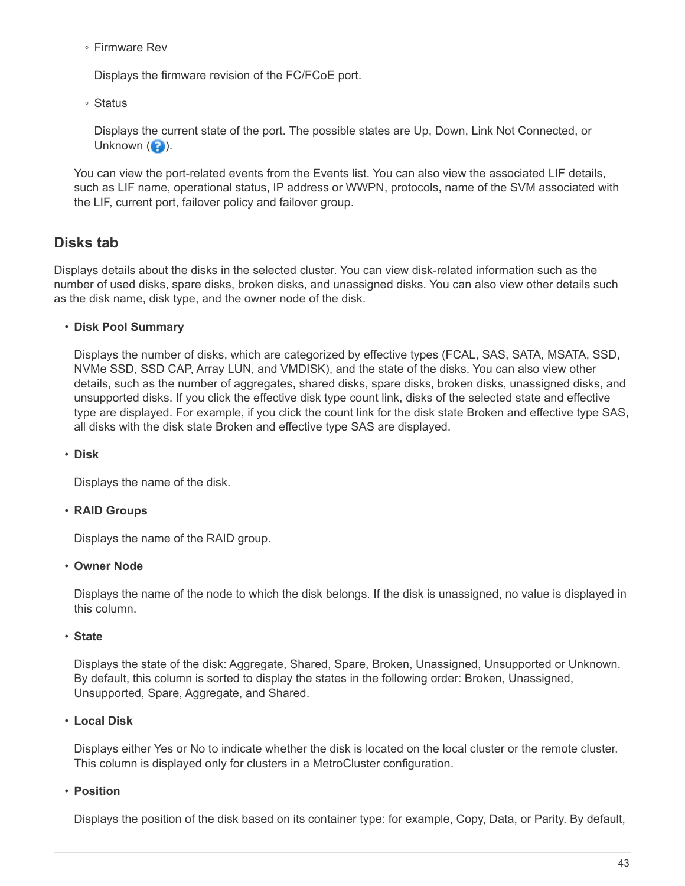- Firmware Rev

  Displays the firmware revision of the FC/FCoE port.

- Status

  Displays the current state of the port. The possible states are Up, Down, Link Not Connected, or Unknown (?).

You can view the port-related events from the Events list. You can also view the associated LIF details, such as LIF name, operational status, IP address or WWPN, protocols, name of the SVM associated with the LIF, current port, failover policy and failover group.

## Disks tab

Displays details about the disks in the selected cluster. You can view disk-related information such as the number of used disks, spare disks, broken disks, and unassigned disks. You can also view other details such as the disk name, disk type, and the owner node of the disk.

- **Disk Pool Summary**

  Displays the number of disks, which are categorized by effective types (FCAL, SAS, SATA, MSATA, SSD, NVMe SSD, SSD CAP, Array LUN, and VMDISK), and the state of the disks. You can also view other details, such as the number of aggregates, shared disks, spare disks, broken disks, unassigned disks, and unsupported disks. If you click the effective disk type count link, disks of the selected state and effective type are displayed. For example, if you click the count link for the disk state Broken and effective type SAS, all disks with the disk state Broken and effective type SAS are displayed.

- **Disk**

  Displays the name of the disk.

- **RAID Groups**

  Displays the name of the RAID group.

- **Owner Node**

  Displays the name of the node to which the disk belongs. If the disk is unassigned, no value is displayed in this column.

- **State**

  Displays the state of the disk: Aggregate, Shared, Spare, Broken, Unassigned, Unsupported or Unknown. By default, this column is sorted to display the states in the following order: Broken, Unassigned, Unsupported, Spare, Aggregate, and Shared.

- **Local Disk**

  Displays either Yes or No to indicate whether the disk is located on the local cluster or the remote cluster. This column is displayed only for clusters in a MetroCluster configuration.

- **Position**

  Displays the position of the disk based on its container type: for example, Copy, Data, or Parity. By default,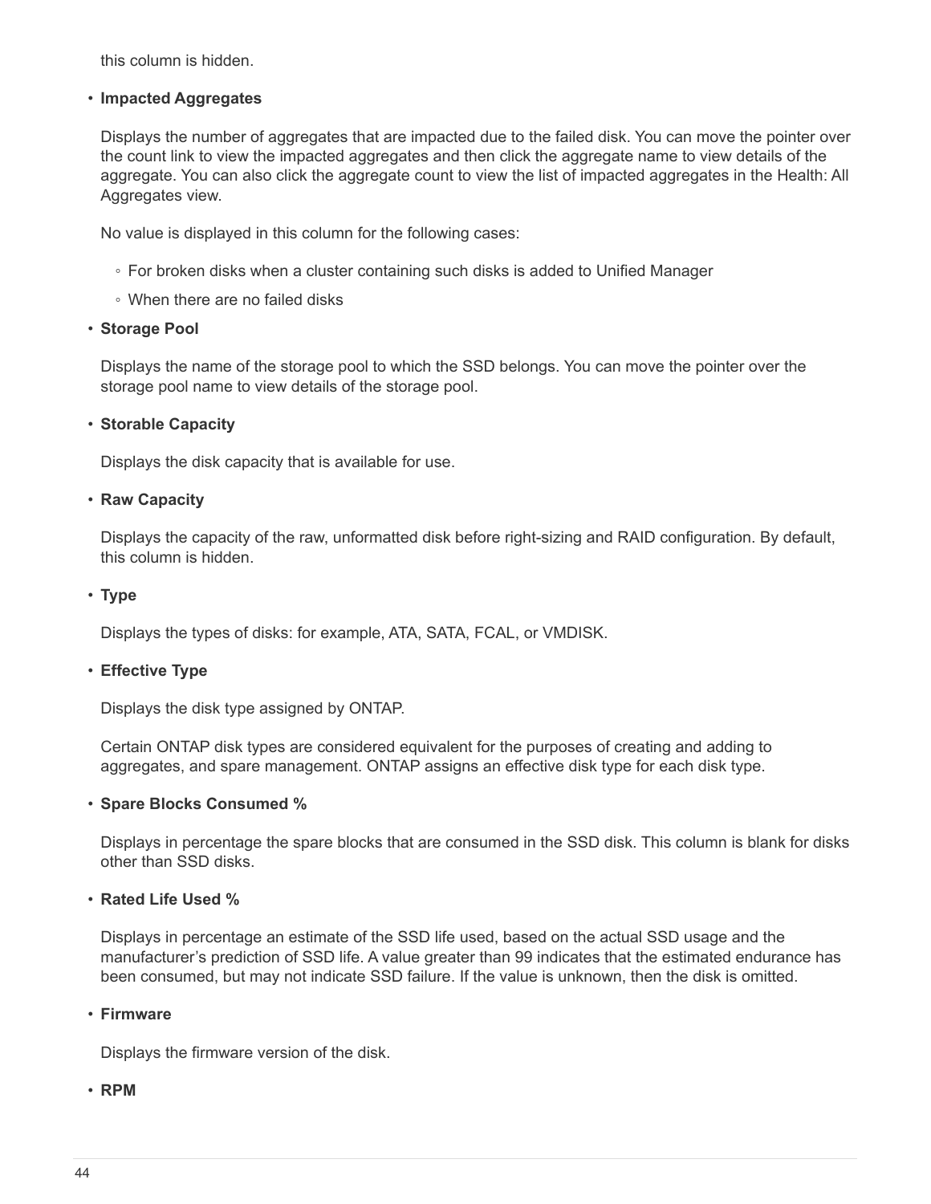this column is hidden.

- **Impacted Aggregates**

  Displays the number of aggregates that are impacted due to the failed disk. You can move the pointer over the count link to view the impacted aggregates and then click the aggregate name to view details of the aggregate. You can also click the aggregate count to view the list of impacted aggregates in the Health: All Aggregates view.

  No value is displayed in this column for the following cases:

  - For broken disks when a cluster containing such disks is added to Unified Manager
  - When there are no failed disks

- **Storage Pool**

  Displays the name of the storage pool to which the SSD belongs. You can move the pointer over the storage pool name to view details of the storage pool.

- **Storable Capacity**

  Displays the disk capacity that is available for use.

- **Raw Capacity**

  Displays the capacity of the raw, unformatted disk before right-sizing and RAID configuration. By default, this column is hidden.

- **Type**

  Displays the types of disks: for example, ATA, SATA, FCAL, or VMDISK.

- **Effective Type**

  Displays the disk type assigned by ONTAP.

  Certain ONTAP disk types are considered equivalent for the purposes of creating and adding to aggregates, and spare management. ONTAP assigns an effective disk type for each disk type.

- **Spare Blocks Consumed %**

  Displays in percentage the spare blocks that are consumed in the SSD disk. This column is blank for disks other than SSD disks.

- **Rated Life Used %**

  Displays in percentage an estimate of the SSD life used, based on the actual SSD usage and the manufacturer's prediction of SSD life. A value greater than 99 indicates that the estimated endurance has been consumed, but may not indicate SSD failure. If the value is unknown, then the disk is omitted.

- **Firmware**

  Displays the firmware version of the disk.

- **RPM**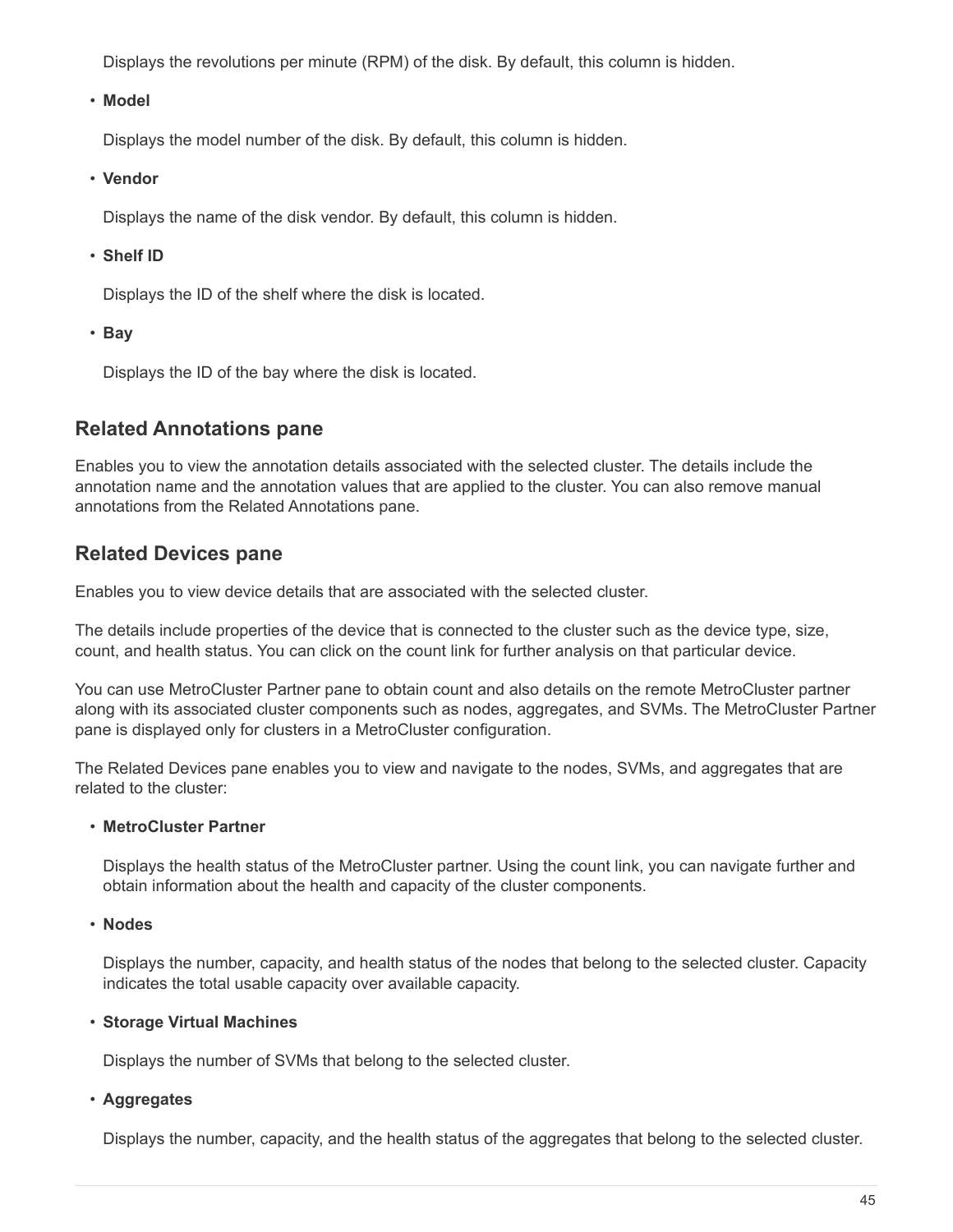Displays the revolutions per minute (RPM) of the disk. By default, this column is hidden.

- **Model**

  Displays the model number of the disk. By default, this column is hidden.

- **Vendor**

  Displays the name of the disk vendor. By default, this column is hidden.

- **Shelf ID**

  Displays the ID of the shelf where the disk is located.

- **Bay**

  Displays the ID of the bay where the disk is located.

## Related Annotations pane

Enables you to view the annotation details associated with the selected cluster. The details include the annotation name and the annotation values that are applied to the cluster. You can also remove manual annotations from the Related Annotations pane.

## Related Devices pane

Enables you to view device details that are associated with the selected cluster.

The details include properties of the device that is connected to the cluster such as the device type, size, count, and health status. You can click on the count link for further analysis on that particular device.

You can use MetroCluster Partner pane to obtain count and also details on the remote MetroCluster partner along with its associated cluster components such as nodes, aggregates, and SVMs. The MetroCluster Partner pane is displayed only for clusters in a MetroCluster configuration.

The Related Devices pane enables you to view and navigate to the nodes, SVMs, and aggregates that are related to the cluster:

- **MetroCluster Partner**

  Displays the health status of the MetroCluster partner. Using the count link, you can navigate further and obtain information about the health and capacity of the cluster components.

- **Nodes**

  Displays the number, capacity, and health status of the nodes that belong to the selected cluster. Capacity indicates the total usable capacity over available capacity.

- **Storage Virtual Machines**

  Displays the number of SVMs that belong to the selected cluster.

- **Aggregates**

  Displays the number, capacity, and the health status of the aggregates that belong to the selected cluster.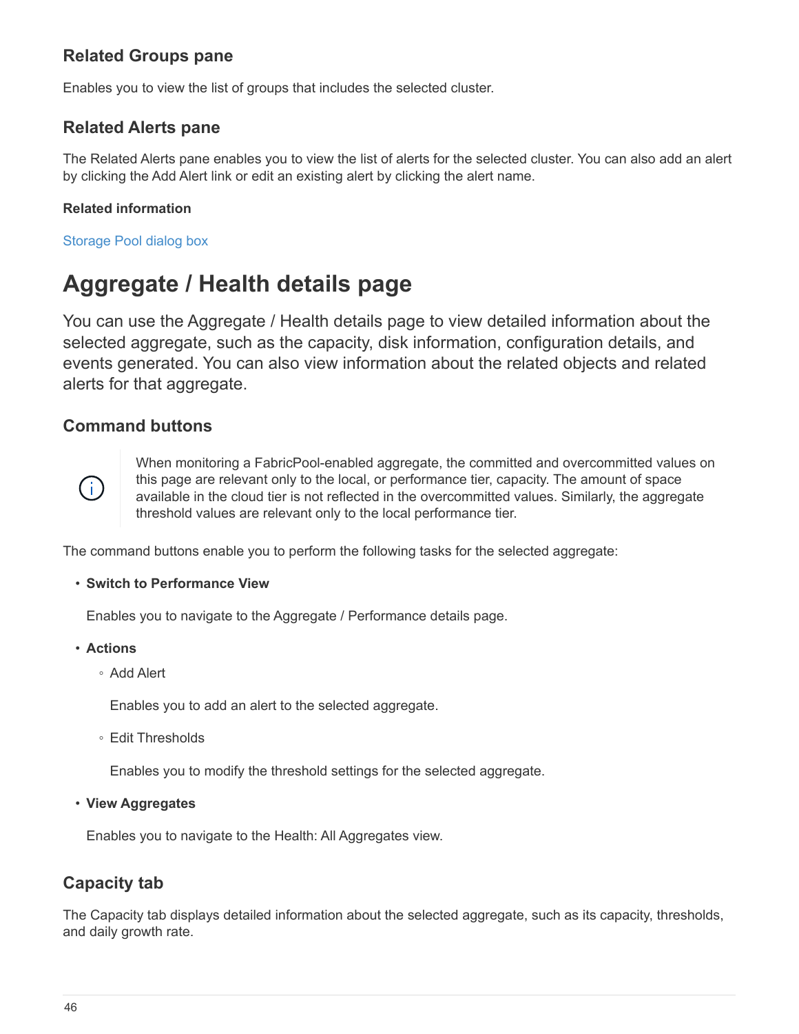### Related Groups pane

Enables you to view the list of groups that includes the selected cluster.

### Related Alerts pane

The Related Alerts pane enables you to view the list of alerts for the selected cluster. You can also add an alert by clicking the Add Alert link or edit an existing alert by clicking the alert name.

**Related information**

Storage Pool dialog box

# Aggregate / Health details page

You can use the Aggregate / Health details page to view detailed information about the selected aggregate, such as the capacity, disk information, configuration details, and events generated. You can also view information about the related objects and related alerts for that aggregate.

### Command buttons

> When monitoring a FabricPool-enabled aggregate, the committed and overcommitted values on this page are relevant only to the local, or performance tier, capacity. The amount of space available in the cloud tier is not reflected in the overcommitted values. Similarly, the aggregate threshold values are relevant only to the local performance tier.

The command buttons enable you to perform the following tasks for the selected aggregate:

- **Switch to Performance View**

  Enables you to navigate to the Aggregate / Performance details page.

- **Actions**
  - Add Alert

    Enables you to add an alert to the selected aggregate.

  - Edit Thresholds

    Enables you to modify the threshold settings for the selected aggregate.

- **View Aggregates**

  Enables you to navigate to the Health: All Aggregates view.

### Capacity tab

The Capacity tab displays detailed information about the selected aggregate, such as its capacity, thresholds, and daily growth rate.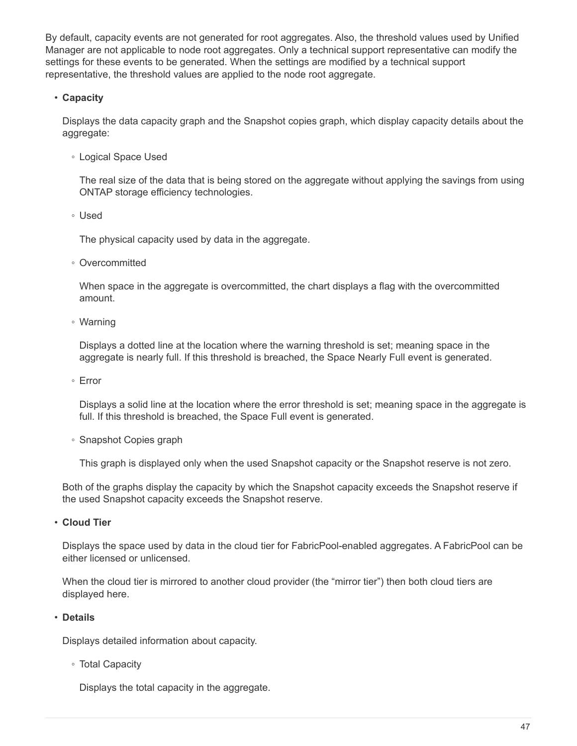By default, capacity events are not generated for root aggregates. Also, the threshold values used by Unified Manager are not applicable to node root aggregates. Only a technical support representative can modify the settings for these events to be generated. When the settings are modified by a technical support representative, the threshold values are applied to the node root aggregate.

- **Capacity**

  Displays the data capacity graph and the Snapshot copies graph, which display capacity details about the aggregate:

  - Logical Space Used

    The real size of the data that is being stored on the aggregate without applying the savings from using ONTAP storage efficiency technologies.

  - Used

    The physical capacity used by data in the aggregate.

  - Overcommitted

    When space in the aggregate is overcommitted, the chart displays a flag with the overcommitted amount.

  - Warning

    Displays a dotted line at the location where the warning threshold is set; meaning space in the aggregate is nearly full. If this threshold is breached, the Space Nearly Full event is generated.

  - Error

    Displays a solid line at the location where the error threshold is set; meaning space in the aggregate is full. If this threshold is breached, the Space Full event is generated.

  - Snapshot Copies graph

    This graph is displayed only when the used Snapshot capacity or the Snapshot reserve is not zero.

  Both of the graphs display the capacity by which the Snapshot capacity exceeds the Snapshot reserve if the used Snapshot capacity exceeds the Snapshot reserve.

- **Cloud Tier**

  Displays the space used by data in the cloud tier for FabricPool-enabled aggregates. A FabricPool can be either licensed or unlicensed.

  When the cloud tier is mirrored to another cloud provider (the “mirror tier”) then both cloud tiers are displayed here.

- **Details**

  Displays detailed information about capacity.

  - Total Capacity

    Displays the total capacity in the aggregate.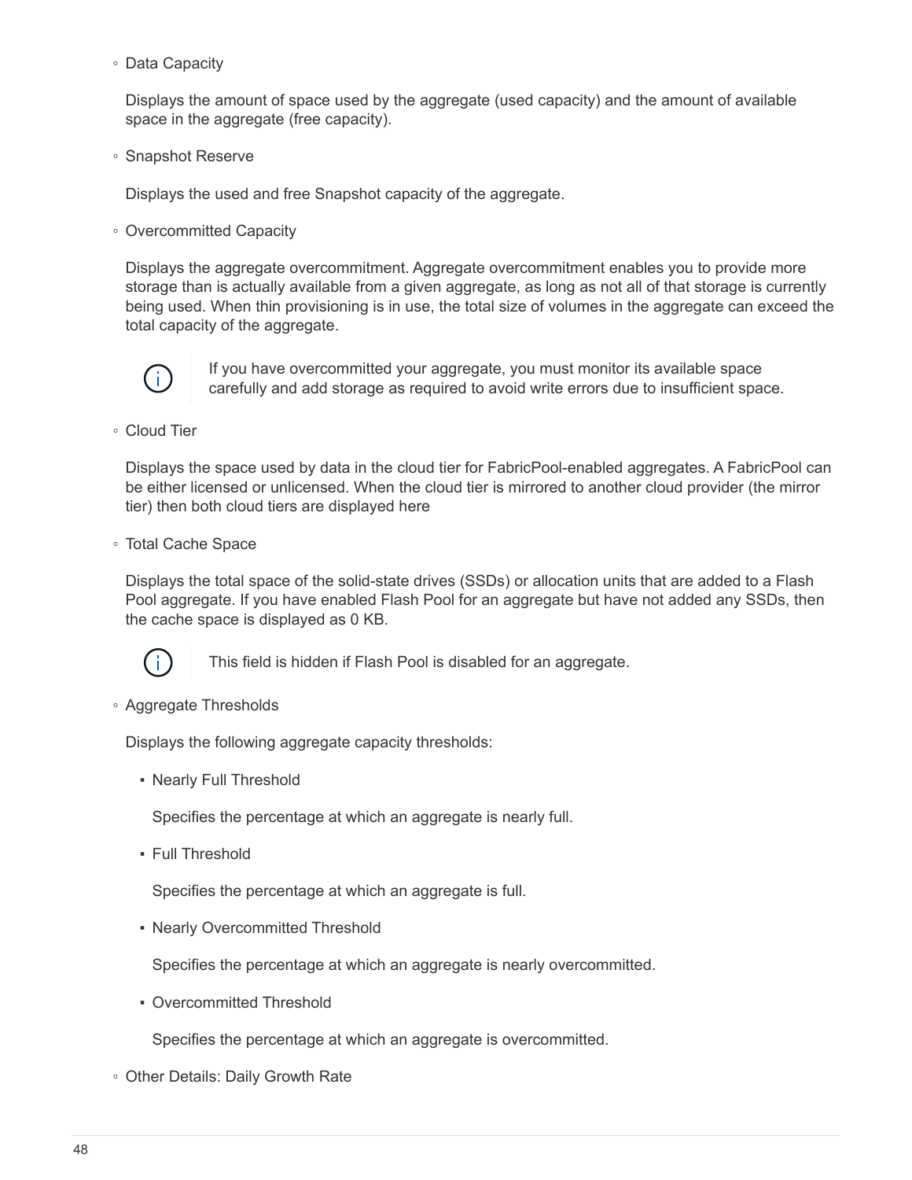- Data Capacity

  Displays the amount of space used by the aggregate (used capacity) and the amount of available space in the aggregate (free capacity).

- Snapshot Reserve

  Displays the used and free Snapshot capacity of the aggregate.

- Overcommitted Capacity

  Displays the aggregate overcommitment. Aggregate overcommitment enables you to provide more storage than is actually available from a given aggregate, as long as not all of that storage is currently being used. When thin provisioning is in use, the total size of volumes in the aggregate can exceed the total capacity of the aggregate.

  > If you have overcommitted your aggregate, you must monitor its available space carefully and add storage as required to avoid write errors due to insufficient space.

- Cloud Tier

  Displays the space used by data in the cloud tier for FabricPool-enabled aggregates. A FabricPool can be either licensed or unlicensed. When the cloud tier is mirrored to another cloud provider (the mirror tier) then both cloud tiers are displayed here

- Total Cache Space

  Displays the total space of the solid-state drives (SSDs) or allocation units that are added to a Flash Pool aggregate. If you have enabled Flash Pool for an aggregate but have not added any SSDs, then the cache space is displayed as 0 KB.

  > This field is hidden if Flash Pool is disabled for an aggregate.

- Aggregate Thresholds

  Displays the following aggregate capacity thresholds:

  - Nearly Full Threshold

    Specifies the percentage at which an aggregate is nearly full.

  - Full Threshold

    Specifies the percentage at which an aggregate is full.

  - Nearly Overcommitted Threshold

    Specifies the percentage at which an aggregate is nearly overcommitted.

  - Overcommitted Threshold

    Specifies the percentage at which an aggregate is overcommitted.

- Other Details: Daily Growth Rate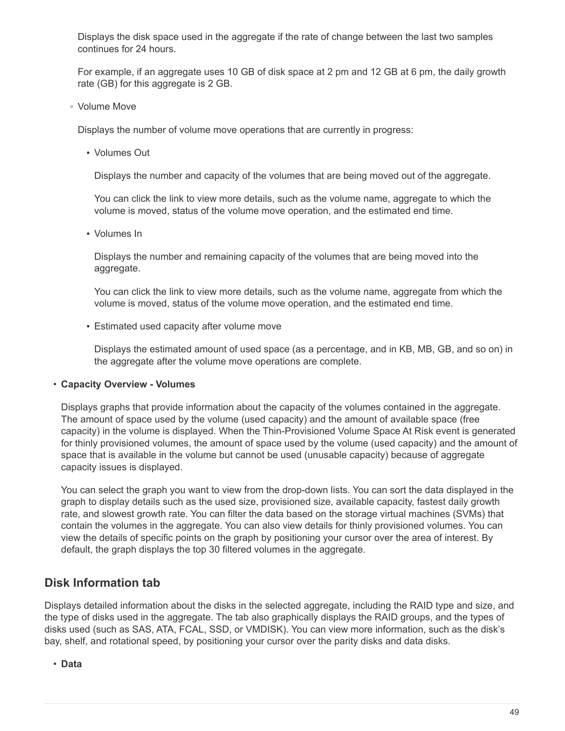Displays the disk space used in the aggregate if the rate of change between the last two samples continues for 24 hours.

For example, if an aggregate uses 10 GB of disk space at 2 pm and 12 GB at 6 pm, the daily growth rate (GB) for this aggregate is 2 GB.

  - Volume Move

    Displays the number of volume move operations that are currently in progress:

    - Volumes Out

      Displays the number and capacity of the volumes that are being moved out of the aggregate.

      You can click the link to view more details, such as the volume name, aggregate to which the volume is moved, status of the volume move operation, and the estimated end time.

    - Volumes In

      Displays the number and remaining capacity of the volumes that are being moved into the aggregate.

      You can click the link to view more details, such as the volume name, aggregate from which the volume is moved, status of the volume move operation, and the estimated end time.

    - Estimated used capacity after volume move

      Displays the estimated amount of used space (as a percentage, and in KB, MB, GB, and so on) in the aggregate after the volume move operations are complete.

- **Capacity Overview - Volumes**

  Displays graphs that provide information about the capacity of the volumes contained in the aggregate. The amount of space used by the volume (used capacity) and the amount of available space (free capacity) in the volume is displayed. When the Thin-Provisioned Volume Space At Risk event is generated for thinly provisioned volumes, the amount of space used by the volume (used capacity) and the amount of space that is available in the volume but cannot be used (unusable capacity) because of aggregate capacity issues is displayed.

  You can select the graph you want to view from the drop-down lists. You can sort the data displayed in the graph to display details such as the used size, provisioned size, available capacity, fastest daily growth rate, and slowest growth rate. You can filter the data based on the storage virtual machines (SVMs) that contain the volumes in the aggregate. You can also view details for thinly provisioned volumes. You can view the details of specific points on the graph by positioning your cursor over the area of interest. By default, the graph displays the top 30 filtered volumes in the aggregate.

## Disk Information tab

Displays detailed information about the disks in the selected aggregate, including the RAID type and size, and the type of disks used in the aggregate. The tab also graphically displays the RAID groups, and the types of disks used (such as SAS, ATA, FCAL, SSD, or VMDISK). You can view more information, such as the disk's bay, shelf, and rotational speed, by positioning your cursor over the parity disks and data disks.

- **Data**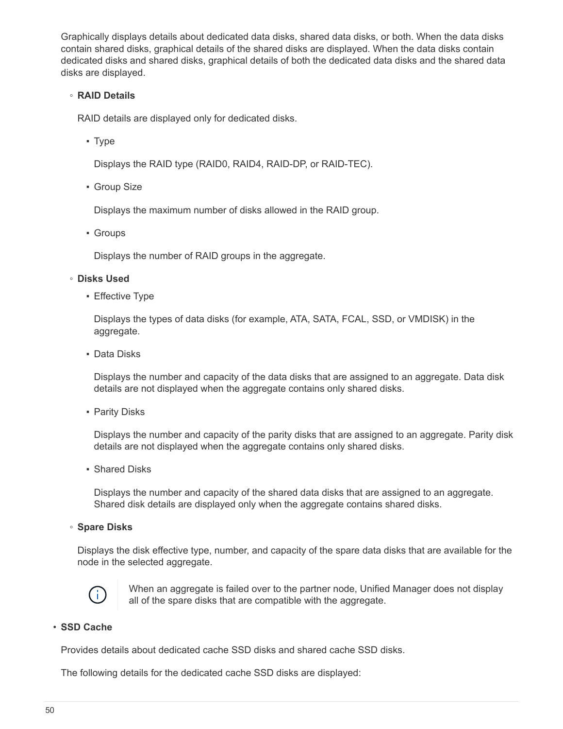Graphically displays details about dedicated data disks, shared data disks, or both. When the data disks contain shared disks, graphical details of the shared disks are displayed. When the data disks contain dedicated disks and shared disks, graphical details of both the dedicated data disks and the shared data disks are displayed.

- **RAID Details**

  RAID details are displayed only for dedicated disks.

  - Type

    Displays the RAID type (RAID0, RAID4, RAID-DP, or RAID-TEC).

  - Group Size

    Displays the maximum number of disks allowed in the RAID group.

  - Groups

    Displays the number of RAID groups in the aggregate.

- **Disks Used**

  - Effective Type

    Displays the types of data disks (for example, ATA, SATA, FCAL, SSD, or VMDISK) in the aggregate.

  - Data Disks

    Displays the number and capacity of the data disks that are assigned to an aggregate. Data disk details are not displayed when the aggregate contains only shared disks.

  - Parity Disks

    Displays the number and capacity of the parity disks that are assigned to an aggregate. Parity disk details are not displayed when the aggregate contains only shared disks.

  - Shared Disks

    Displays the number and capacity of the shared data disks that are assigned to an aggregate. Shared disk details are displayed only when the aggregate contains shared disks.

- **Spare Disks**

  Displays the disk effective type, number, and capacity of the spare data disks that are available for the node in the selected aggregate.

  When an aggregate is failed over to the partner node, Unified Manager does not display all of the spare disks that are compatible with the aggregate.

- **SSD Cache**

  Provides details about dedicated cache SSD disks and shared cache SSD disks.

  The following details for the dedicated cache SSD disks are displayed: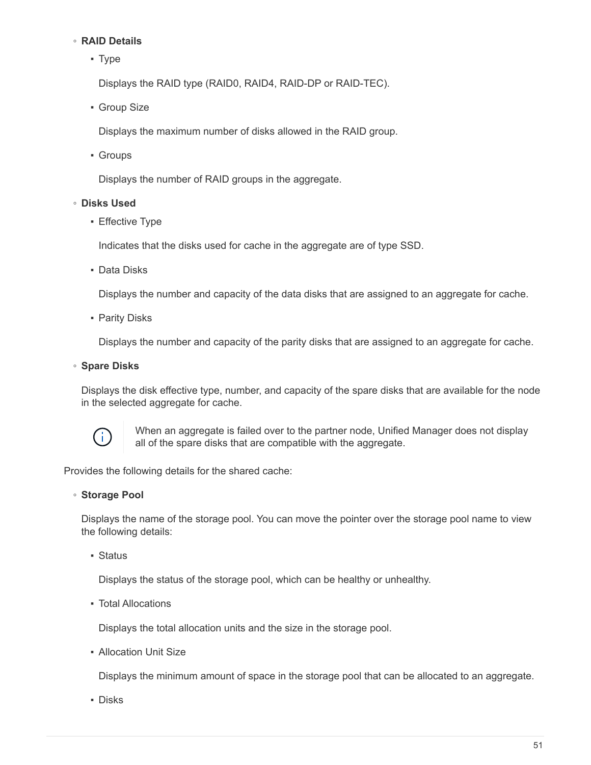- **RAID Details**
  - Type

    Displays the RAID type (RAID0, RAID4, RAID-DP or RAID-TEC).

  - Group Size

    Displays the maximum number of disks allowed in the RAID group.

  - Groups

    Displays the number of RAID groups in the aggregate.

- **Disks Used**
  - Effective Type

    Indicates that the disks used for cache in the aggregate are of type SSD.

  - Data Disks

    Displays the number and capacity of the data disks that are assigned to an aggregate for cache.

  - Parity Disks

    Displays the number and capacity of the parity disks that are assigned to an aggregate for cache.

- **Spare Disks**

  Displays the disk effective type, number, and capacity of the spare disks that are available for the node in the selected aggregate for cache.

  > When an aggregate is failed over to the partner node, Unified Manager does not display all of the spare disks that are compatible with the aggregate.

Provides the following details for the shared cache:

- **Storage Pool**

  Displays the name of the storage pool. You can move the pointer over the storage pool name to view the following details:

  - Status

    Displays the status of the storage pool, which can be healthy or unhealthy.

  - Total Allocations

    Displays the total allocation units and the size in the storage pool.

  - Allocation Unit Size

    Displays the minimum amount of space in the storage pool that can be allocated to an aggregate.

  - Disks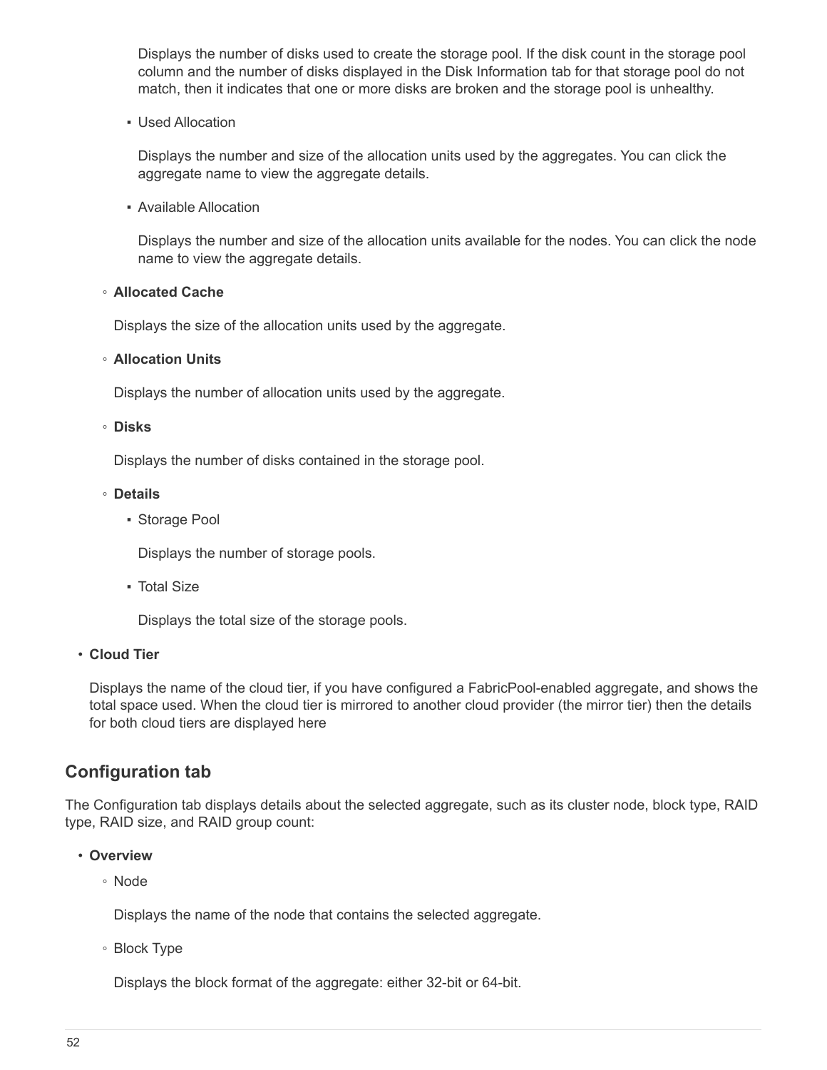Displays the number of disks used to create the storage pool. If the disk count in the storage pool column and the number of disks displayed in the Disk Information tab for that storage pool do not match, then it indicates that one or more disks are broken and the storage pool is unhealthy.

    - Used Allocation

      Displays the number and size of the allocation units used by the aggregates. You can click the aggregate name to view the aggregate details.

    - Available Allocation

      Displays the number and size of the allocation units available for the nodes. You can click the node name to view the aggregate details.

  - **Allocated Cache**

    Displays the size of the allocation units used by the aggregate.

  - **Allocation Units**

    Displays the number of allocation units used by the aggregate.

  - **Disks**

    Displays the number of disks contained in the storage pool.

  - **Details**

    - Storage Pool

      Displays the number of storage pools.

    - Total Size

      Displays the total size of the storage pools.

- **Cloud Tier**

  Displays the name of the cloud tier, if you have configured a FabricPool-enabled aggregate, and shows the total space used. When the cloud tier is mirrored to another cloud provider (the mirror tier) then the details for both cloud tiers are displayed here

## Configuration tab

The Configuration tab displays details about the selected aggregate, such as its cluster node, block type, RAID type, RAID size, and RAID group count:

- **Overview**

  - Node

    Displays the name of the node that contains the selected aggregate.

  - Block Type

    Displays the block format of the aggregate: either 32-bit or 64-bit.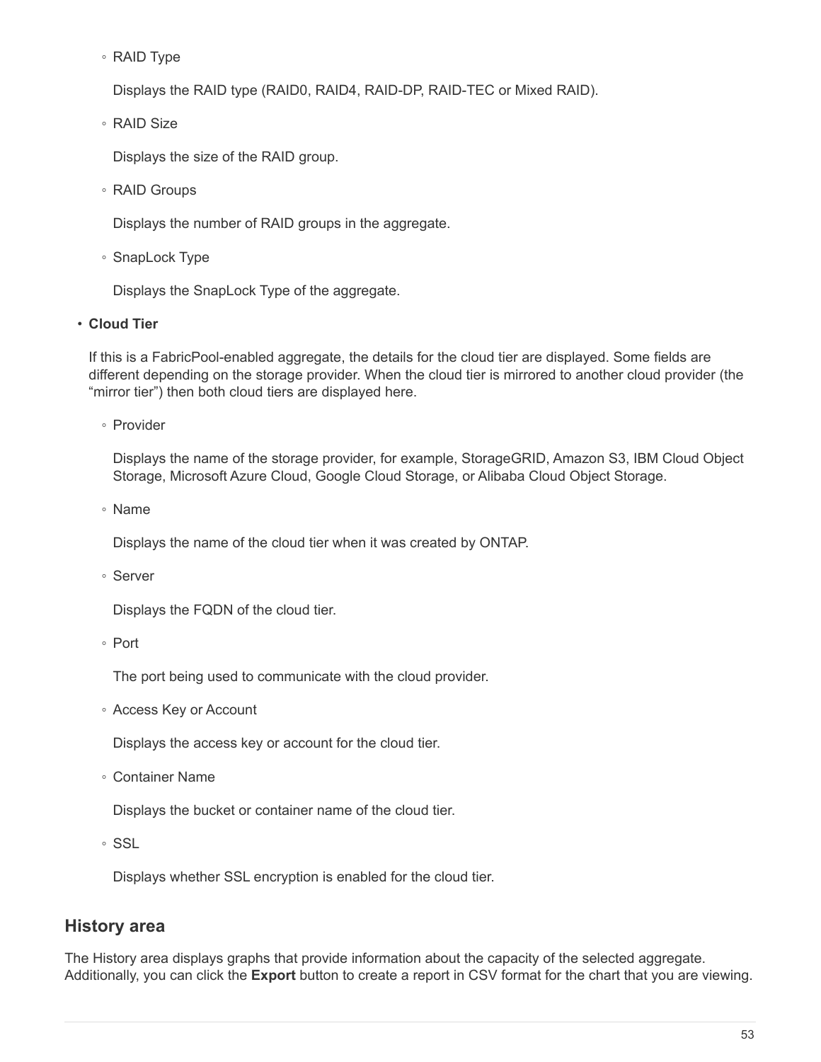- RAID Type

  Displays the RAID type (RAID0, RAID4, RAID-DP, RAID-TEC or Mixed RAID).

- RAID Size

  Displays the size of the RAID group.

- RAID Groups

  Displays the number of RAID groups in the aggregate.

- SnapLock Type

  Displays the SnapLock Type of the aggregate.

- **Cloud Tier**

  If this is a FabricPool-enabled aggregate, the details for the cloud tier are displayed. Some fields are different depending on the storage provider. When the cloud tier is mirrored to another cloud provider (the “mirror tier”) then both cloud tiers are displayed here.

  - Provider

    Displays the name of the storage provider, for example, StorageGRID, Amazon S3, IBM Cloud Object Storage, Microsoft Azure Cloud, Google Cloud Storage, or Alibaba Cloud Object Storage.

  - Name

    Displays the name of the cloud tier when it was created by ONTAP.

  - Server

    Displays the FQDN of the cloud tier.

  - Port

    The port being used to communicate with the cloud provider.

  - Access Key or Account

    Displays the access key or account for the cloud tier.

  - Container Name

    Displays the bucket or container name of the cloud tier.

  - SSL

    Displays whether SSL encryption is enabled for the cloud tier.

## History area

The History area displays graphs that provide information about the capacity of the selected aggregate. Additionally, you can click the **Export** button to create a report in CSV format for the chart that you are viewing.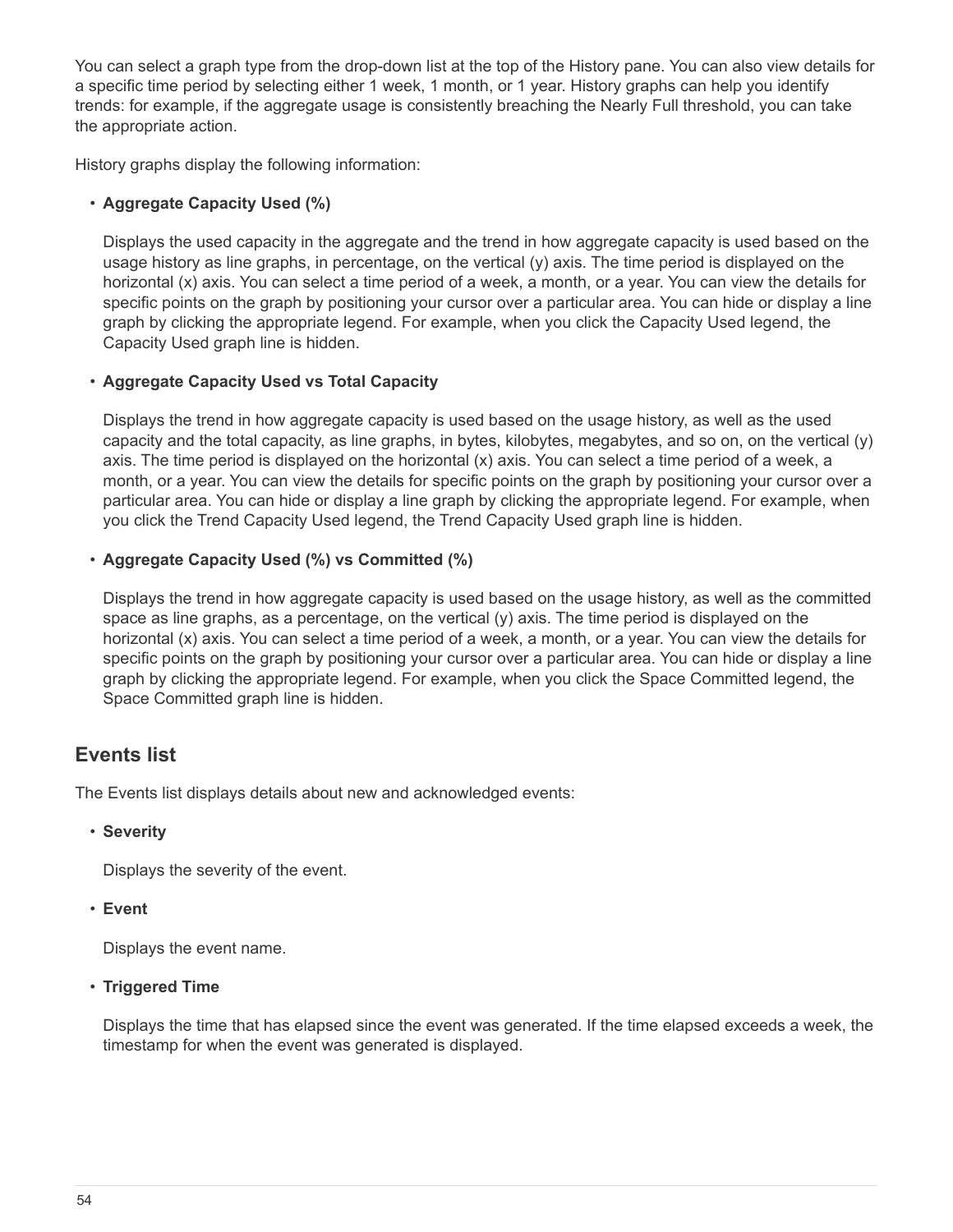You can select a graph type from the drop-down list at the top of the History pane. You can also view details for a specific time period by selecting either 1 week, 1 month, or 1 year. History graphs can help you identify trends: for example, if the aggregate usage is consistently breaching the Nearly Full threshold, you can take the appropriate action.

History graphs display the following information:

- **Aggregate Capacity Used (%)**

  Displays the used capacity in the aggregate and the trend in how aggregate capacity is used based on the usage history as line graphs, in percentage, on the vertical (y) axis. The time period is displayed on the horizontal (x) axis. You can select a time period of a week, a month, or a year. You can view the details for specific points on the graph by positioning your cursor over a particular area. You can hide or display a line graph by clicking the appropriate legend. For example, when you click the Capacity Used legend, the Capacity Used graph line is hidden.

- **Aggregate Capacity Used vs Total Capacity**

  Displays the trend in how aggregate capacity is used based on the usage history, as well as the used capacity and the total capacity, as line graphs, in bytes, kilobytes, megabytes, and so on, on the vertical (y) axis. The time period is displayed on the horizontal (x) axis. You can select a time period of a week, a month, or a year. You can view the details for specific points on the graph by positioning your cursor over a particular area. You can hide or display a line graph by clicking the appropriate legend. For example, when you click the Trend Capacity Used legend, the Trend Capacity Used graph line is hidden.

- **Aggregate Capacity Used (%) vs Committed (%)**

  Displays the trend in how aggregate capacity is used based on the usage history, as well as the committed space as line graphs, as a percentage, on the vertical (y) axis. The time period is displayed on the horizontal (x) axis. You can select a time period of a week, a month, or a year. You can view the details for specific points on the graph by positioning your cursor over a particular area. You can hide or display a line graph by clicking the appropriate legend. For example, when you click the Space Committed legend, the Space Committed graph line is hidden.

## Events list

The Events list displays details about new and acknowledged events:

- **Severity**

  Displays the severity of the event.

- **Event**

  Displays the event name.

- **Triggered Time**

  Displays the time that has elapsed since the event was generated. If the time elapsed exceeds a week, the timestamp for when the event was generated is displayed.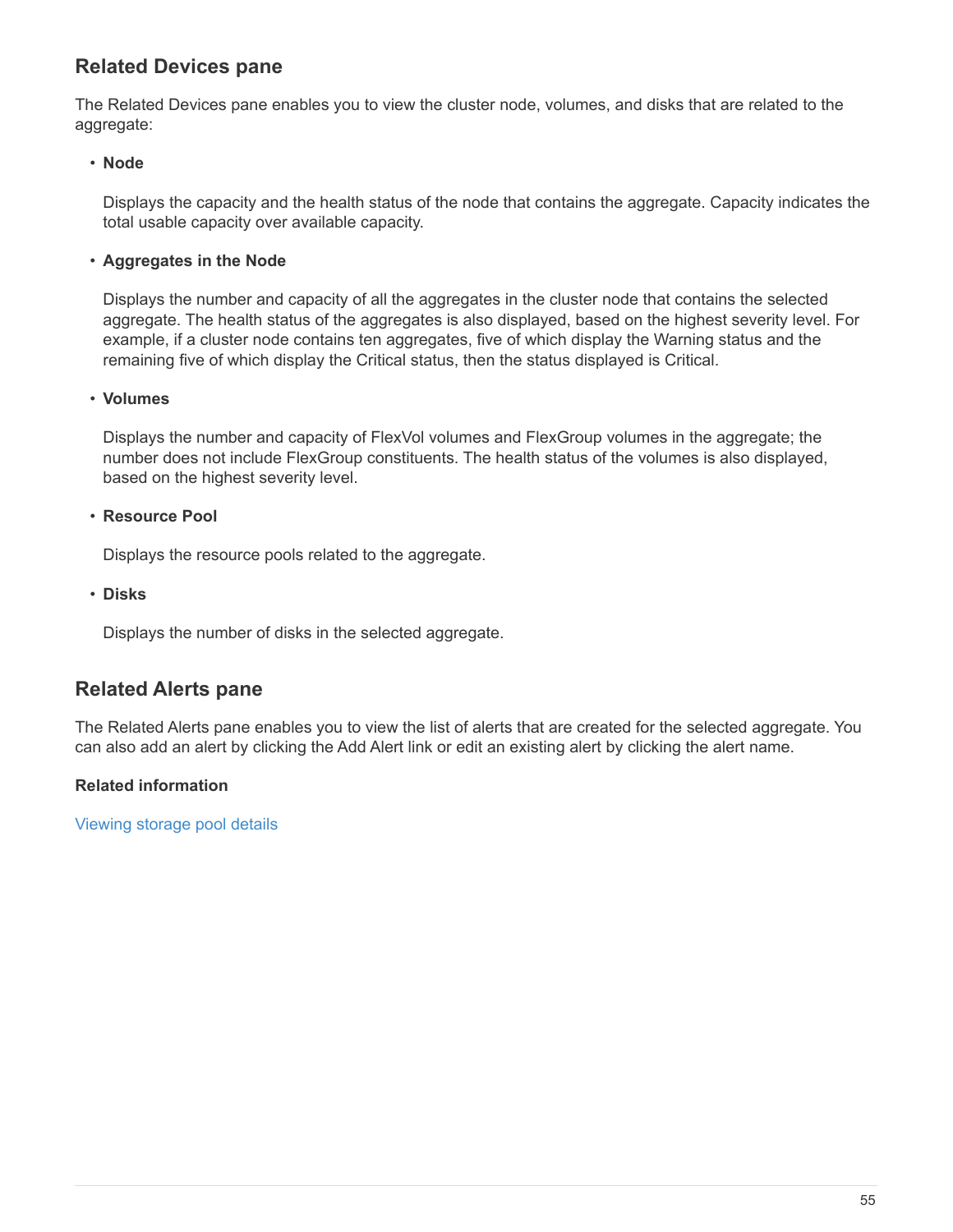## Related Devices pane

The Related Devices pane enables you to view the cluster node, volumes, and disks that are related to the aggregate:

- **Node**

  Displays the capacity and the health status of the node that contains the aggregate. Capacity indicates the total usable capacity over available capacity.

- **Aggregates in the Node**

  Displays the number and capacity of all the aggregates in the cluster node that contains the selected aggregate. The health status of the aggregates is also displayed, based on the highest severity level. For example, if a cluster node contains ten aggregates, five of which display the Warning status and the remaining five of which display the Critical status, then the status displayed is Critical.

- **Volumes**

  Displays the number and capacity of FlexVol volumes and FlexGroup volumes in the aggregate; the number does not include FlexGroup constituents. The health status of the volumes is also displayed, based on the highest severity level.

- **Resource Pool**

  Displays the resource pools related to the aggregate.

- **Disks**

  Displays the number of disks in the selected aggregate.

## Related Alerts pane

The Related Alerts pane enables you to view the list of alerts that are created for the selected aggregate. You can also add an alert by clicking the Add Alert link or edit an existing alert by clicking the alert name.

**Related information**

Viewing storage pool details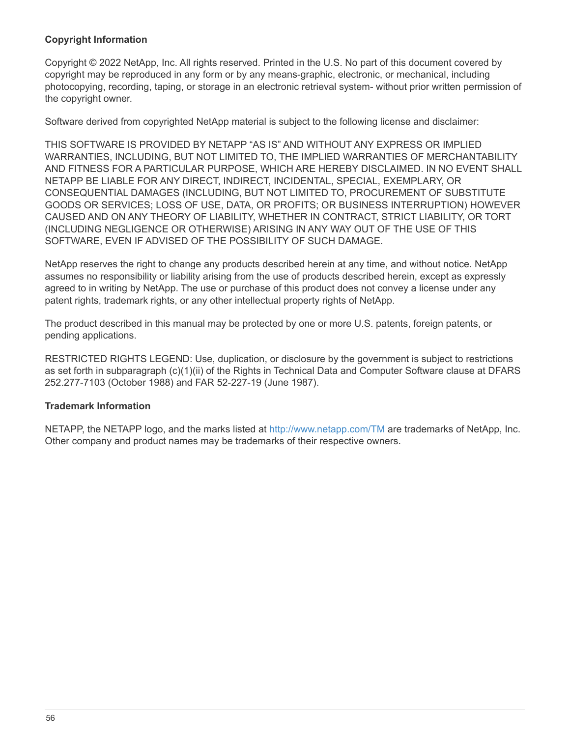### Copyright Information

Copyright © 2022 NetApp, Inc. All rights reserved. Printed in the U.S. No part of this document covered by copyright may be reproduced in any form or by any means-graphic, electronic, or mechanical, including photocopying, recording, taping, or storage in an electronic retrieval system- without prior written permission of the copyright owner.

Software derived from copyrighted NetApp material is subject to the following license and disclaimer:

THIS SOFTWARE IS PROVIDED BY NETAPP "AS IS" AND WITHOUT ANY EXPRESS OR IMPLIED WARRANTIES, INCLUDING, BUT NOT LIMITED TO, THE IMPLIED WARRANTIES OF MERCHANTABILITY AND FITNESS FOR A PARTICULAR PURPOSE, WHICH ARE HEREBY DISCLAIMED. IN NO EVENT SHALL NETAPP BE LIABLE FOR ANY DIRECT, INDIRECT, INCIDENTAL, SPECIAL, EXEMPLARY, OR CONSEQUENTIAL DAMAGES (INCLUDING, BUT NOT LIMITED TO, PROCUREMENT OF SUBSTITUTE GOODS OR SERVICES; LOSS OF USE, DATA, OR PROFITS; OR BUSINESS INTERRUPTION) HOWEVER CAUSED AND ON ANY THEORY OF LIABILITY, WHETHER IN CONTRACT, STRICT LIABILITY, OR TORT (INCLUDING NEGLIGENCE OR OTHERWISE) ARISING IN ANY WAY OUT OF THE USE OF THIS SOFTWARE, EVEN IF ADVISED OF THE POSSIBILITY OF SUCH DAMAGE.

NetApp reserves the right to change any products described herein at any time, and without notice. NetApp assumes no responsibility or liability arising from the use of products described herein, except as expressly agreed to in writing by NetApp. The use or purchase of this product does not convey a license under any patent rights, trademark rights, or any other intellectual property rights of NetApp.

The product described in this manual may be protected by one or more U.S. patents, foreign patents, or pending applications.

RESTRICTED RIGHTS LEGEND: Use, duplication, or disclosure by the government is subject to restrictions as set forth in subparagraph (c)(1)(ii) of the Rights in Technical Data and Computer Software clause at DFARS 252.277-7103 (October 1988) and FAR 52-227-19 (June 1987).

### Trademark Information

NETAPP, the NETAPP logo, and the marks listed at http://www.netapp.com/TM are trademarks of NetApp, Inc. Other company and product names may be trademarks of their respective owners.